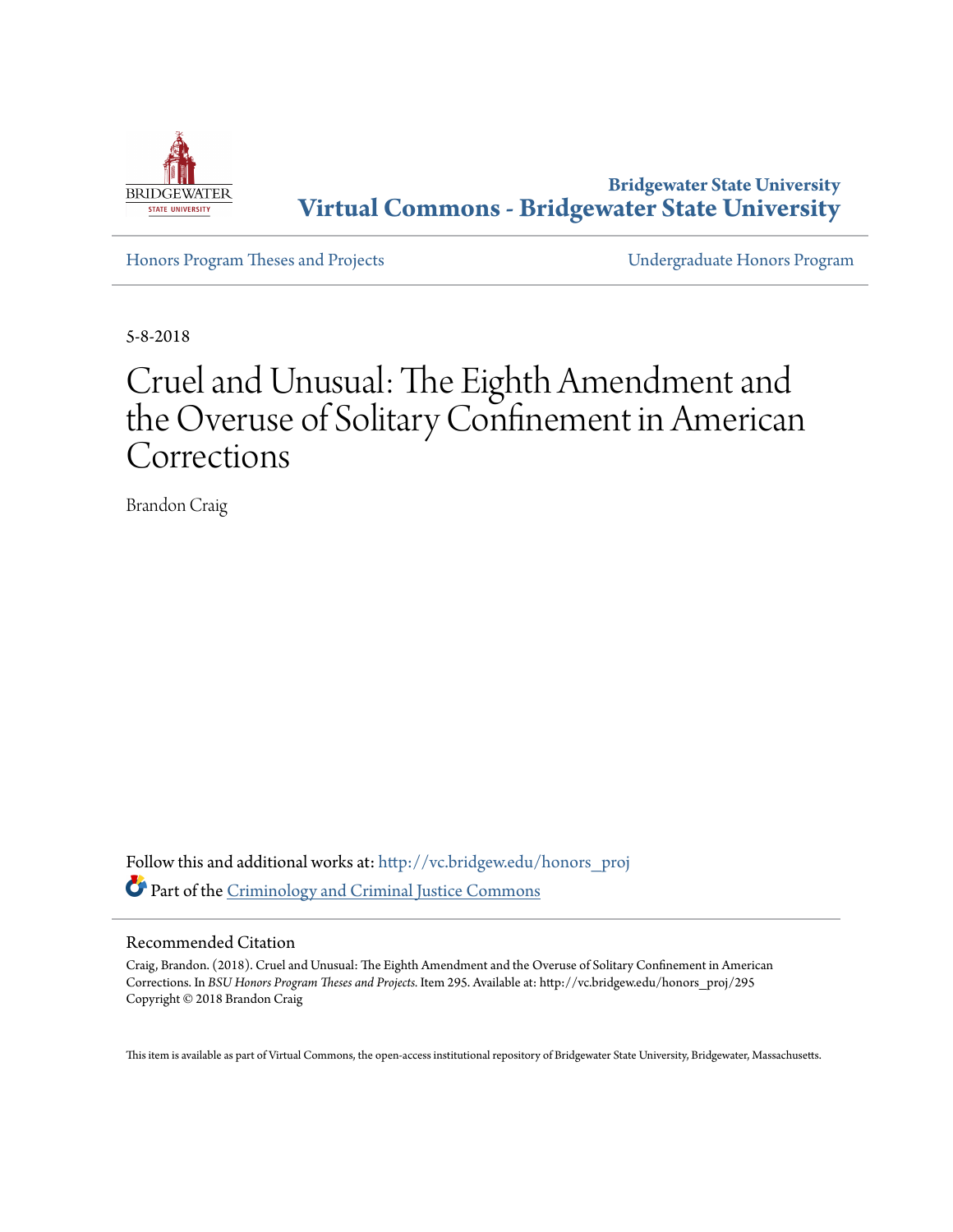Bridgewater State University
**Virtual Commons - Bridgewater State University**

Honors Program Theses and Projects | Undergraduate Honors Program

5-8-2018

# Cruel and Unusual: The Eighth Amendment and the Overuse of Solitary Confinement in American Corrections

Brandon Craig

Follow this and additional works at: http://vc.bridgew.edu/honors_proj

Part of the Criminology and Criminal Justice Commons

## Recommended Citation

Craig, Brandon. (2018). Cruel and Unusual: The Eighth Amendment and the Overuse of Solitary Confinement in American Corrections. In *BSU Honors Program Theses and Projects.* Item 295. Available at: http://vc.bridgew.edu/honors_proj/295
Copyright © 2018 Brandon Craig

This item is available as part of Virtual Commons, the open-access institutional repository of Bridgewater State University, Bridgewater, Massachusetts.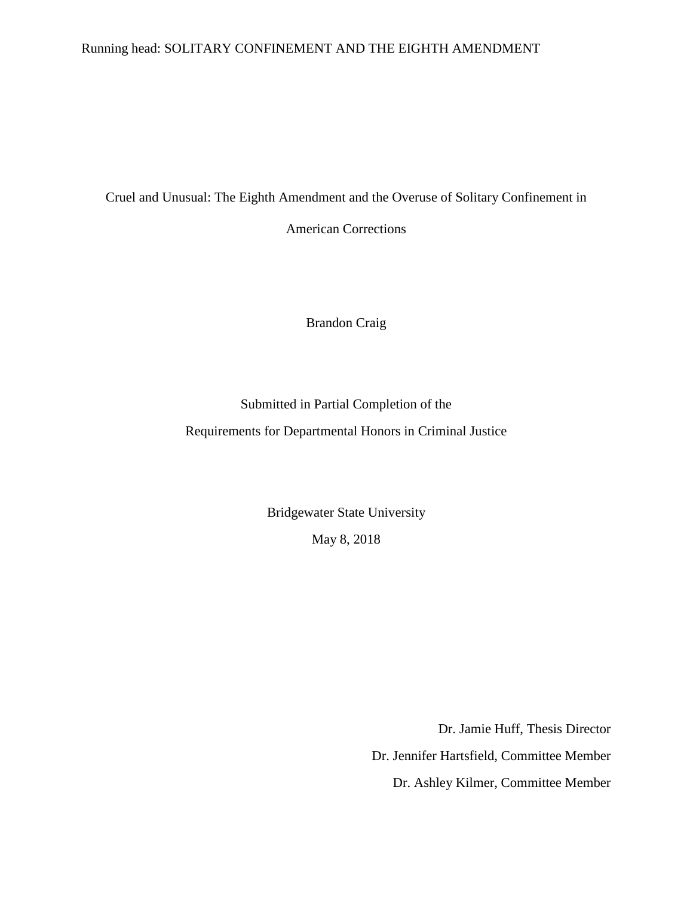Cruel and Unusual: The Eighth Amendment and the Overuse of Solitary Confinement in American Corrections

Brandon Craig

Submitted in Partial Completion of the

Requirements for Departmental Honors in Criminal Justice

Bridgewater State University

May 8, 2018

Dr. Jamie Huff, Thesis Director

Dr. Jennifer Hartsfield, Committee Member

Dr. Ashley Kilmer, Committee Member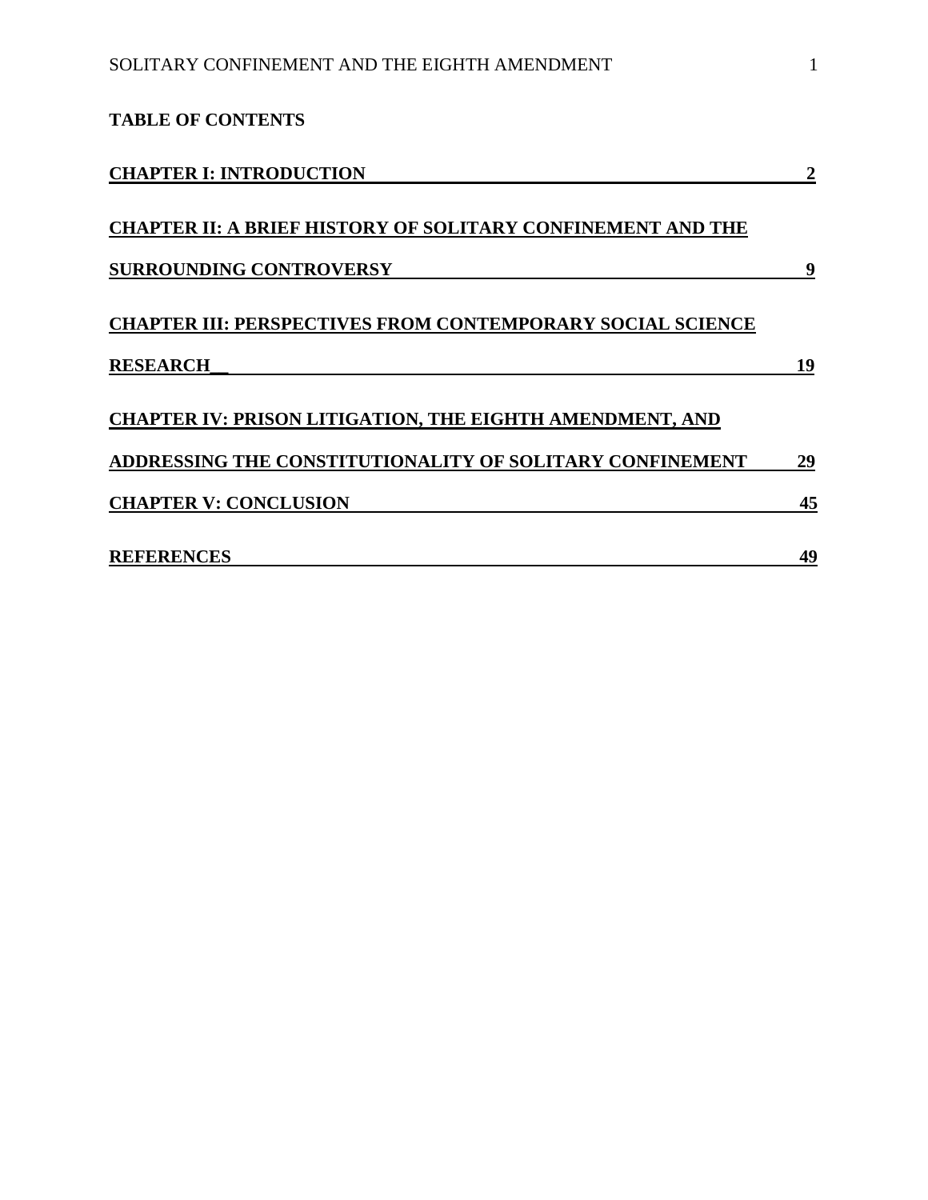**TABLE OF CONTENTS**

**CHAPTER I: INTRODUCTION** 2

**CHAPTER II: A BRIEF HISTORY OF SOLITARY CONFINEMENT AND THE SURROUNDING CONTROVERSY** 9

**CHAPTER III: PERSPECTIVES FROM CONTEMPORARY SOCIAL SCIENCE RESEARCH** 19

**CHAPTER IV: PRISON LITIGATION, THE EIGHTH AMENDMENT, AND ADDRESSING THE CONSTITUTIONALITY OF SOLITARY CONFINEMENT** 29

**CHAPTER V: CONCLUSION** 45

**REFERENCES** 49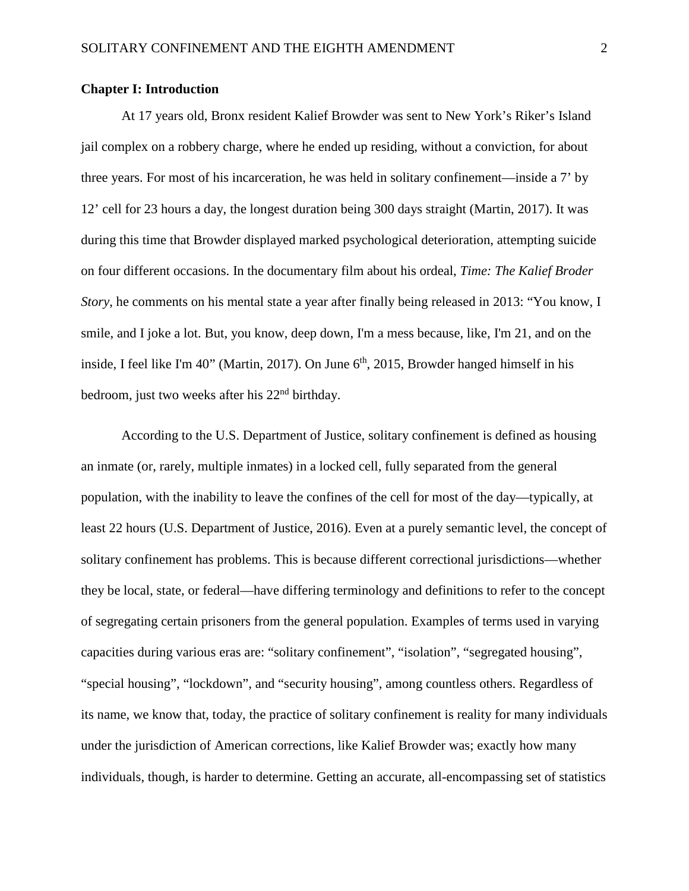## Chapter I: Introduction

At 17 years old, Bronx resident Kalief Browder was sent to New York's Riker's Island jail complex on a robbery charge, where he ended up residing, without a conviction, for about three years. For most of his incarceration, he was held in solitary confinement—inside a 7' by 12' cell for 23 hours a day, the longest duration being 300 days straight (Martin, 2017). It was during this time that Browder displayed marked psychological deterioration, attempting suicide on four different occasions. In the documentary film about his ordeal, *Time: The Kalief Broder Story*, he comments on his mental state a year after finally being released in 2013: "You know, I smile, and I joke a lot. But, you know, deep down, I'm a mess because, like, I'm 21, and on the inside, I feel like I'm 40" (Martin, 2017). On June 6th, 2015, Browder hanged himself in his bedroom, just two weeks after his 22nd birthday.

According to the U.S. Department of Justice, solitary confinement is defined as housing an inmate (or, rarely, multiple inmates) in a locked cell, fully separated from the general population, with the inability to leave the confines of the cell for most of the day—typically, at least 22 hours (U.S. Department of Justice, 2016). Even at a purely semantic level, the concept of solitary confinement has problems. This is because different correctional jurisdictions—whether they be local, state, or federal—have differing terminology and definitions to refer to the concept of segregating certain prisoners from the general population. Examples of terms used in varying capacities during various eras are: "solitary confinement", "isolation", "segregated housing", "special housing", "lockdown", and "security housing", among countless others. Regardless of its name, we know that, today, the practice of solitary confinement is reality for many individuals under the jurisdiction of American corrections, like Kalief Browder was; exactly how many individuals, though, is harder to determine. Getting an accurate, all-encompassing set of statistics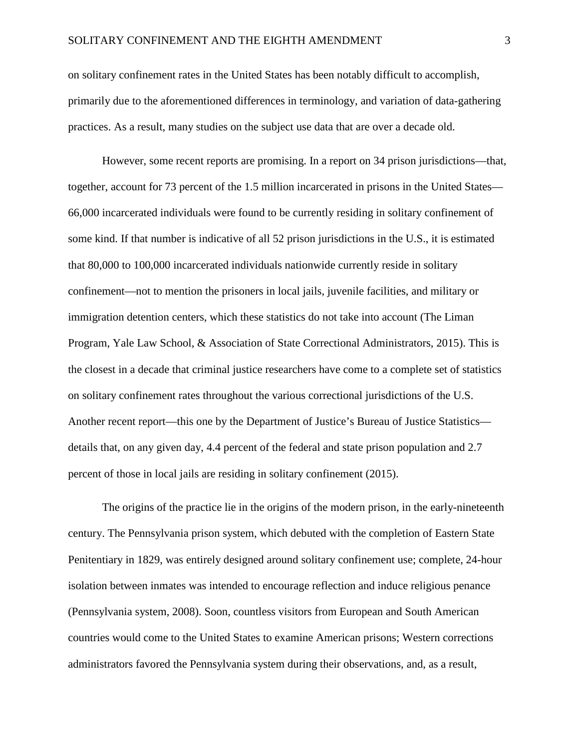on solitary confinement rates in the United States has been notably difficult to accomplish, primarily due to the aforementioned differences in terminology, and variation of data-gathering practices. As a result, many studies on the subject use data that are over a decade old.

However, some recent reports are promising. In a report on 34 prison jurisdictions—that, together, account for 73 percent of the 1.5 million incarcerated in prisons in the United States—66,000 incarcerated individuals were found to be currently residing in solitary confinement of some kind. If that number is indicative of all 52 prison jurisdictions in the U.S., it is estimated that 80,000 to 100,000 incarcerated individuals nationwide currently reside in solitary confinement—not to mention the prisoners in local jails, juvenile facilities, and military or immigration detention centers, which these statistics do not take into account (The Liman Program, Yale Law School, & Association of State Correctional Administrators, 2015). This is the closest in a decade that criminal justice researchers have come to a complete set of statistics on solitary confinement rates throughout the various correctional jurisdictions of the U.S. Another recent report—this one by the Department of Justice's Bureau of Justice Statistics—details that, on any given day, 4.4 percent of the federal and state prison population and 2.7 percent of those in local jails are residing in solitary confinement (2015).

The origins of the practice lie in the origins of the modern prison, in the early-nineteenth century. The Pennsylvania prison system, which debuted with the completion of Eastern State Penitentiary in 1829, was entirely designed around solitary confinement use; complete, 24-hour isolation between inmates was intended to encourage reflection and induce religious penance (Pennsylvania system, 2008). Soon, countless visitors from European and South American countries would come to the United States to examine American prisons; Western corrections administrators favored the Pennsylvania system during their observations, and, as a result,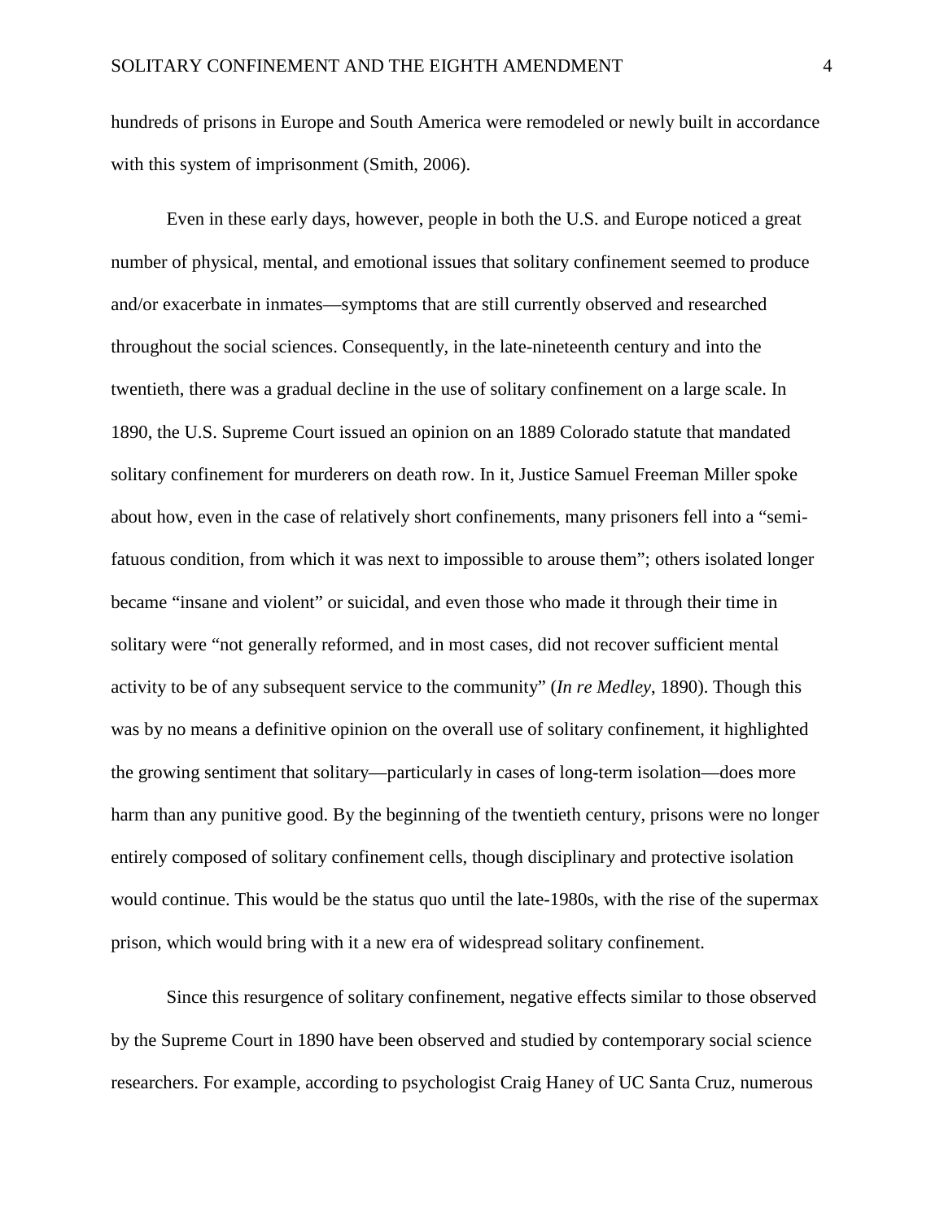hundreds of prisons in Europe and South America were remodeled or newly built in accordance with this system of imprisonment (Smith, 2006).

Even in these early days, however, people in both the U.S. and Europe noticed a great number of physical, mental, and emotional issues that solitary confinement seemed to produce and/or exacerbate in inmates—symptoms that are still currently observed and researched throughout the social sciences. Consequently, in the late-nineteenth century and into the twentieth, there was a gradual decline in the use of solitary confinement on a large scale. In 1890, the U.S. Supreme Court issued an opinion on an 1889 Colorado statute that mandated solitary confinement for murderers on death row. In it, Justice Samuel Freeman Miller spoke about how, even in the case of relatively short confinements, many prisoners fell into a "semi-fatuous condition, from which it was next to impossible to arouse them"; others isolated longer became "insane and violent" or suicidal, and even those who made it through their time in solitary were "not generally reformed, and in most cases, did not recover sufficient mental activity to be of any subsequent service to the community" (*In re Medley*, 1890). Though this was by no means a definitive opinion on the overall use of solitary confinement, it highlighted the growing sentiment that solitary—particularly in cases of long-term isolation—does more harm than any punitive good. By the beginning of the twentieth century, prisons were no longer entirely composed of solitary confinement cells, though disciplinary and protective isolation would continue. This would be the status quo until the late-1980s, with the rise of the supermax prison, which would bring with it a new era of widespread solitary confinement.

Since this resurgence of solitary confinement, negative effects similar to those observed by the Supreme Court in 1890 have been observed and studied by contemporary social science researchers. For example, according to psychologist Craig Haney of UC Santa Cruz, numerous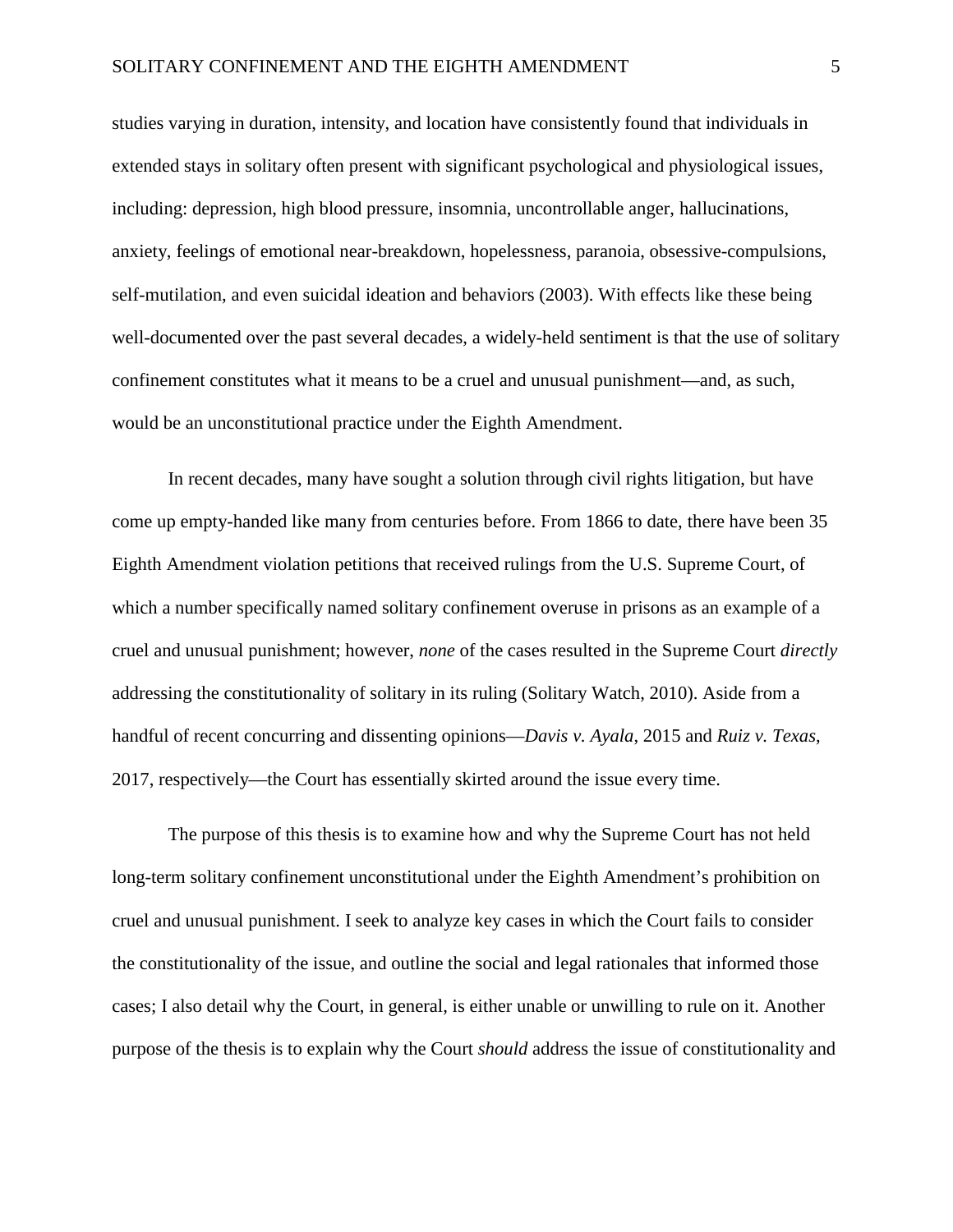studies varying in duration, intensity, and location have consistently found that individuals in extended stays in solitary often present with significant psychological and physiological issues, including: depression, high blood pressure, insomnia, uncontrollable anger, hallucinations, anxiety, feelings of emotional near-breakdown, hopelessness, paranoia, obsessive-compulsions, self-mutilation, and even suicidal ideation and behaviors (2003). With effects like these being well-documented over the past several decades, a widely-held sentiment is that the use of solitary confinement constitutes what it means to be a cruel and unusual punishment—and, as such, would be an unconstitutional practice under the Eighth Amendment.

In recent decades, many have sought a solution through civil rights litigation, but have come up empty-handed like many from centuries before. From 1866 to date, there have been 35 Eighth Amendment violation petitions that received rulings from the U.S. Supreme Court, of which a number specifically named solitary confinement overuse in prisons as an example of a cruel and unusual punishment; however, *none* of the cases resulted in the Supreme Court *directly* addressing the constitutionality of solitary in its ruling (Solitary Watch, 2010). Aside from a handful of recent concurring and dissenting opinions—*Davis v. Ayala*, 2015 and *Ruiz v. Texas*, 2017, respectively—the Court has essentially skirted around the issue every time.

The purpose of this thesis is to examine how and why the Supreme Court has not held long-term solitary confinement unconstitutional under the Eighth Amendment's prohibition on cruel and unusual punishment. I seek to analyze key cases in which the Court fails to consider the constitutionality of the issue, and outline the social and legal rationales that informed those cases; I also detail why the Court, in general, is either unable or unwilling to rule on it. Another purpose of the thesis is to explain why the Court *should* address the issue of constitutionality and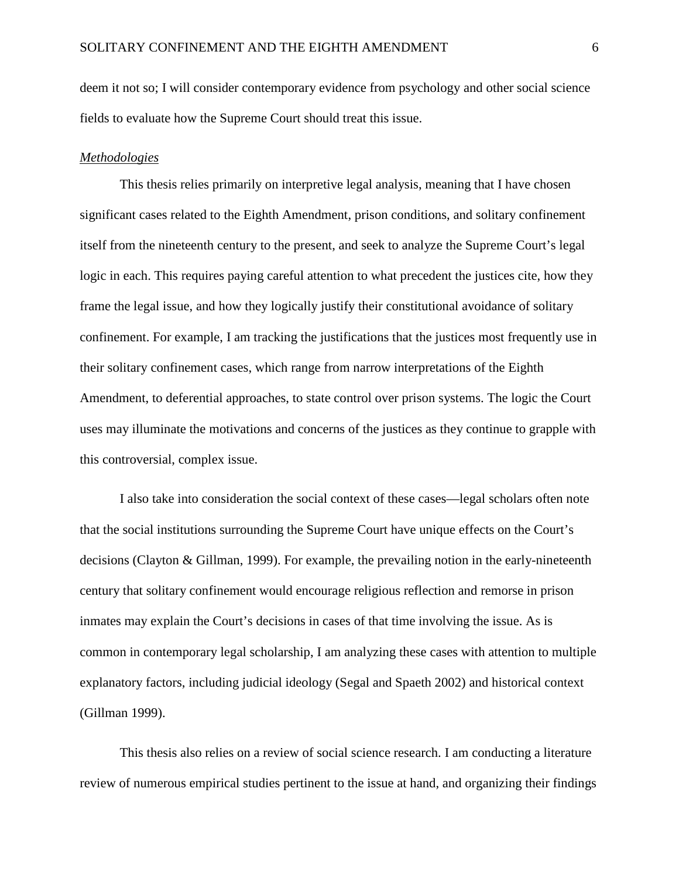deem it not so; I will consider contemporary evidence from psychology and other social science fields to evaluate how the Supreme Court should treat this issue.

### *Methodologies*

This thesis relies primarily on interpretive legal analysis, meaning that I have chosen significant cases related to the Eighth Amendment, prison conditions, and solitary confinement itself from the nineteenth century to the present, and seek to analyze the Supreme Court's legal logic in each. This requires paying careful attention to what precedent the justices cite, how they frame the legal issue, and how they logically justify their constitutional avoidance of solitary confinement. For example, I am tracking the justifications that the justices most frequently use in their solitary confinement cases, which range from narrow interpretations of the Eighth Amendment, to deferential approaches, to state control over prison systems. The logic the Court uses may illuminate the motivations and concerns of the justices as they continue to grapple with this controversial, complex issue.

I also take into consideration the social context of these cases—legal scholars often note that the social institutions surrounding the Supreme Court have unique effects on the Court's decisions (Clayton & Gillman, 1999). For example, the prevailing notion in the early-nineteenth century that solitary confinement would encourage religious reflection and remorse in prison inmates may explain the Court's decisions in cases of that time involving the issue. As is common in contemporary legal scholarship, I am analyzing these cases with attention to multiple explanatory factors, including judicial ideology (Segal and Spaeth 2002) and historical context (Gillman 1999).

This thesis also relies on a review of social science research. I am conducting a literature review of numerous empirical studies pertinent to the issue at hand, and organizing their findings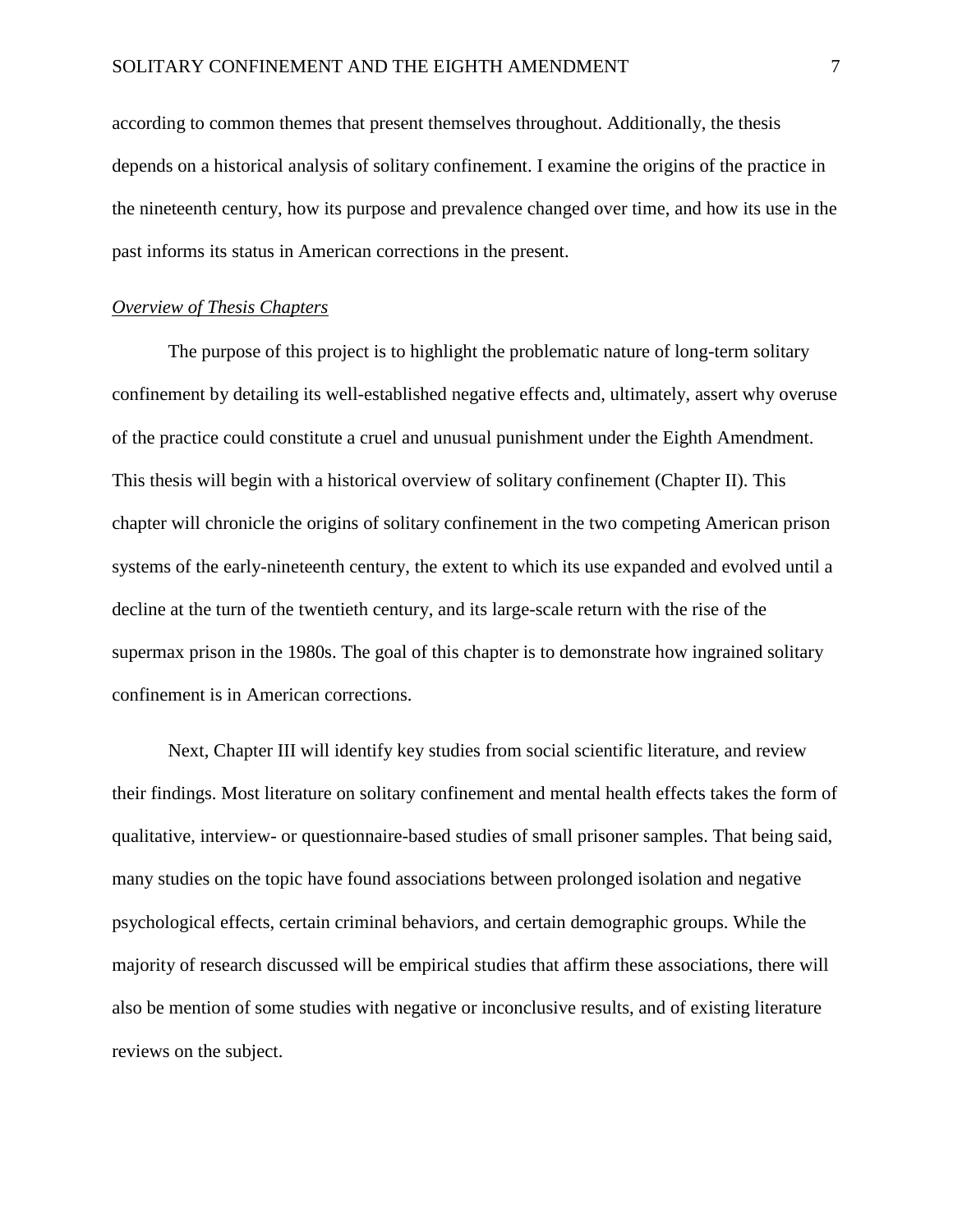according to common themes that present themselves throughout. Additionally, the thesis depends on a historical analysis of solitary confinement. I examine the origins of the practice in the nineteenth century, how its purpose and prevalence changed over time, and how its use in the past informs its status in American corrections in the present.

*Overview of Thesis Chapters*

The purpose of this project is to highlight the problematic nature of long-term solitary confinement by detailing its well-established negative effects and, ultimately, assert why overuse of the practice could constitute a cruel and unusual punishment under the Eighth Amendment. This thesis will begin with a historical overview of solitary confinement (Chapter II). This chapter will chronicle the origins of solitary confinement in the two competing American prison systems of the early-nineteenth century, the extent to which its use expanded and evolved until a decline at the turn of the twentieth century, and its large-scale return with the rise of the supermax prison in the 1980s. The goal of this chapter is to demonstrate how ingrained solitary confinement is in American corrections.

Next, Chapter III will identify key studies from social scientific literature, and review their findings. Most literature on solitary confinement and mental health effects takes the form of qualitative, interview- or questionnaire-based studies of small prisoner samples. That being said, many studies on the topic have found associations between prolonged isolation and negative psychological effects, certain criminal behaviors, and certain demographic groups. While the majority of research discussed will be empirical studies that affirm these associations, there will also be mention of some studies with negative or inconclusive results, and of existing literature reviews on the subject.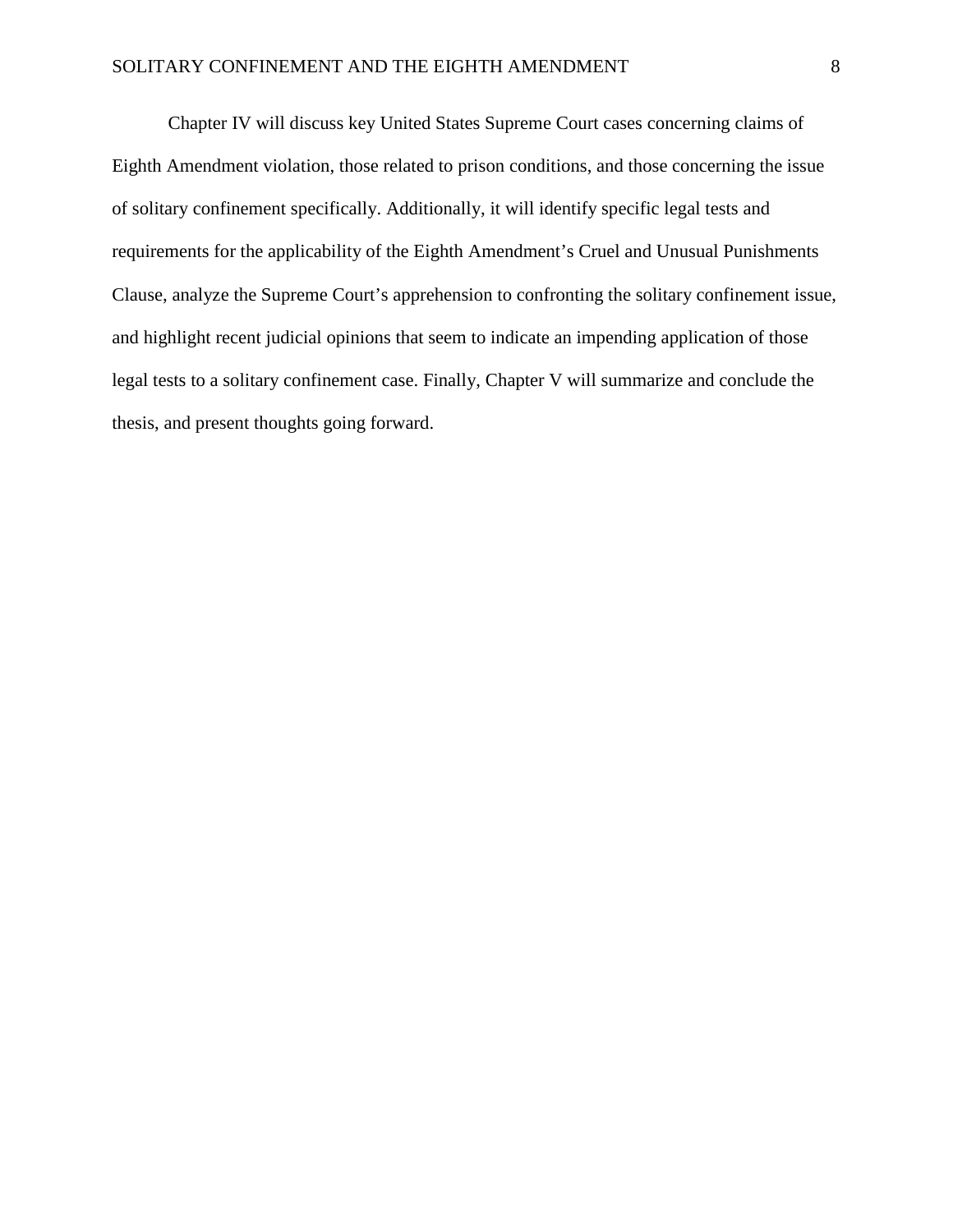Chapter IV will discuss key United States Supreme Court cases concerning claims of Eighth Amendment violation, those related to prison conditions, and those concerning the issue of solitary confinement specifically. Additionally, it will identify specific legal tests and requirements for the applicability of the Eighth Amendment's Cruel and Unusual Punishments Clause, analyze the Supreme Court's apprehension to confronting the solitary confinement issue, and highlight recent judicial opinions that seem to indicate an impending application of those legal tests to a solitary confinement case. Finally, Chapter V will summarize and conclude the thesis, and present thoughts going forward.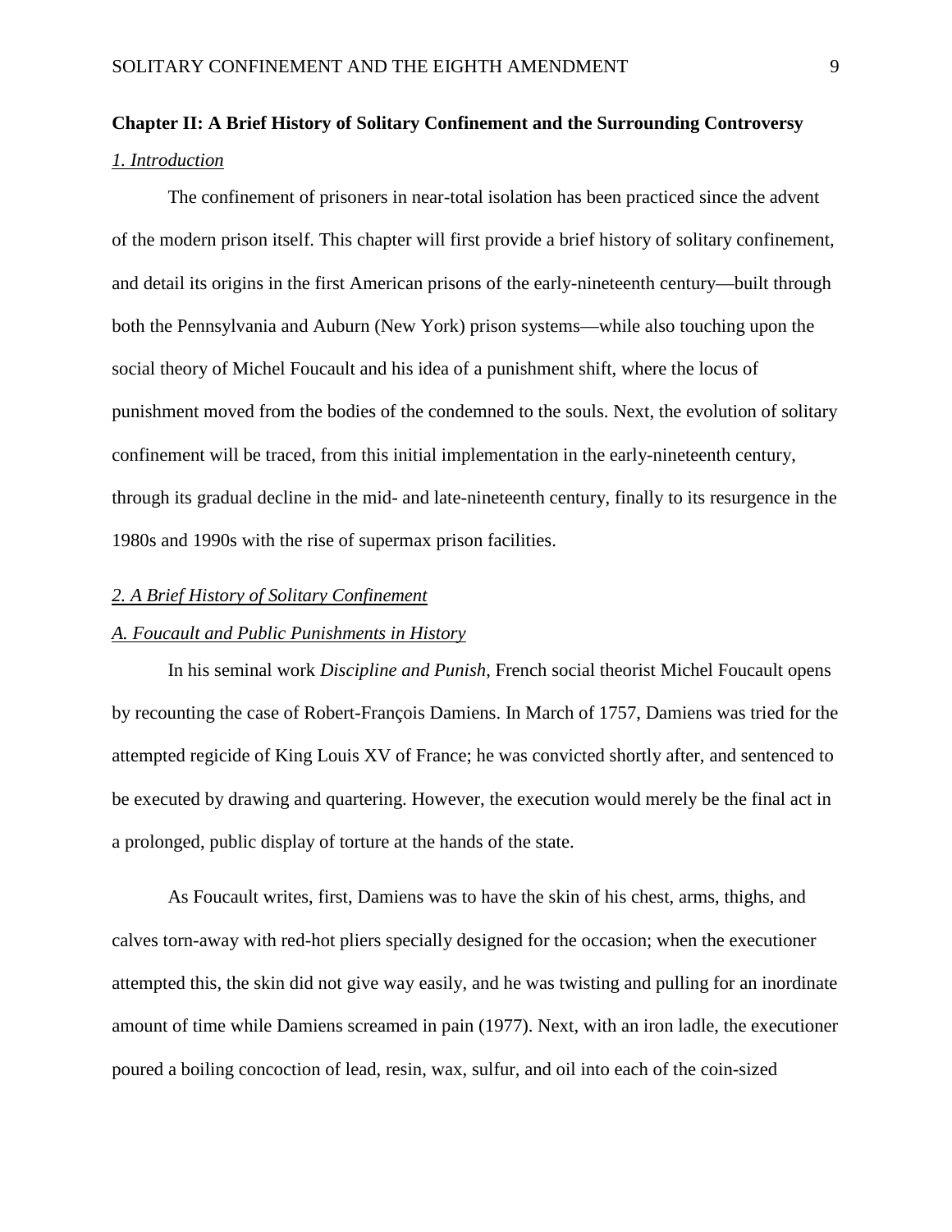## Chapter II: A Brief History of Solitary Confinement and the Surrounding Controversy

### *1. Introduction*

The confinement of prisoners in near-total isolation has been practiced since the advent of the modern prison itself. This chapter will first provide a brief history of solitary confinement, and detail its origins in the first American prisons of the early-nineteenth century—built through both the Pennsylvania and Auburn (New York) prison systems—while also touching upon the social theory of Michel Foucault and his idea of a punishment shift, where the locus of punishment moved from the bodies of the condemned to the souls. Next, the evolution of solitary confinement will be traced, from this initial implementation in the early-nineteenth century, through its gradual decline in the mid- and late-nineteenth century, finally to its resurgence in the 1980s and 1990s with the rise of supermax prison facilities.

### *2. A Brief History of Solitary Confinement*

#### *A. Foucault and Public Punishments in History*

In his seminal work *Discipline and Punish*, French social theorist Michel Foucault opens by recounting the case of Robert-François Damiens. In March of 1757, Damiens was tried for the attempted regicide of King Louis XV of France; he was convicted shortly after, and sentenced to be executed by drawing and quartering. However, the execution would merely be the final act in a prolonged, public display of torture at the hands of the state.

As Foucault writes, first, Damiens was to have the skin of his chest, arms, thighs, and calves torn-away with red-hot pliers specially designed for the occasion; when the executioner attempted this, the skin did not give way easily, and he was twisting and pulling for an inordinate amount of time while Damiens screamed in pain (1977). Next, with an iron ladle, the executioner poured a boiling concoction of lead, resin, wax, sulfur, and oil into each of the coin-sized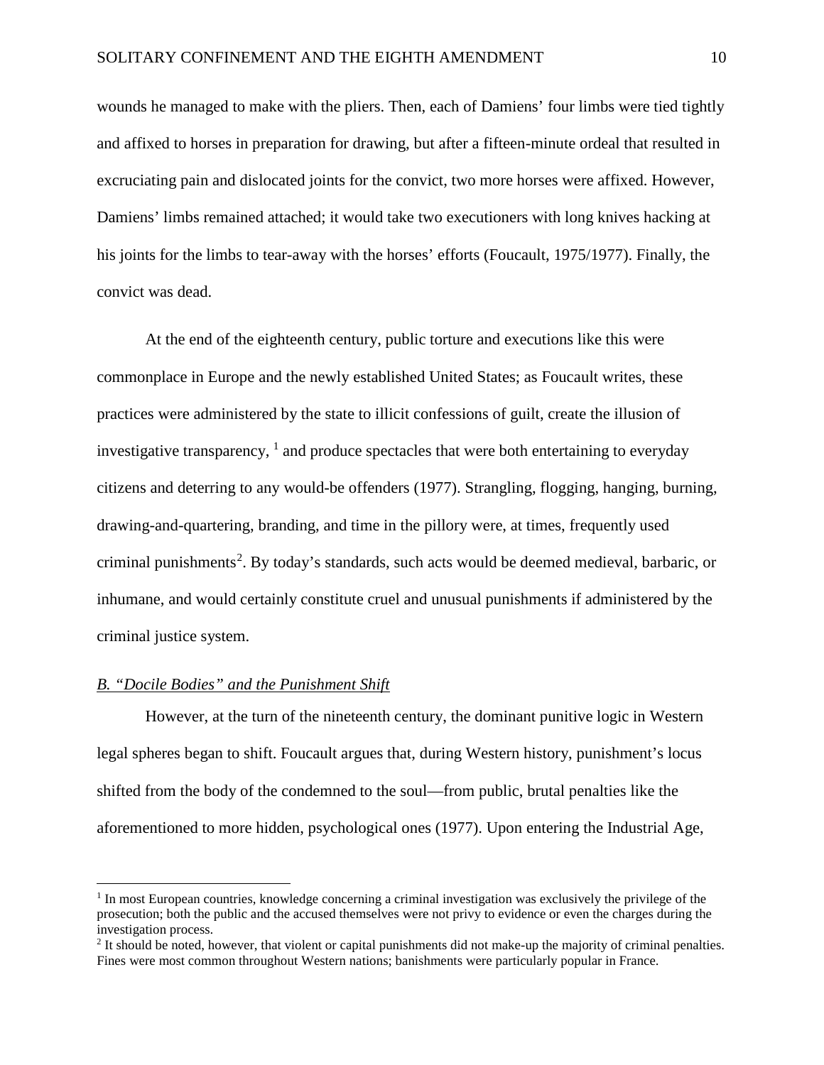wounds he managed to make with the pliers. Then, each of Damiens' four limbs were tied tightly and affixed to horses in preparation for drawing, but after a fifteen-minute ordeal that resulted in excruciating pain and dislocated joints for the convict, two more horses were affixed. However, Damiens' limbs remained attached; it would take two executioners with long knives hacking at his joints for the limbs to tear-away with the horses' efforts (Foucault, 1975/1977). Finally, the convict was dead.

At the end of the eighteenth century, public torture and executions like this were commonplace in Europe and the newly established United States; as Foucault writes, these practices were administered by the state to illicit confessions of guilt, create the illusion of investigative transparency, [1] and produce spectacles that were both entertaining to everyday citizens and deterring to any would-be offenders (1977). Strangling, flogging, hanging, burning, drawing-and-quartering, branding, and time in the pillory were, at times, frequently used criminal punishments[2]. By today's standards, such acts would be deemed medieval, barbaric, or inhumane, and would certainly constitute cruel and unusual punishments if administered by the criminal justice system.

### *B. "Docile Bodies" and the Punishment Shift*

However, at the turn of the nineteenth century, the dominant punitive logic in Western legal spheres began to shift. Foucault argues that, during Western history, punishment's locus shifted from the body of the condemned to the soul—from public, brutal penalties like the aforementioned to more hidden, psychological ones (1977). Upon entering the Industrial Age,

---

[1] In most European countries, knowledge concerning a criminal investigation was exclusively the privilege of the prosecution; both the public and the accused themselves were not privy to evidence or even the charges during the investigation process.

[2] It should be noted, however, that violent or capital punishments did not make-up the majority of criminal penalties. Fines were most common throughout Western nations; banishments were particularly popular in France.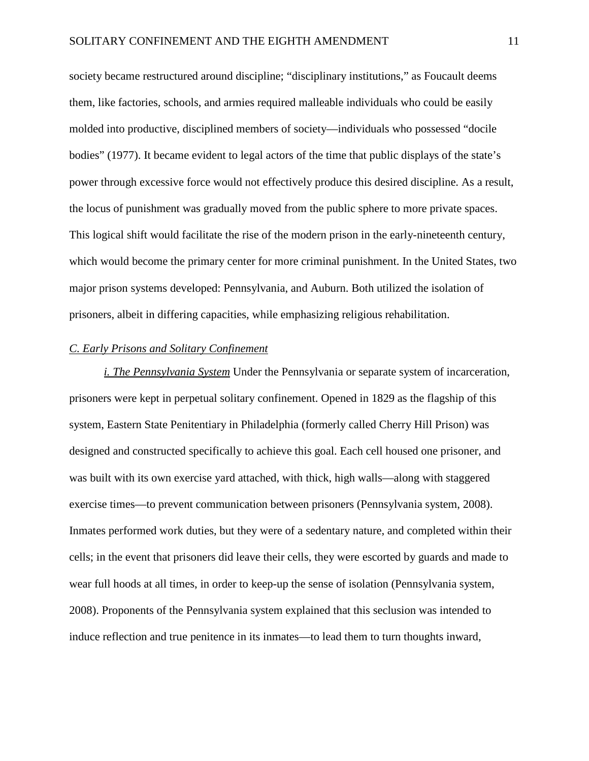society became restructured around discipline; "disciplinary institutions," as Foucault deems them, like factories, schools, and armies required malleable individuals who could be easily molded into productive, disciplined members of society—individuals who possessed "docile bodies" (1977). It became evident to legal actors of the time that public displays of the state's power through excessive force would not effectively produce this desired discipline. As a result, the locus of punishment was gradually moved from the public sphere to more private spaces. This logical shift would facilitate the rise of the modern prison in the early-nineteenth century, which would become the primary center for more criminal punishment. In the United States, two major prison systems developed: Pennsylvania, and Auburn. Both utilized the isolation of prisoners, albeit in differing capacities, while emphasizing religious rehabilitation.

### *C. Early Prisons and Solitary Confinement*

*i. The Pennsylvania System* Under the Pennsylvania or separate system of incarceration, prisoners were kept in perpetual solitary confinement. Opened in 1829 as the flagship of this system, Eastern State Penitentiary in Philadelphia (formerly called Cherry Hill Prison) was designed and constructed specifically to achieve this goal. Each cell housed one prisoner, and was built with its own exercise yard attached, with thick, high walls—along with staggered exercise times—to prevent communication between prisoners (Pennsylvania system, 2008). Inmates performed work duties, but they were of a sedentary nature, and completed within their cells; in the event that prisoners did leave their cells, they were escorted by guards and made to wear full hoods at all times, in order to keep-up the sense of isolation (Pennsylvania system, 2008). Proponents of the Pennsylvania system explained that this seclusion was intended to induce reflection and true penitence in its inmates—to lead them to turn thoughts inward,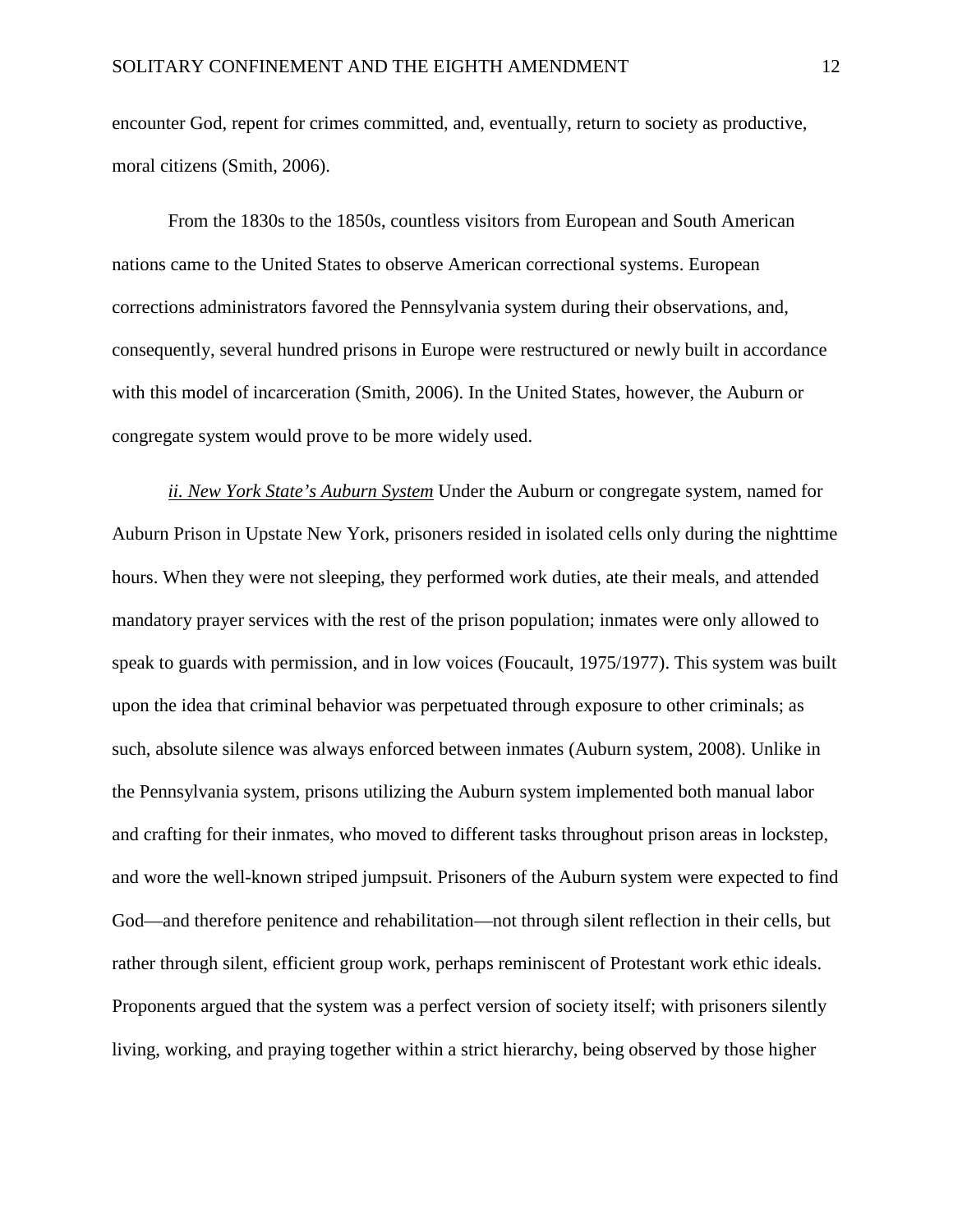encounter God, repent for crimes committed, and, eventually, return to society as productive, moral citizens (Smith, 2006).

From the 1830s to the 1850s, countless visitors from European and South American nations came to the United States to observe American correctional systems. European corrections administrators favored the Pennsylvania system during their observations, and, consequently, several hundred prisons in Europe were restructured or newly built in accordance with this model of incarceration (Smith, 2006). In the United States, however, the Auburn or congregate system would prove to be more widely used.

*ii. New York State's Auburn System* Under the Auburn or congregate system, named for Auburn Prison in Upstate New York, prisoners resided in isolated cells only during the nighttime hours. When they were not sleeping, they performed work duties, ate their meals, and attended mandatory prayer services with the rest of the prison population; inmates were only allowed to speak to guards with permission, and in low voices (Foucault, 1975/1977). This system was built upon the idea that criminal behavior was perpetuated through exposure to other criminals; as such, absolute silence was always enforced between inmates (Auburn system, 2008). Unlike in the Pennsylvania system, prisons utilizing the Auburn system implemented both manual labor and crafting for their inmates, who moved to different tasks throughout prison areas in lockstep, and wore the well-known striped jumpsuit. Prisoners of the Auburn system were expected to find God—and therefore penitence and rehabilitation—not through silent reflection in their cells, but rather through silent, efficient group work, perhaps reminiscent of Protestant work ethic ideals. Proponents argued that the system was a perfect version of society itself; with prisoners silently living, working, and praying together within a strict hierarchy, being observed by those higher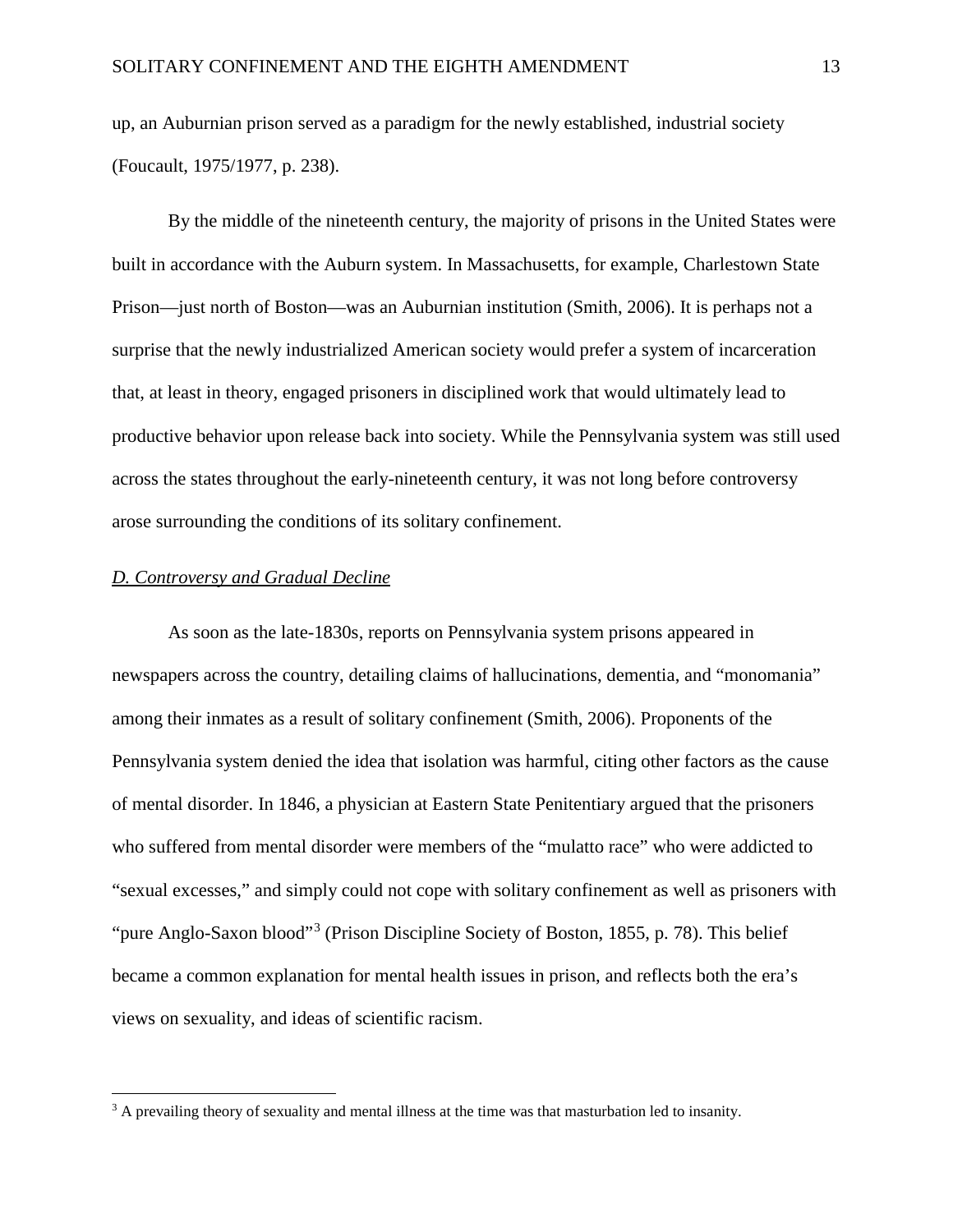up, an Auburnian prison served as a paradigm for the newly established, industrial society (Foucault, 1975/1977, p. 238).

By the middle of the nineteenth century, the majority of prisons in the United States were built in accordance with the Auburn system. In Massachusetts, for example, Charlestown State Prison—just north of Boston—was an Auburnian institution (Smith, 2006). It is perhaps not a surprise that the newly industrialized American society would prefer a system of incarceration that, at least in theory, engaged prisoners in disciplined work that would ultimately lead to productive behavior upon release back into society. While the Pennsylvania system was still used across the states throughout the early-nineteenth century, it was not long before controversy arose surrounding the conditions of its solitary confinement.

### *D. Controversy and Gradual Decline*

As soon as the late-1830s, reports on Pennsylvania system prisons appeared in newspapers across the country, detailing claims of hallucinations, dementia, and "monomania" among their inmates as a result of solitary confinement (Smith, 2006). Proponents of the Pennsylvania system denied the idea that isolation was harmful, citing other factors as the cause of mental disorder. In 1846, a physician at Eastern State Penitentiary argued that the prisoners who suffered from mental disorder were members of the "mulatto race" who were addicted to "sexual excesses," and simply could not cope with solitary confinement as well as prisoners with "pure Anglo-Saxon blood"[3] (Prison Discipline Society of Boston, 1855, p. 78). This belief became a common explanation for mental health issues in prison, and reflects both the era's views on sexuality, and ideas of scientific racism.

---

[3] A prevailing theory of sexuality and mental illness at the time was that masturbation led to insanity.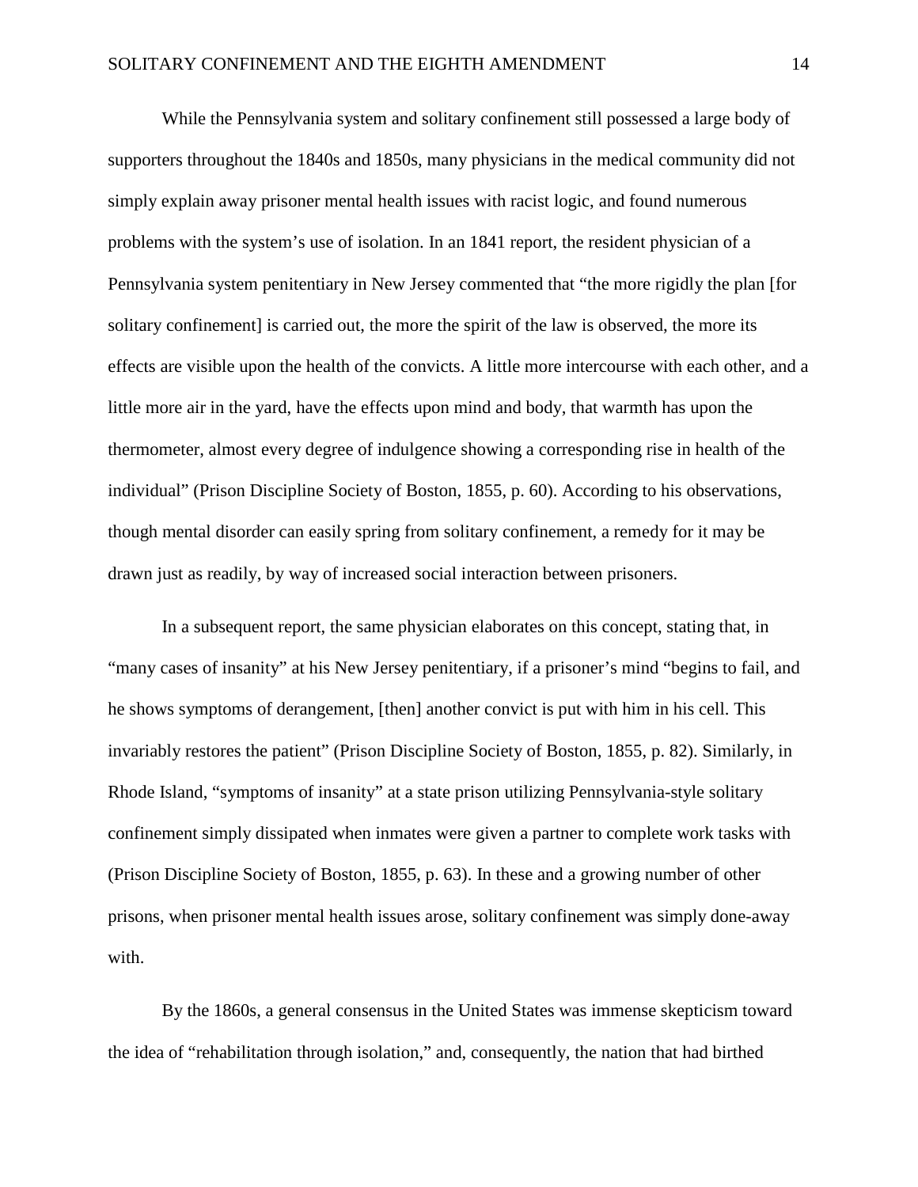While the Pennsylvania system and solitary confinement still possessed a large body of supporters throughout the 1840s and 1850s, many physicians in the medical community did not simply explain away prisoner mental health issues with racist logic, and found numerous problems with the system's use of isolation. In an 1841 report, the resident physician of a Pennsylvania system penitentiary in New Jersey commented that "the more rigidly the plan [for solitary confinement] is carried out, the more the spirit of the law is observed, the more its effects are visible upon the health of the convicts. A little more intercourse with each other, and a little more air in the yard, have the effects upon mind and body, that warmth has upon the thermometer, almost every degree of indulgence showing a corresponding rise in health of the individual" (Prison Discipline Society of Boston, 1855, p. 60). According to his observations, though mental disorder can easily spring from solitary confinement, a remedy for it may be drawn just as readily, by way of increased social interaction between prisoners.

In a subsequent report, the same physician elaborates on this concept, stating that, in "many cases of insanity" at his New Jersey penitentiary, if a prisoner's mind "begins to fail, and he shows symptoms of derangement, [then] another convict is put with him in his cell. This invariably restores the patient" (Prison Discipline Society of Boston, 1855, p. 82). Similarly, in Rhode Island, "symptoms of insanity" at a state prison utilizing Pennsylvania-style solitary confinement simply dissipated when inmates were given a partner to complete work tasks with (Prison Discipline Society of Boston, 1855, p. 63). In these and a growing number of other prisons, when prisoner mental health issues arose, solitary confinement was simply done-away with.

By the 1860s, a general consensus in the United States was immense skepticism toward the idea of "rehabilitation through isolation," and, consequently, the nation that had birthed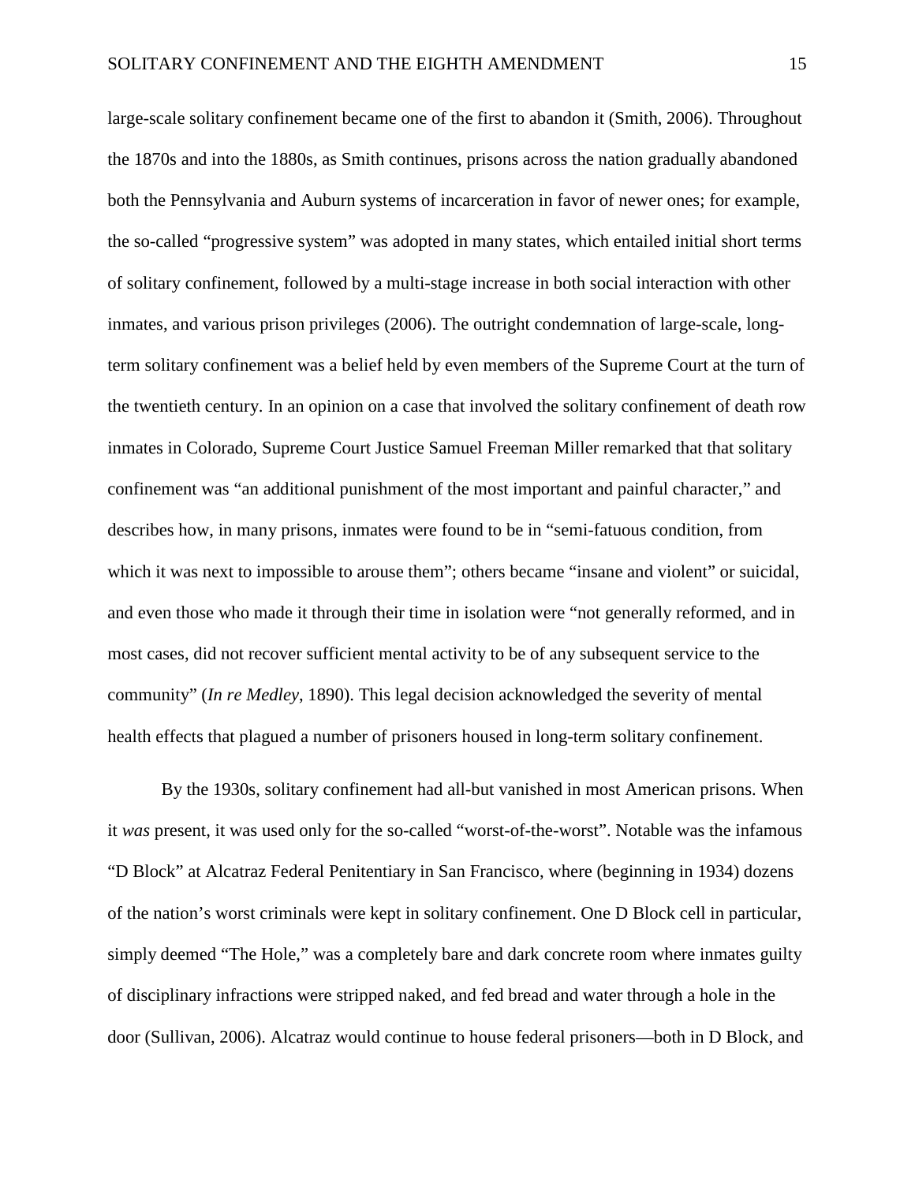large-scale solitary confinement became one of the first to abandon it (Smith, 2006). Throughout the 1870s and into the 1880s, as Smith continues, prisons across the nation gradually abandoned both the Pennsylvania and Auburn systems of incarceration in favor of newer ones; for example, the so-called "progressive system" was adopted in many states, which entailed initial short terms of solitary confinement, followed by a multi-stage increase in both social interaction with other inmates, and various prison privileges (2006). The outright condemnation of large-scale, long-term solitary confinement was a belief held by even members of the Supreme Court at the turn of the twentieth century. In an opinion on a case that involved the solitary confinement of death row inmates in Colorado, Supreme Court Justice Samuel Freeman Miller remarked that that solitary confinement was "an additional punishment of the most important and painful character," and describes how, in many prisons, inmates were found to be in "semi-fatuous condition, from which it was next to impossible to arouse them"; others became "insane and violent" or suicidal, and even those who made it through their time in isolation were "not generally reformed, and in most cases, did not recover sufficient mental activity to be of any subsequent service to the community" (*In re Medley*, 1890). This legal decision acknowledged the severity of mental health effects that plagued a number of prisoners housed in long-term solitary confinement.

By the 1930s, solitary confinement had all-but vanished in most American prisons. When it *was* present, it was used only for the so-called "worst-of-the-worst". Notable was the infamous "D Block" at Alcatraz Federal Penitentiary in San Francisco, where (beginning in 1934) dozens of the nation's worst criminals were kept in solitary confinement. One D Block cell in particular, simply deemed "The Hole," was a completely bare and dark concrete room where inmates guilty of disciplinary infractions were stripped naked, and fed bread and water through a hole in the door (Sullivan, 2006). Alcatraz would continue to house federal prisoners—both in D Block, and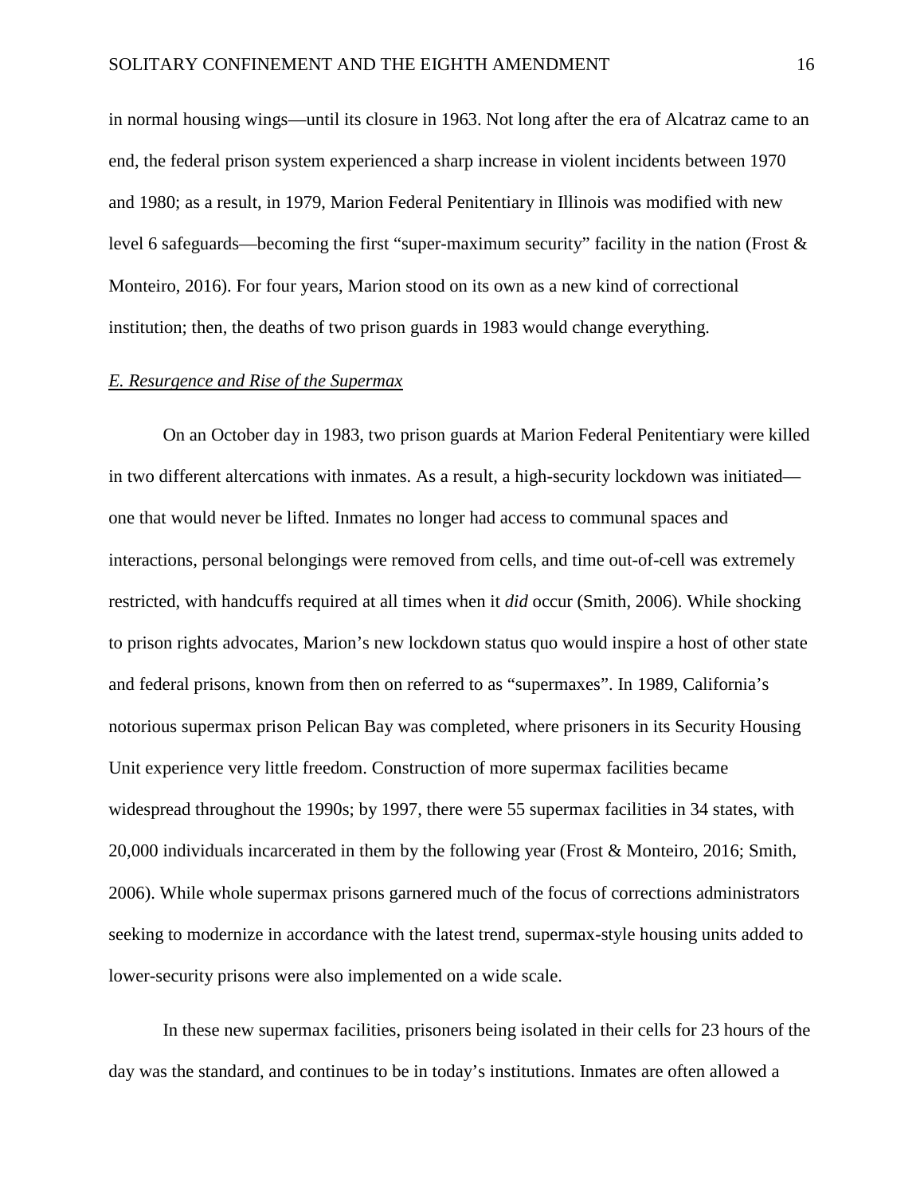in normal housing wings—until its closure in 1963. Not long after the era of Alcatraz came to an end, the federal prison system experienced a sharp increase in violent incidents between 1970 and 1980; as a result, in 1979, Marion Federal Penitentiary in Illinois was modified with new level 6 safeguards—becoming the first "super-maximum security" facility in the nation (Frost & Monteiro, 2016). For four years, Marion stood on its own as a new kind of correctional institution; then, the deaths of two prison guards in 1983 would change everything.

### E. Resurgence and Rise of the Supermax

On an October day in 1983, two prison guards at Marion Federal Penitentiary were killed in two different altercations with inmates. As a result, a high-security lockdown was initiated—one that would never be lifted. Inmates no longer had access to communal spaces and interactions, personal belongings were removed from cells, and time out-of-cell was extremely restricted, with handcuffs required at all times when it *did* occur (Smith, 2006). While shocking to prison rights advocates, Marion's new lockdown status quo would inspire a host of other state and federal prisons, known from then on referred to as "supermaxes". In 1989, California's notorious supermax prison Pelican Bay was completed, where prisoners in its Security Housing Unit experience very little freedom. Construction of more supermax facilities became widespread throughout the 1990s; by 1997, there were 55 supermax facilities in 34 states, with 20,000 individuals incarcerated in them by the following year (Frost & Monteiro, 2016; Smith, 2006). While whole supermax prisons garnered much of the focus of corrections administrators seeking to modernize in accordance with the latest trend, supermax-style housing units added to lower-security prisons were also implemented on a wide scale.

In these new supermax facilities, prisoners being isolated in their cells for 23 hours of the day was the standard, and continues to be in today's institutions. Inmates are often allowed a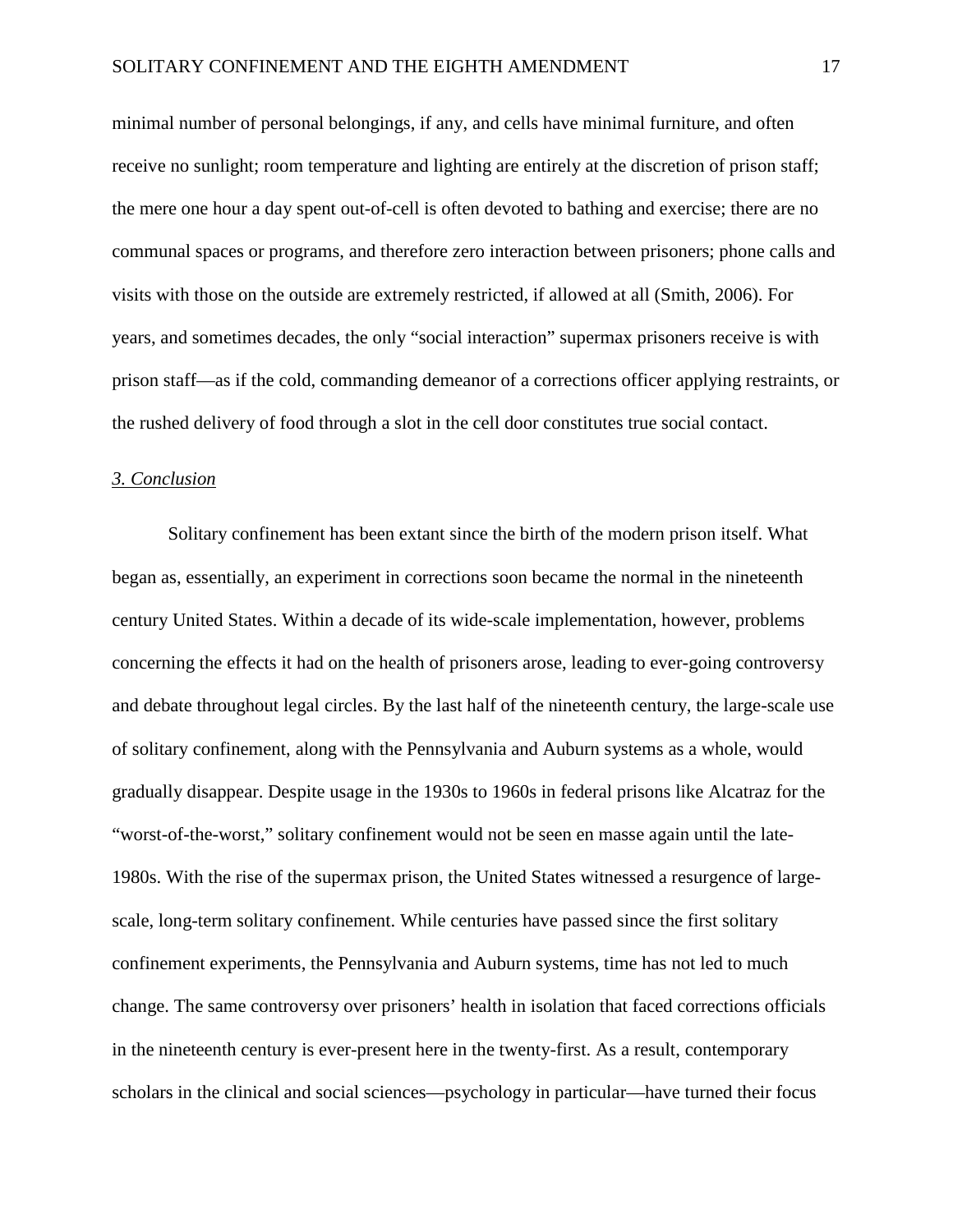minimal number of personal belongings, if any, and cells have minimal furniture, and often receive no sunlight; room temperature and lighting are entirely at the discretion of prison staff; the mere one hour a day spent out-of-cell is often devoted to bathing and exercise; there are no communal spaces or programs, and therefore zero interaction between prisoners; phone calls and visits with those on the outside are extremely restricted, if allowed at all (Smith, 2006). For years, and sometimes decades, the only "social interaction" supermax prisoners receive is with prison staff—as if the cold, commanding demeanor of a corrections officer applying restraints, or the rushed delivery of food through a slot in the cell door constitutes true social contact.

### *3. Conclusion*

Solitary confinement has been extant since the birth of the modern prison itself. What began as, essentially, an experiment in corrections soon became the normal in the nineteenth century United States. Within a decade of its wide-scale implementation, however, problems concerning the effects it had on the health of prisoners arose, leading to ever-going controversy and debate throughout legal circles. By the last half of the nineteenth century, the large-scale use of solitary confinement, along with the Pennsylvania and Auburn systems as a whole, would gradually disappear. Despite usage in the 1930s to 1960s in federal prisons like Alcatraz for the "worst-of-the-worst," solitary confinement would not be seen en masse again until the late-1980s. With the rise of the supermax prison, the United States witnessed a resurgence of large-scale, long-term solitary confinement. While centuries have passed since the first solitary confinement experiments, the Pennsylvania and Auburn systems, time has not led to much change. The same controversy over prisoners' health in isolation that faced corrections officials in the nineteenth century is ever-present here in the twenty-first. As a result, contemporary scholars in the clinical and social sciences—psychology in particular—have turned their focus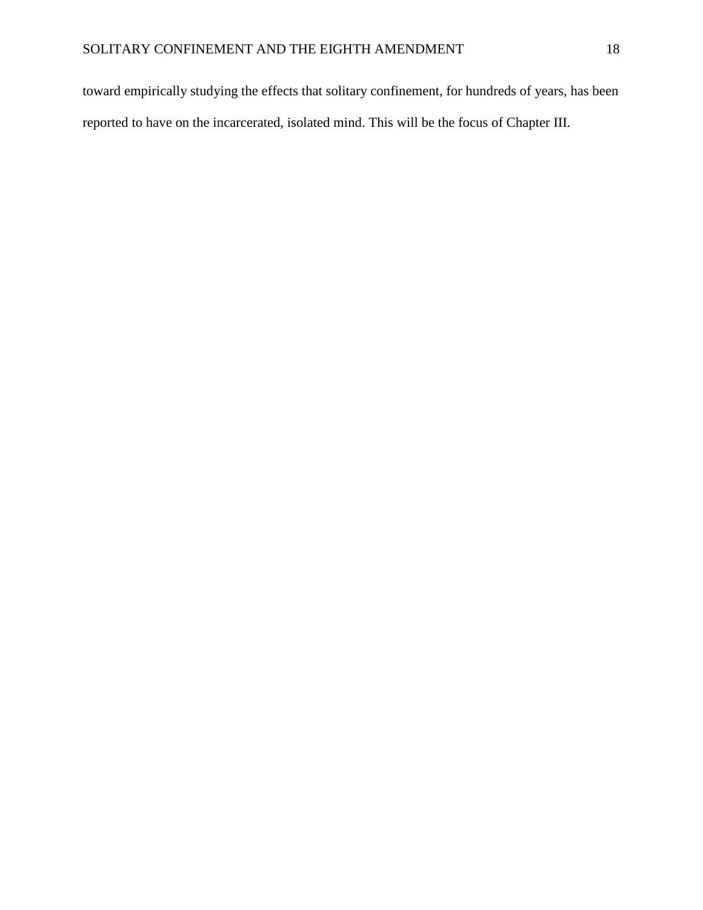toward empirically studying the effects that solitary confinement, for hundreds of years, has been reported to have on the incarcerated, isolated mind. This will be the focus of Chapter III.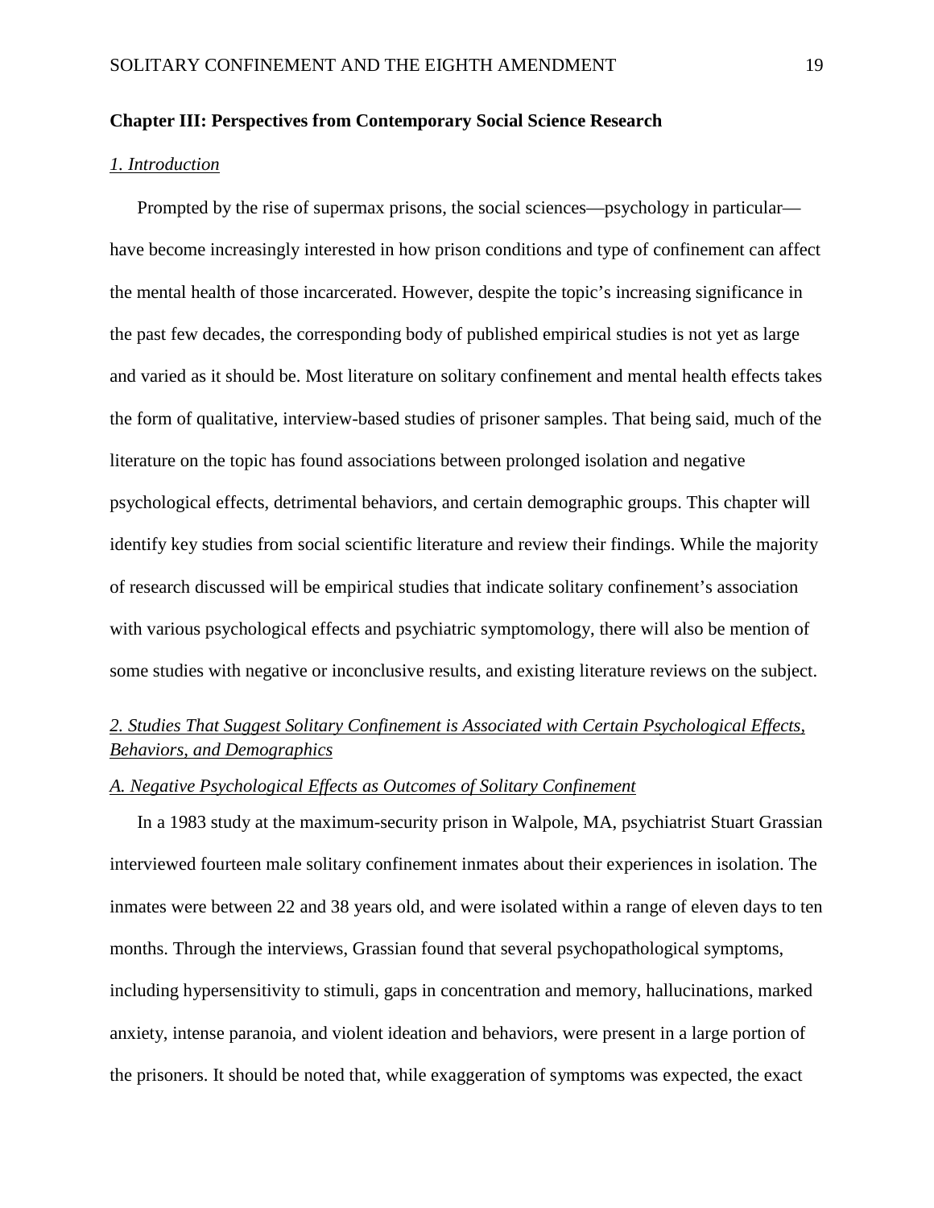## Chapter III: Perspectives from Contemporary Social Science Research

### *1. Introduction*

Prompted by the rise of supermax prisons, the social sciences—psychology in particular—have become increasingly interested in how prison conditions and type of confinement can affect the mental health of those incarcerated. However, despite the topic's increasing significance in the past few decades, the corresponding body of published empirical studies is not yet as large and varied as it should be. Most literature on solitary confinement and mental health effects takes the form of qualitative, interview-based studies of prisoner samples. That being said, much of the literature on the topic has found associations between prolonged isolation and negative psychological effects, detrimental behaviors, and certain demographic groups. This chapter will identify key studies from social scientific literature and review their findings. While the majority of research discussed will be empirical studies that indicate solitary confinement's association with various psychological effects and psychiatric symptomology, there will also be mention of some studies with negative or inconclusive results, and existing literature reviews on the subject.

### *2. Studies That Suggest Solitary Confinement is Associated with Certain Psychological Effects, Behaviors, and Demographics*

#### *A. Negative Psychological Effects as Outcomes of Solitary Confinement*

In a 1983 study at the maximum-security prison in Walpole, MA, psychiatrist Stuart Grassian interviewed fourteen male solitary confinement inmates about their experiences in isolation. The inmates were between 22 and 38 years old, and were isolated within a range of eleven days to ten months. Through the interviews, Grassian found that several psychopathological symptoms, including hypersensitivity to stimuli, gaps in concentration and memory, hallucinations, marked anxiety, intense paranoia, and violent ideation and behaviors, were present in a large portion of the prisoners. It should be noted that, while exaggeration of symptoms was expected, the exact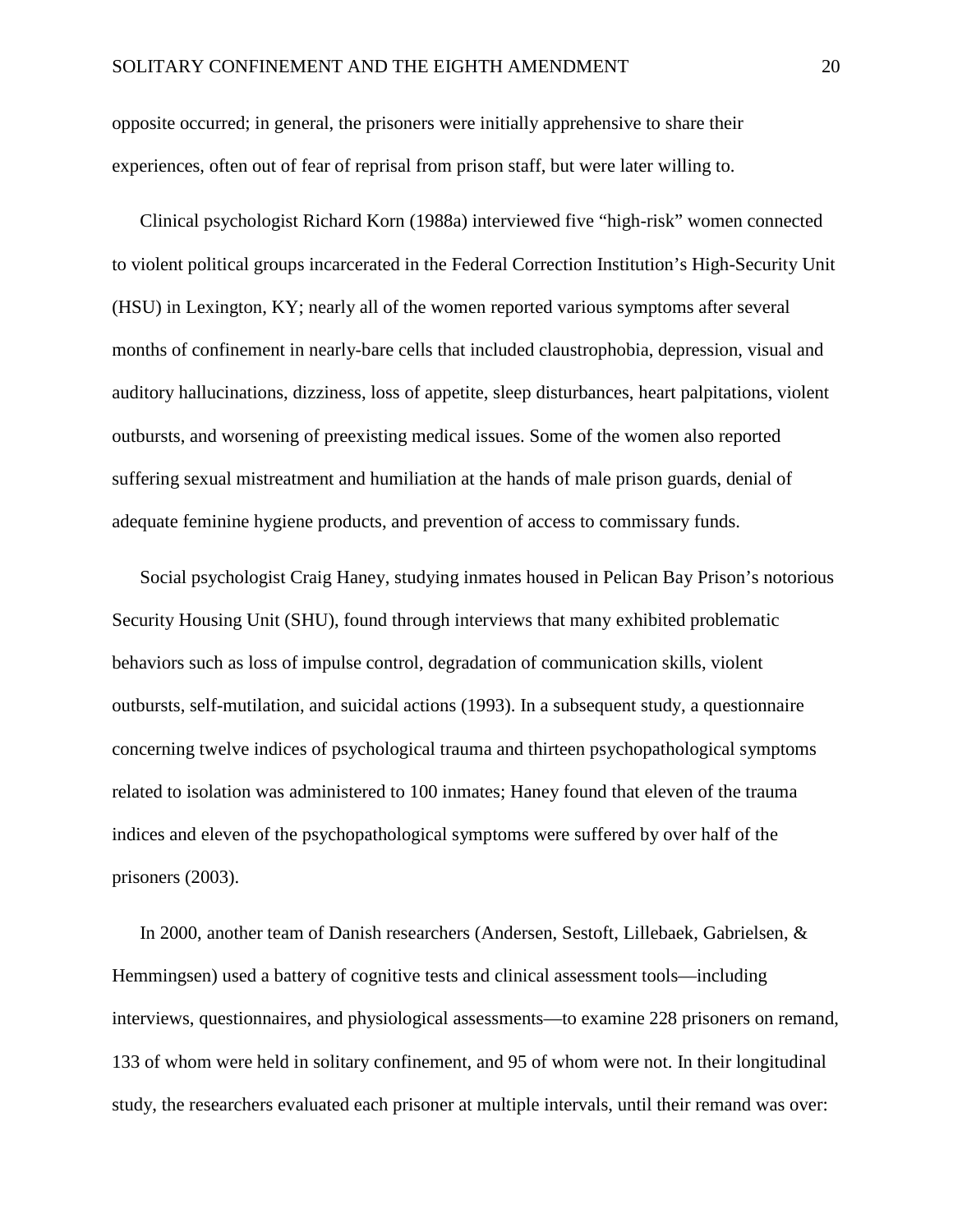opposite occurred; in general, the prisoners were initially apprehensive to share their experiences, often out of fear of reprisal from prison staff, but were later willing to.

Clinical psychologist Richard Korn (1988a) interviewed five "high-risk" women connected to violent political groups incarcerated in the Federal Correction Institution's High-Security Unit (HSU) in Lexington, KY; nearly all of the women reported various symptoms after several months of confinement in nearly-bare cells that included claustrophobia, depression, visual and auditory hallucinations, dizziness, loss of appetite, sleep disturbances, heart palpitations, violent outbursts, and worsening of preexisting medical issues. Some of the women also reported suffering sexual mistreatment and humiliation at the hands of male prison guards, denial of adequate feminine hygiene products, and prevention of access to commissary funds.

Social psychologist Craig Haney, studying inmates housed in Pelican Bay Prison's notorious Security Housing Unit (SHU), found through interviews that many exhibited problematic behaviors such as loss of impulse control, degradation of communication skills, violent outbursts, self-mutilation, and suicidal actions (1993). In a subsequent study, a questionnaire concerning twelve indices of psychological trauma and thirteen psychopathological symptoms related to isolation was administered to 100 inmates; Haney found that eleven of the trauma indices and eleven of the psychopathological symptoms were suffered by over half of the prisoners (2003).

In 2000, another team of Danish researchers (Andersen, Sestoft, Lillebaek, Gabrielsen, & Hemmingsen) used a battery of cognitive tests and clinical assessment tools—including interviews, questionnaires, and physiological assessments—to examine 228 prisoners on remand, 133 of whom were held in solitary confinement, and 95 of whom were not. In their longitudinal study, the researchers evaluated each prisoner at multiple intervals, until their remand was over: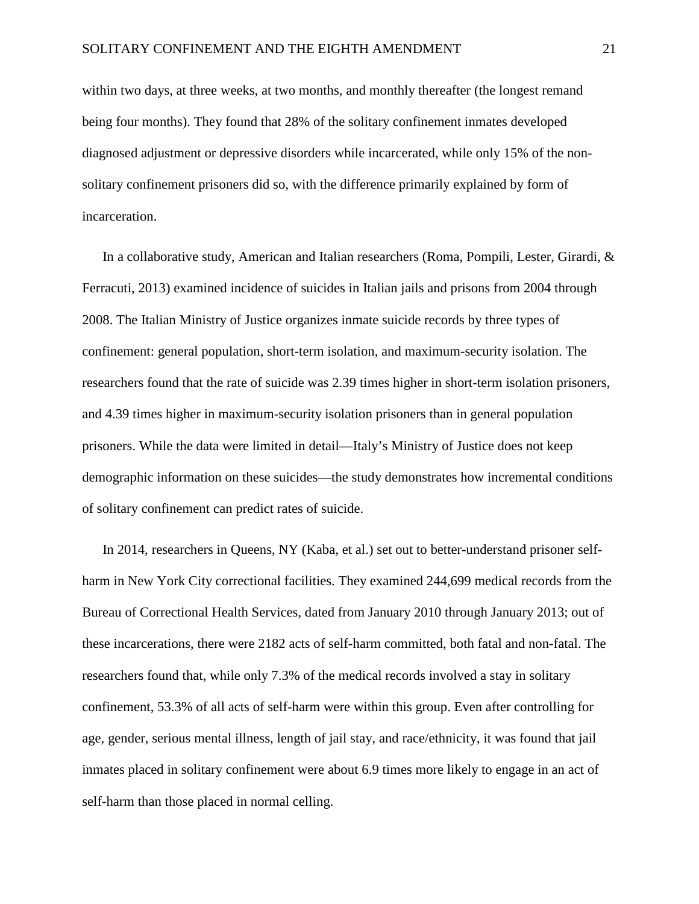within two days, at three weeks, at two months, and monthly thereafter (the longest remand being four months). They found that 28% of the solitary confinement inmates developed diagnosed adjustment or depressive disorders while incarcerated, while only 15% of the non-solitary confinement prisoners did so, with the difference primarily explained by form of incarceration.

In a collaborative study, American and Italian researchers (Roma, Pompili, Lester, Girardi, & Ferracuti, 2013) examined incidence of suicides in Italian jails and prisons from 2004 through 2008. The Italian Ministry of Justice organizes inmate suicide records by three types of confinement: general population, short-term isolation, and maximum-security isolation. The researchers found that the rate of suicide was 2.39 times higher in short-term isolation prisoners, and 4.39 times higher in maximum-security isolation prisoners than in general population prisoners. While the data were limited in detail—Italy's Ministry of Justice does not keep demographic information on these suicides—the study demonstrates how incremental conditions of solitary confinement can predict rates of suicide.

In 2014, researchers in Queens, NY (Kaba, et al.) set out to better-understand prisoner self-harm in New York City correctional facilities. They examined 244,699 medical records from the Bureau of Correctional Health Services, dated from January 2010 through January 2013; out of these incarcerations, there were 2182 acts of self-harm committed, both fatal and non-fatal. The researchers found that, while only 7.3% of the medical records involved a stay in solitary confinement, 53.3% of all acts of self-harm were within this group. Even after controlling for age, gender, serious mental illness, length of jail stay, and race/ethnicity, it was found that jail inmates placed in solitary confinement were about 6.9 times more likely to engage in an act of self-harm than those placed in normal celling.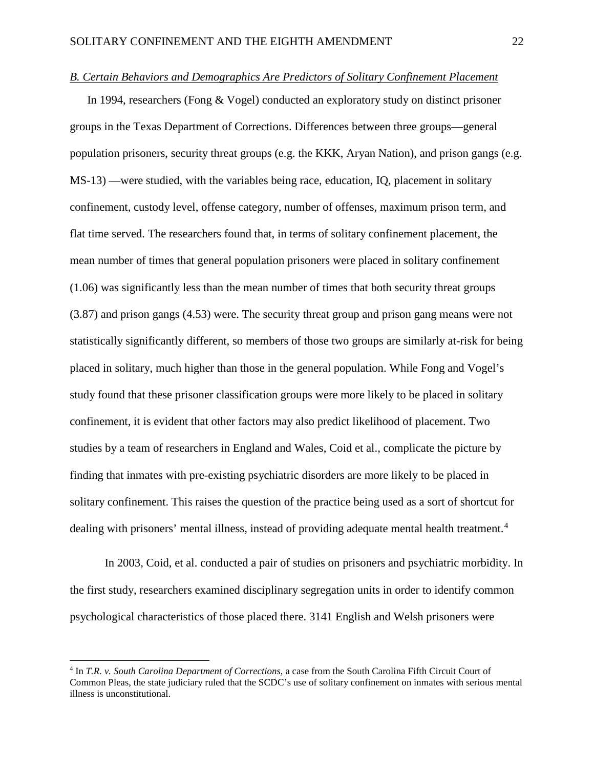*B. Certain Behaviors and Demographics Are Predictors of Solitary Confinement Placement*

In 1994, researchers (Fong & Vogel) conducted an exploratory study on distinct prisoner groups in the Texas Department of Corrections. Differences between three groups—general population prisoners, security threat groups (e.g. the KKK, Aryan Nation), and prison gangs (e.g. MS-13) —were studied, with the variables being race, education, IQ, placement in solitary confinement, custody level, offense category, number of offenses, maximum prison term, and flat time served. The researchers found that, in terms of solitary confinement placement, the mean number of times that general population prisoners were placed in solitary confinement (1.06) was significantly less than the mean number of times that both security threat groups (3.87) and prison gangs (4.53) were. The security threat group and prison gang means were not statistically significantly different, so members of those two groups are similarly at-risk for being placed in solitary, much higher than those in the general population. While Fong and Vogel's study found that these prisoner classification groups were more likely to be placed in solitary confinement, it is evident that other factors may also predict likelihood of placement. Two studies by a team of researchers in England and Wales, Coid et al., complicate the picture by finding that inmates with pre-existing psychiatric disorders are more likely to be placed in solitary confinement. This raises the question of the practice being used as a sort of shortcut for dealing with prisoners' mental illness, instead of providing adequate mental health treatment.[4]

In 2003, Coid, et al. conducted a pair of studies on prisoners and psychiatric morbidity. In the first study, researchers examined disciplinary segregation units in order to identify common psychological characteristics of those placed there. 3141 English and Welsh prisoners were

[4] In *T.R. v. South Carolina Department of Corrections*, a case from the South Carolina Fifth Circuit Court of Common Pleas, the state judiciary ruled that the SCDC's use of solitary confinement on inmates with serious mental illness is unconstitutional.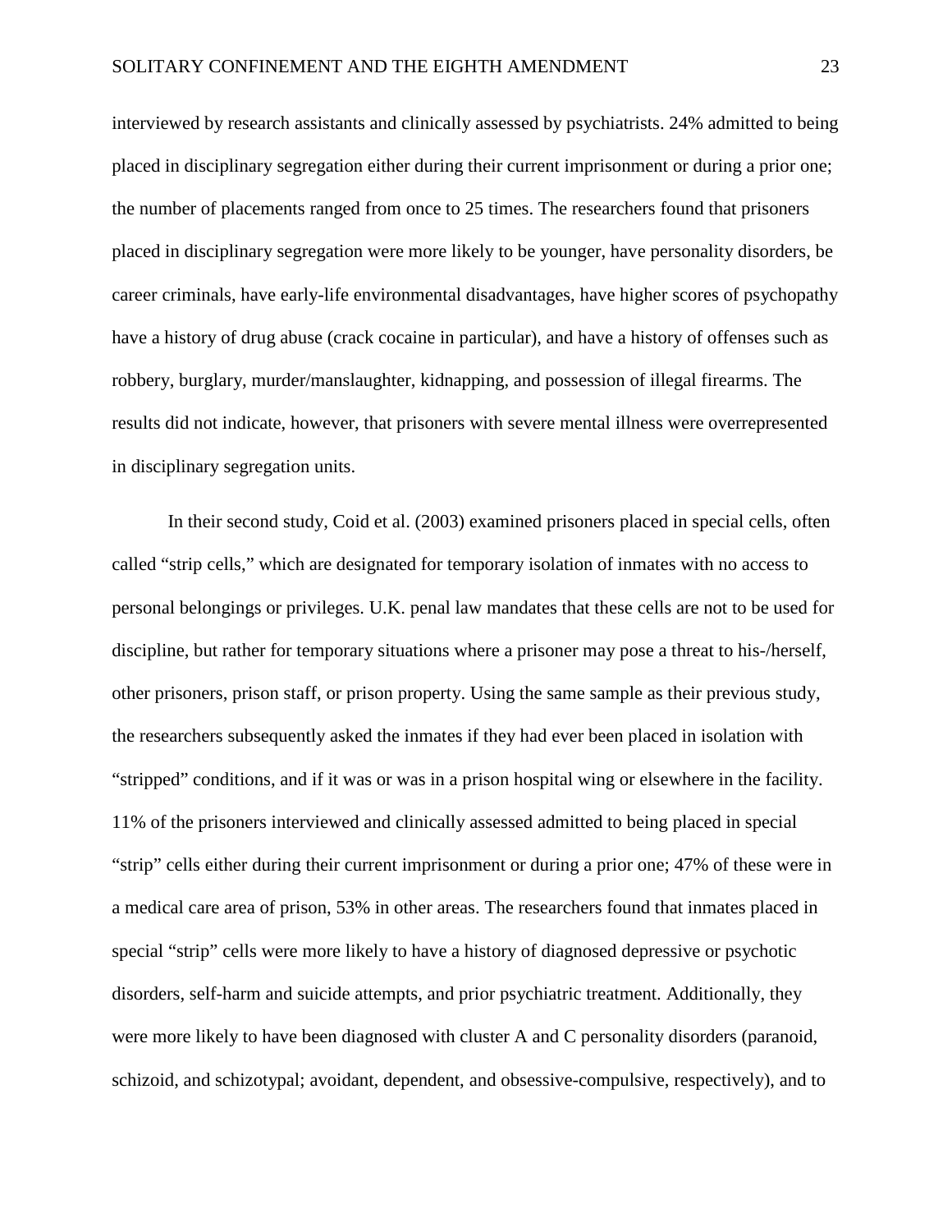interviewed by research assistants and clinically assessed by psychiatrists. 24% admitted to being placed in disciplinary segregation either during their current imprisonment or during a prior one; the number of placements ranged from once to 25 times. The researchers found that prisoners placed in disciplinary segregation were more likely to be younger, have personality disorders, be career criminals, have early-life environmental disadvantages, have higher scores of psychopathy have a history of drug abuse (crack cocaine in particular), and have a history of offenses such as robbery, burglary, murder/manslaughter, kidnapping, and possession of illegal firearms. The results did not indicate, however, that prisoners with severe mental illness were overrepresented in disciplinary segregation units.

In their second study, Coid et al. (2003) examined prisoners placed in special cells, often called "strip cells," which are designated for temporary isolation of inmates with no access to personal belongings or privileges. U.K. penal law mandates that these cells are not to be used for discipline, but rather for temporary situations where a prisoner may pose a threat to his-/herself, other prisoners, prison staff, or prison property. Using the same sample as their previous study, the researchers subsequently asked the inmates if they had ever been placed in isolation with "stripped" conditions, and if it was or was in a prison hospital wing or elsewhere in the facility. 11% of the prisoners interviewed and clinically assessed admitted to being placed in special "strip" cells either during their current imprisonment or during a prior one; 47% of these were in a medical care area of prison, 53% in other areas. The researchers found that inmates placed in special "strip" cells were more likely to have a history of diagnosed depressive or psychotic disorders, self-harm and suicide attempts, and prior psychiatric treatment. Additionally, they were more likely to have been diagnosed with cluster A and C personality disorders (paranoid, schizoid, and schizotypal; avoidant, dependent, and obsessive-compulsive, respectively), and to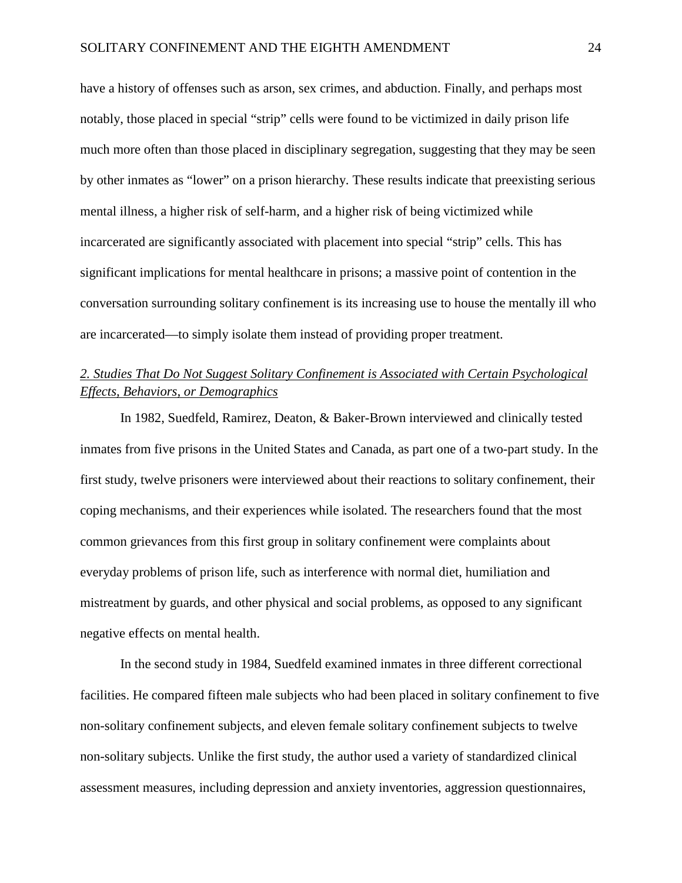have a history of offenses such as arson, sex crimes, and abduction. Finally, and perhaps most notably, those placed in special "strip" cells were found to be victimized in daily prison life much more often than those placed in disciplinary segregation, suggesting that they may be seen by other inmates as "lower" on a prison hierarchy. These results indicate that preexisting serious mental illness, a higher risk of self-harm, and a higher risk of being victimized while incarcerated are significantly associated with placement into special "strip" cells. This has significant implications for mental healthcare in prisons; a massive point of contention in the conversation surrounding solitary confinement is its increasing use to house the mentally ill who are incarcerated—to simply isolate them instead of providing proper treatment.

*<u>2. Studies That Do Not Suggest Solitary Confinement is Associated with Certain Psychological Effects, Behaviors, or Demographics</u>*

In 1982, Suedfeld, Ramirez, Deaton, & Baker-Brown interviewed and clinically tested inmates from five prisons in the United States and Canada, as part one of a two-part study. In the first study, twelve prisoners were interviewed about their reactions to solitary confinement, their coping mechanisms, and their experiences while isolated. The researchers found that the most common grievances from this first group in solitary confinement were complaints about everyday problems of prison life, such as interference with normal diet, humiliation and mistreatment by guards, and other physical and social problems, as opposed to any significant negative effects on mental health.

In the second study in 1984, Suedfeld examined inmates in three different correctional facilities. He compared fifteen male subjects who had been placed in solitary confinement to five non-solitary confinement subjects, and eleven female solitary confinement subjects to twelve non-solitary subjects. Unlike the first study, the author used a variety of standardized clinical assessment measures, including depression and anxiety inventories, aggression questionnaires,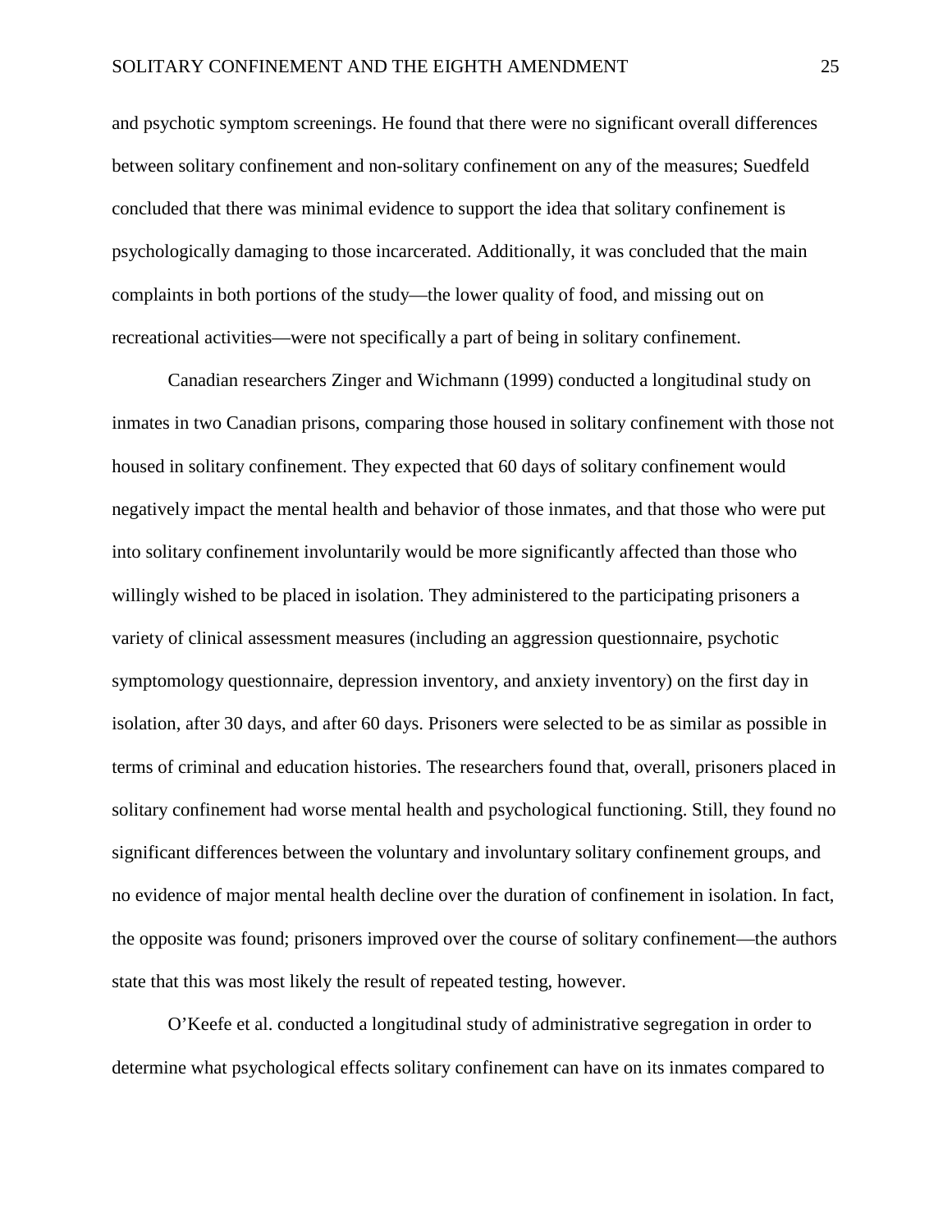and psychotic symptom screenings. He found that there were no significant overall differences between solitary confinement and non-solitary confinement on any of the measures; Suedfeld concluded that there was minimal evidence to support the idea that solitary confinement is psychologically damaging to those incarcerated. Additionally, it was concluded that the main complaints in both portions of the study—the lower quality of food, and missing out on recreational activities—were not specifically a part of being in solitary confinement.

Canadian researchers Zinger and Wichmann (1999) conducted a longitudinal study on inmates in two Canadian prisons, comparing those housed in solitary confinement with those not housed in solitary confinement. They expected that 60 days of solitary confinement would negatively impact the mental health and behavior of those inmates, and that those who were put into solitary confinement involuntarily would be more significantly affected than those who willingly wished to be placed in isolation. They administered to the participating prisoners a variety of clinical assessment measures (including an aggression questionnaire, psychotic symptomology questionnaire, depression inventory, and anxiety inventory) on the first day in isolation, after 30 days, and after 60 days. Prisoners were selected to be as similar as possible in terms of criminal and education histories. The researchers found that, overall, prisoners placed in solitary confinement had worse mental health and psychological functioning. Still, they found no significant differences between the voluntary and involuntary solitary confinement groups, and no evidence of major mental health decline over the duration of confinement in isolation. In fact, the opposite was found; prisoners improved over the course of solitary confinement—the authors state that this was most likely the result of repeated testing, however.

O'Keefe et al. conducted a longitudinal study of administrative segregation in order to determine what psychological effects solitary confinement can have on its inmates compared to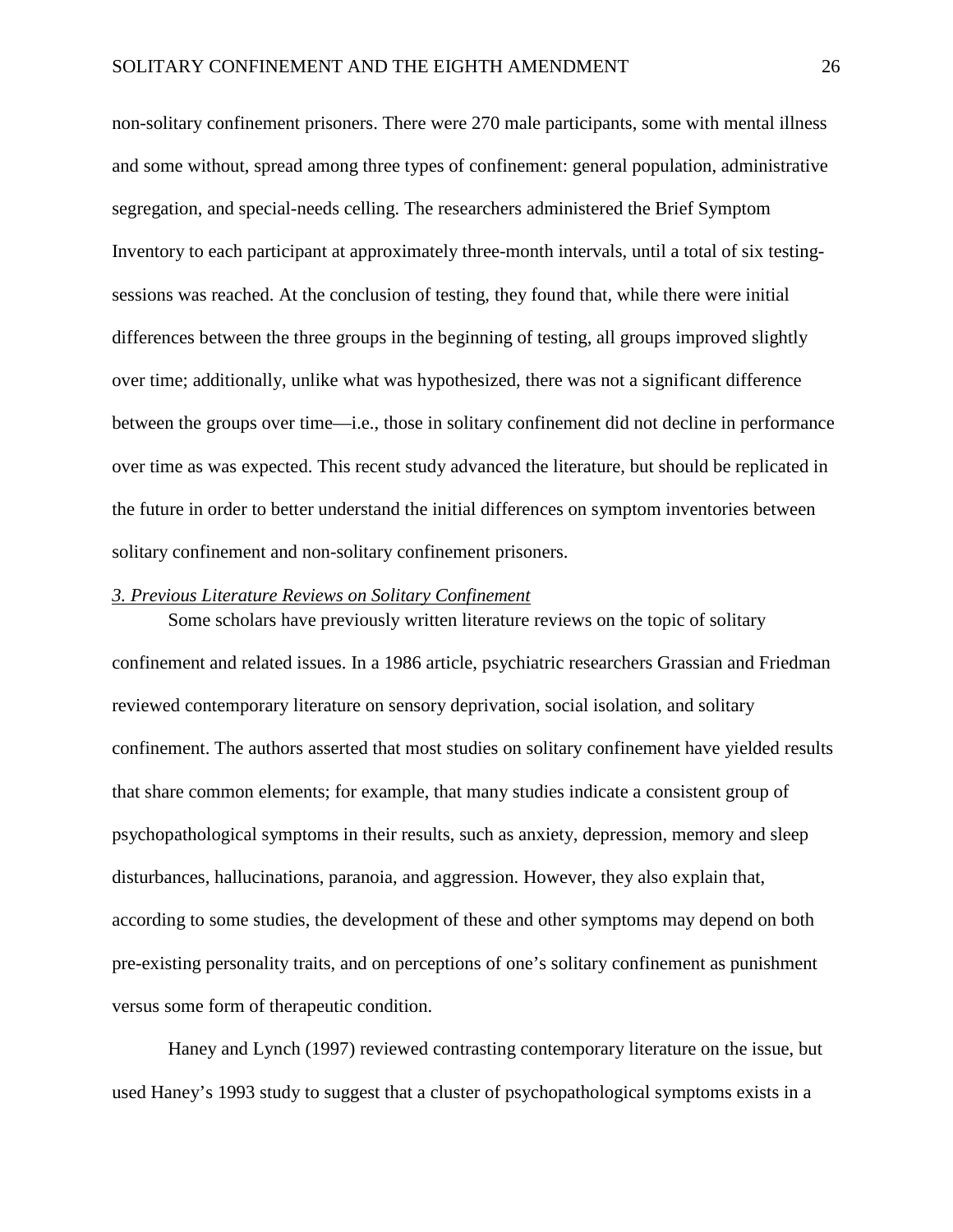non-solitary confinement prisoners. There were 270 male participants, some with mental illness and some without, spread among three types of confinement: general population, administrative segregation, and special-needs celling. The researchers administered the Brief Symptom Inventory to each participant at approximately three-month intervals, until a total of six testing-sessions was reached. At the conclusion of testing, they found that, while there were initial differences between the three groups in the beginning of testing, all groups improved slightly over time; additionally, unlike what was hypothesized, there was not a significant difference between the groups over time—i.e., those in solitary confinement did not decline in performance over time as was expected. This recent study advanced the literature, but should be replicated in the future in order to better understand the initial differences on symptom inventories between solitary confinement and non-solitary confinement prisoners.

### *3. Previous Literature Reviews on Solitary Confinement*

Some scholars have previously written literature reviews on the topic of solitary confinement and related issues. In a 1986 article, psychiatric researchers Grassian and Friedman reviewed contemporary literature on sensory deprivation, social isolation, and solitary confinement. The authors asserted that most studies on solitary confinement have yielded results that share common elements; for example, that many studies indicate a consistent group of psychopathological symptoms in their results, such as anxiety, depression, memory and sleep disturbances, hallucinations, paranoia, and aggression. However, they also explain that, according to some studies, the development of these and other symptoms may depend on both pre-existing personality traits, and on perceptions of one's solitary confinement as punishment versus some form of therapeutic condition.

Haney and Lynch (1997) reviewed contrasting contemporary literature on the issue, but used Haney's 1993 study to suggest that a cluster of psychopathological symptoms exists in a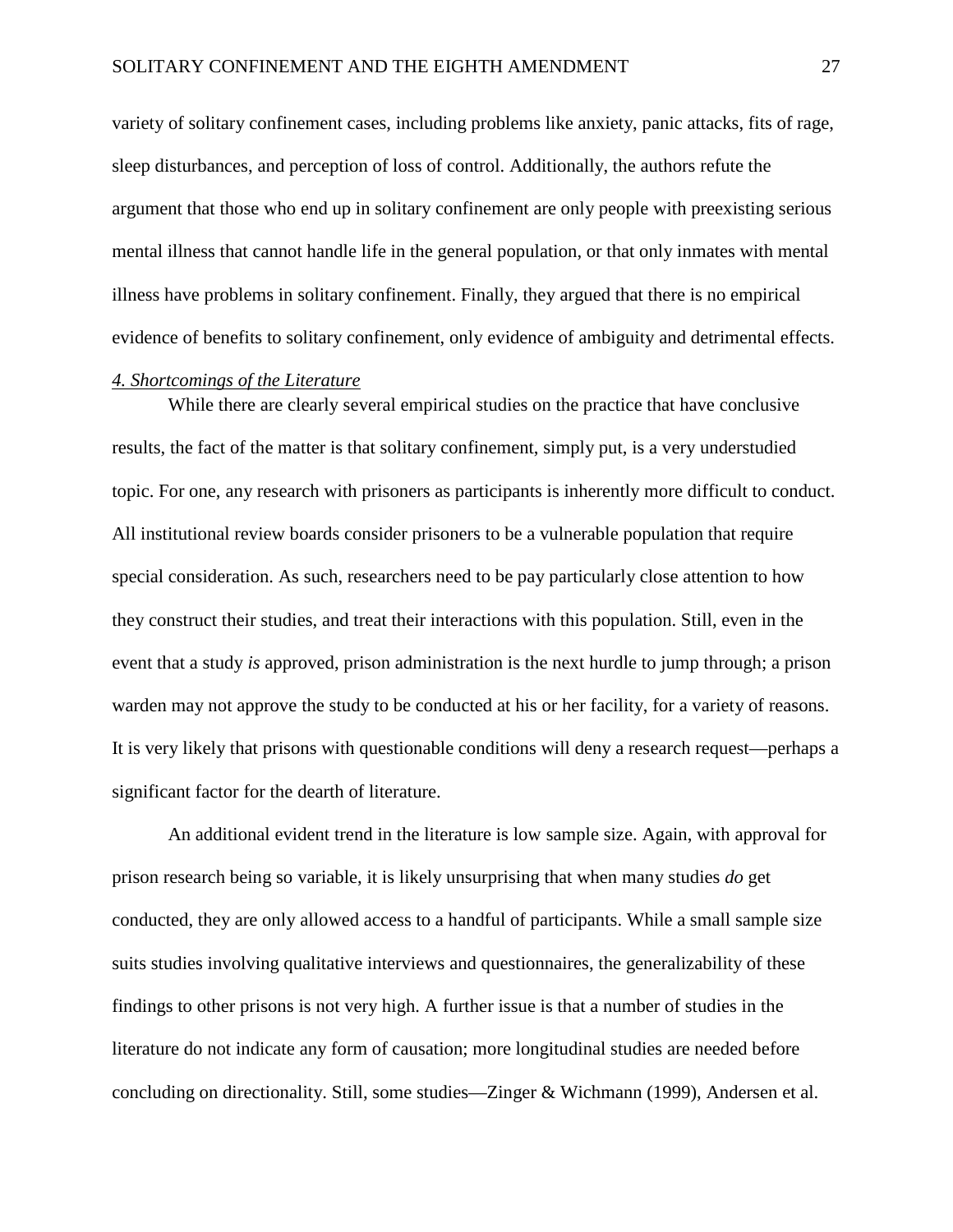variety of solitary confinement cases, including problems like anxiety, panic attacks, fits of rage, sleep disturbances, and perception of loss of control. Additionally, the authors refute the argument that those who end up in solitary confinement are only people with preexisting serious mental illness that cannot handle life in the general population, or that only inmates with mental illness have problems in solitary confinement. Finally, they argued that there is no empirical evidence of benefits to solitary confinement, only evidence of ambiguity and detrimental effects.

*4. Shortcomings of the Literature*

While there are clearly several empirical studies on the practice that have conclusive results, the fact of the matter is that solitary confinement, simply put, is a very understudied topic. For one, any research with prisoners as participants is inherently more difficult to conduct. All institutional review boards consider prisoners to be a vulnerable population that require special consideration. As such, researchers need to be pay particularly close attention to how they construct their studies, and treat their interactions with this population. Still, even in the event that a study *is* approved, prison administration is the next hurdle to jump through; a prison warden may not approve the study to be conducted at his or her facility, for a variety of reasons. It is very likely that prisons with questionable conditions will deny a research request—perhaps a significant factor for the dearth of literature.

An additional evident trend in the literature is low sample size. Again, with approval for prison research being so variable, it is likely unsurprising that when many studies *do* get conducted, they are only allowed access to a handful of participants. While a small sample size suits studies involving qualitative interviews and questionnaires, the generalizability of these findings to other prisons is not very high. A further issue is that a number of studies in the literature do not indicate any form of causation; more longitudinal studies are needed before concluding on directionality. Still, some studies—Zinger & Wichmann (1999), Andersen et al.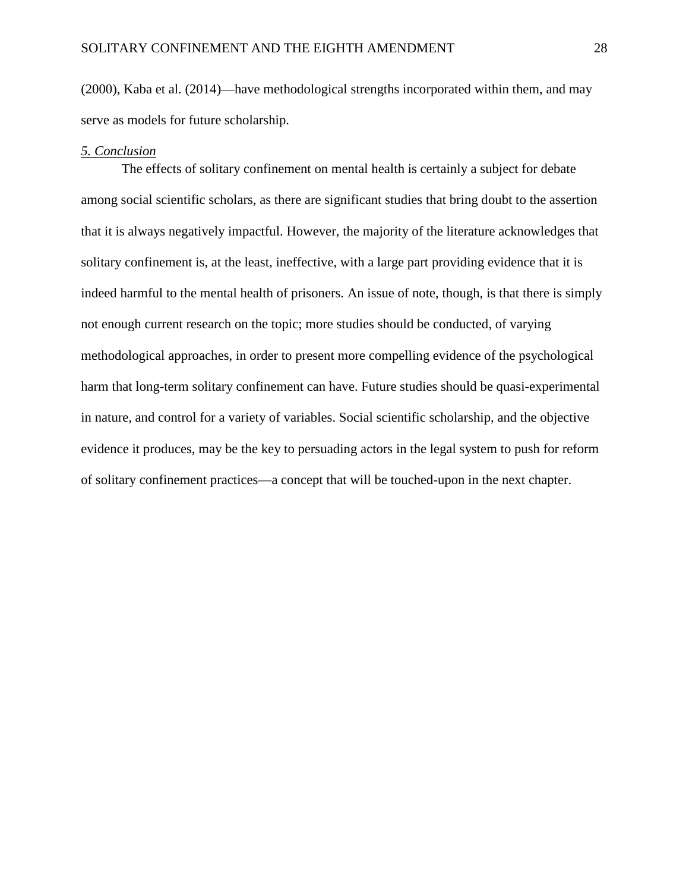(2000), Kaba et al. (2014)—have methodological strengths incorporated within them, and may serve as models for future scholarship.

### *5. Conclusion*

The effects of solitary confinement on mental health is certainly a subject for debate among social scientific scholars, as there are significant studies that bring doubt to the assertion that it is always negatively impactful. However, the majority of the literature acknowledges that solitary confinement is, at the least, ineffective, with a large part providing evidence that it is indeed harmful to the mental health of prisoners. An issue of note, though, is that there is simply not enough current research on the topic; more studies should be conducted, of varying methodological approaches, in order to present more compelling evidence of the psychological harm that long-term solitary confinement can have. Future studies should be quasi-experimental in nature, and control for a variety of variables. Social scientific scholarship, and the objective evidence it produces, may be the key to persuading actors in the legal system to push for reform of solitary confinement practices—a concept that will be touched-upon in the next chapter.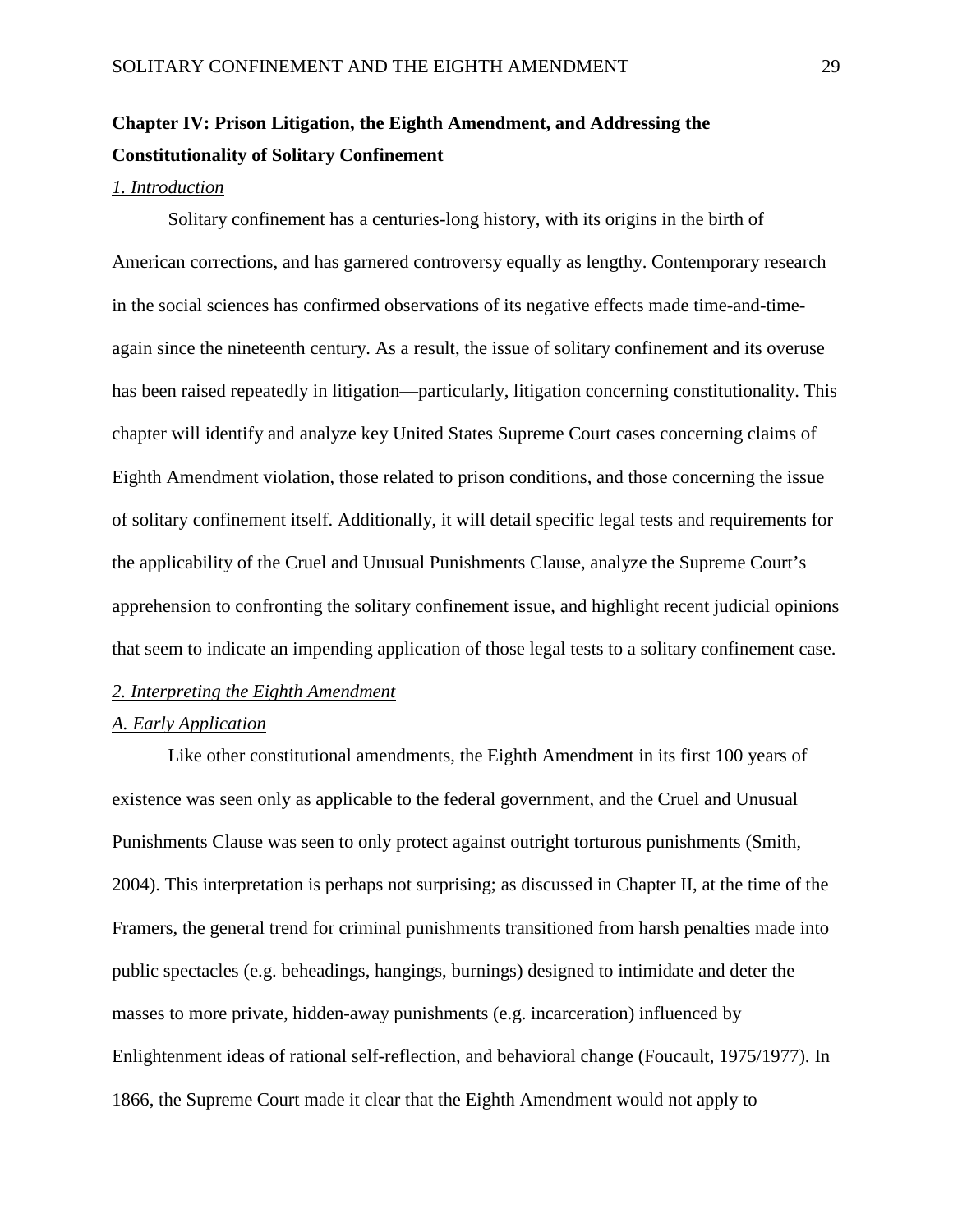## Chapter IV: Prison Litigation, the Eighth Amendment, and Addressing the Constitutionality of Solitary Confinement

### *1. Introduction*

Solitary confinement has a centuries-long history, with its origins in the birth of American corrections, and has garnered controversy equally as lengthy. Contemporary research in the social sciences has confirmed observations of its negative effects made time-and-time-again since the nineteenth century. As a result, the issue of solitary confinement and its overuse has been raised repeatedly in litigation—particularly, litigation concerning constitutionality. This chapter will identify and analyze key United States Supreme Court cases concerning claims of Eighth Amendment violation, those related to prison conditions, and those concerning the issue of solitary confinement itself. Additionally, it will detail specific legal tests and requirements for the applicability of the Cruel and Unusual Punishments Clause, analyze the Supreme Court's apprehension to confronting the solitary confinement issue, and highlight recent judicial opinions that seem to indicate an impending application of those legal tests to a solitary confinement case.

### *2. Interpreting the Eighth Amendment*

#### *A. Early Application*

Like other constitutional amendments, the Eighth Amendment in its first 100 years of existence was seen only as applicable to the federal government, and the Cruel and Unusual Punishments Clause was seen to only protect against outright torturous punishments (Smith, 2004). This interpretation is perhaps not surprising; as discussed in Chapter II, at the time of the Framers, the general trend for criminal punishments transitioned from harsh penalties made into public spectacles (e.g. beheadings, hangings, burnings) designed to intimidate and deter the masses to more private, hidden-away punishments (e.g. incarceration) influenced by Enlightenment ideas of rational self-reflection, and behavioral change (Foucault, 1975/1977). In 1866, the Supreme Court made it clear that the Eighth Amendment would not apply to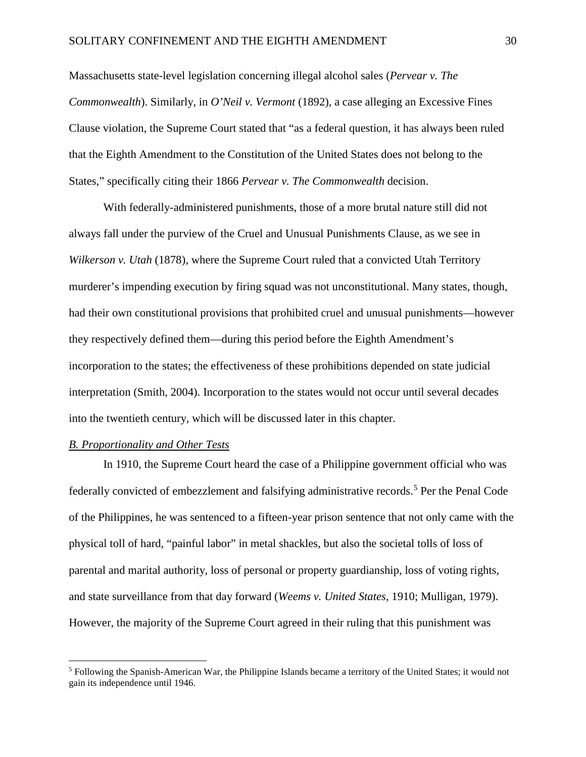Massachusetts state-level legislation concerning illegal alcohol sales (*Pervear v. The Commonwealth*). Similarly, in *O'Neil v. Vermont* (1892), a case alleging an Excessive Fines Clause violation, the Supreme Court stated that "as a federal question, it has always been ruled that the Eighth Amendment to the Constitution of the United States does not belong to the States," specifically citing their 1866 *Pervear v. The Commonwealth* decision.

With federally-administered punishments, those of a more brutal nature still did not always fall under the purview of the Cruel and Unusual Punishments Clause, as we see in *Wilkerson v. Utah* (1878), where the Supreme Court ruled that a convicted Utah Territory murderer's impending execution by firing squad was not unconstitutional. Many states, though, had their own constitutional provisions that prohibited cruel and unusual punishments—however they respectively defined them—during this period before the Eighth Amendment's incorporation to the states; the effectiveness of these prohibitions depended on state judicial interpretation (Smith, 2004). Incorporation to the states would not occur until several decades into the twentieth century, which will be discussed later in this chapter.

### *B. Proportionality and Other Tests*

In 1910, the Supreme Court heard the case of a Philippine government official who was federally convicted of embezzlement and falsifying administrative records.[5] Per the Penal Code of the Philippines, he was sentenced to a fifteen-year prison sentence that not only came with the physical toll of hard, "painful labor" in metal shackles, but also the societal tolls of loss of parental and marital authority, loss of personal or property guardianship, loss of voting rights, and state surveillance from that day forward (*Weems v. United States*, 1910; Mulligan, 1979). However, the majority of the Supreme Court agreed in their ruling that this punishment was

[5] Following the Spanish-American War, the Philippine Islands became a territory of the United States; it would not gain its independence until 1946.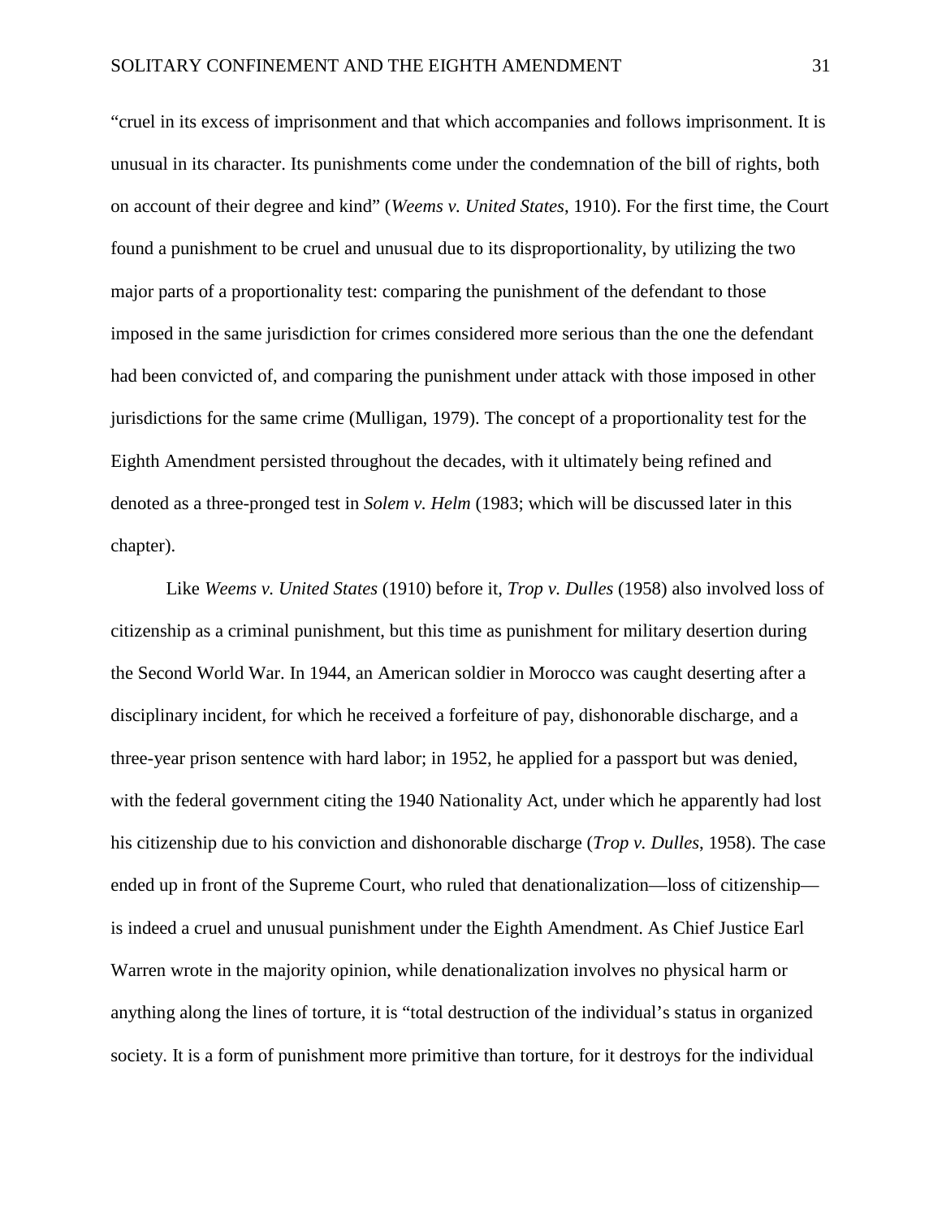"cruel in its excess of imprisonment and that which accompanies and follows imprisonment. It is unusual in its character. Its punishments come under the condemnation of the bill of rights, both on account of their degree and kind" (*Weems v. United States*, 1910). For the first time, the Court found a punishment to be cruel and unusual due to its disproportionality, by utilizing the two major parts of a proportionality test: comparing the punishment of the defendant to those imposed in the same jurisdiction for crimes considered more serious than the one the defendant had been convicted of, and comparing the punishment under attack with those imposed in other jurisdictions for the same crime (Mulligan, 1979). The concept of a proportionality test for the Eighth Amendment persisted throughout the decades, with it ultimately being refined and denoted as a three-pronged test in *Solem v. Helm* (1983; which will be discussed later in this chapter).

Like *Weems v. United States* (1910) before it, *Trop v. Dulles* (1958) also involved loss of citizenship as a criminal punishment, but this time as punishment for military desertion during the Second World War. In 1944, an American soldier in Morocco was caught deserting after a disciplinary incident, for which he received a forfeiture of pay, dishonorable discharge, and a three-year prison sentence with hard labor; in 1952, he applied for a passport but was denied, with the federal government citing the 1940 Nationality Act, under which he apparently had lost his citizenship due to his conviction and dishonorable discharge (*Trop v. Dulles*, 1958). The case ended up in front of the Supreme Court, who ruled that denationalization—loss of citizenship—is indeed a cruel and unusual punishment under the Eighth Amendment. As Chief Justice Earl Warren wrote in the majority opinion, while denationalization involves no physical harm or anything along the lines of torture, it is "total destruction of the individual's status in organized society. It is a form of punishment more primitive than torture, for it destroys for the individual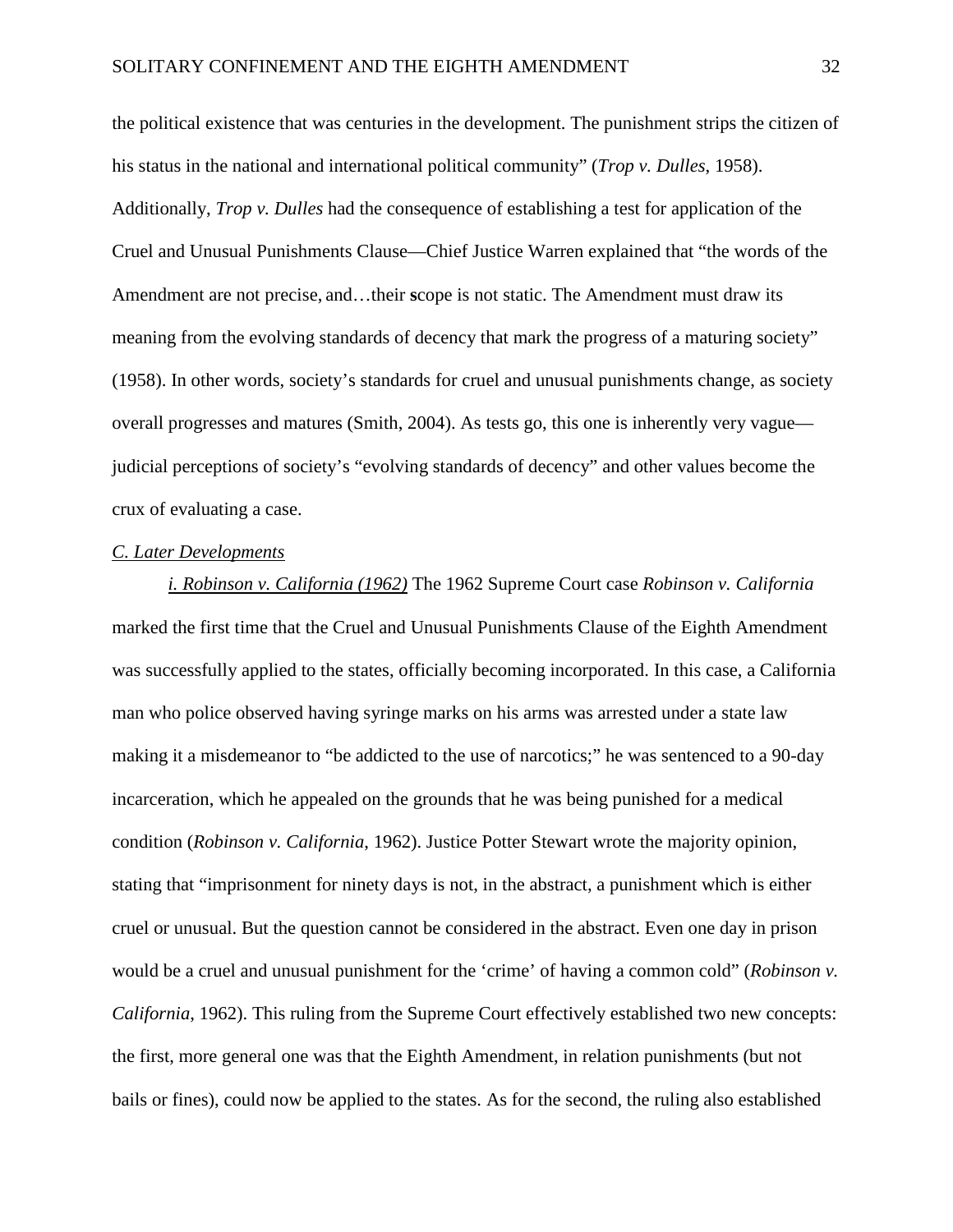the political existence that was centuries in the development. The punishment strips the citizen of his status in the national and international political community" (*Trop v. Dulles*, 1958). Additionally, *Trop v. Dulles* had the consequence of establishing a test for application of the Cruel and Unusual Punishments Clause—Chief Justice Warren explained that "the words of the Amendment are not precise, and…their **s**cope is not static. The Amendment must draw its meaning from the evolving standards of decency that mark the progress of a maturing society" (1958). In other words, society's standards for cruel and unusual punishments change, as society overall progresses and matures (Smith, 2004). As tests go, this one is inherently very vague—judicial perceptions of society's "evolving standards of decency" and other values become the crux of evaluating a case.

*C. Later Developments*

*i. Robinson v. California (1962)* The 1962 Supreme Court case *Robinson v. California* marked the first time that the Cruel and Unusual Punishments Clause of the Eighth Amendment was successfully applied to the states, officially becoming incorporated. In this case, a California man who police observed having syringe marks on his arms was arrested under a state law making it a misdemeanor to "be addicted to the use of narcotics;" he was sentenced to a 90-day incarceration, which he appealed on the grounds that he was being punished for a medical condition (*Robinson v. California*, 1962). Justice Potter Stewart wrote the majority opinion, stating that "imprisonment for ninety days is not, in the abstract, a punishment which is either cruel or unusual. But the question cannot be considered in the abstract. Even one day in prison would be a cruel and unusual punishment for the 'crime' of having a common cold" (*Robinson v. California*, 1962). This ruling from the Supreme Court effectively established two new concepts: the first, more general one was that the Eighth Amendment, in relation punishments (but not bails or fines), could now be applied to the states. As for the second, the ruling also established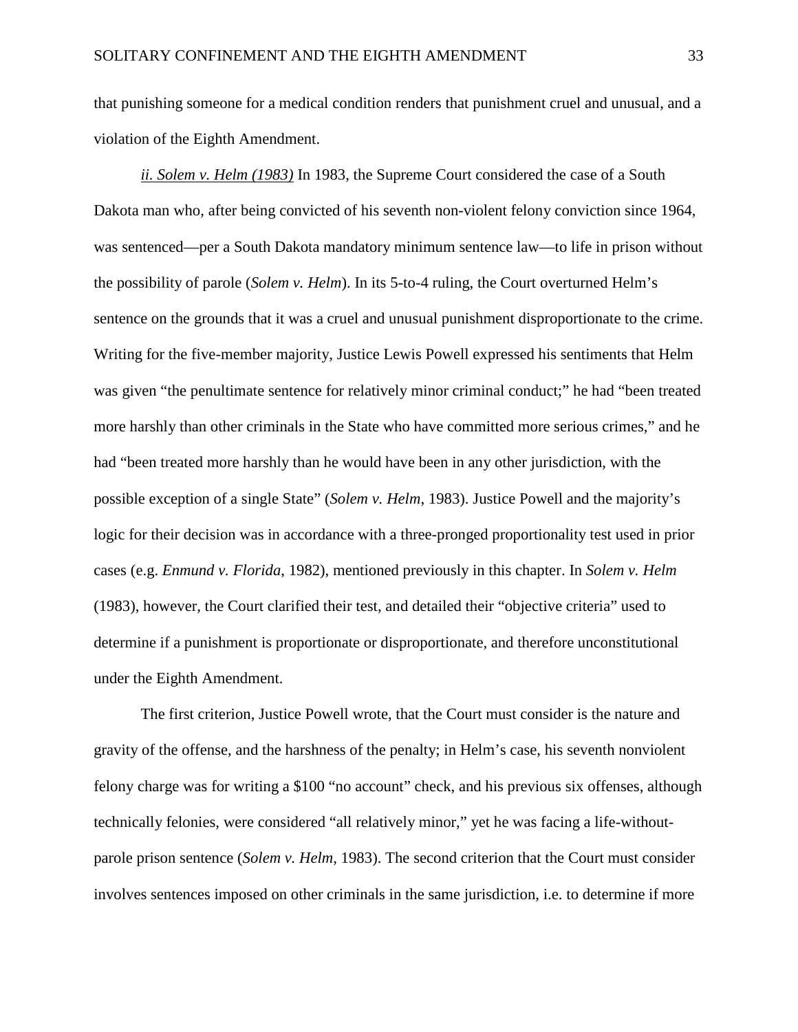that punishing someone for a medical condition renders that punishment cruel and unusual, and a violation of the Eighth Amendment.

*ii. Solem v. Helm (1983)* In 1983, the Supreme Court considered the case of a South Dakota man who, after being convicted of his seventh non-violent felony conviction since 1964, was sentenced—per a South Dakota mandatory minimum sentence law—to life in prison without the possibility of parole (*Solem v. Helm*). In its 5-to-4 ruling, the Court overturned Helm's sentence on the grounds that it was a cruel and unusual punishment disproportionate to the crime. Writing for the five-member majority, Justice Lewis Powell expressed his sentiments that Helm was given "the penultimate sentence for relatively minor criminal conduct;" he had "been treated more harshly than other criminals in the State who have committed more serious crimes," and he had "been treated more harshly than he would have been in any other jurisdiction, with the possible exception of a single State" (*Solem v. Helm*, 1983). Justice Powell and the majority's logic for their decision was in accordance with a three-pronged proportionality test used in prior cases (e.g. *Enmund v. Florida*, 1982), mentioned previously in this chapter. In *Solem v. Helm* (1983), however, the Court clarified their test, and detailed their "objective criteria" used to determine if a punishment is proportionate or disproportionate, and therefore unconstitutional under the Eighth Amendment.

The first criterion, Justice Powell wrote, that the Court must consider is the nature and gravity of the offense, and the harshness of the penalty; in Helm's case, his seventh nonviolent felony charge was for writing a $100 "no account" check, and his previous six offenses, although technically felonies, were considered "all relatively minor," yet he was facing a life-without-parole prison sentence (*Solem v. Helm*, 1983). The second criterion that the Court must consider involves sentences imposed on other criminals in the same jurisdiction, i.e. to determine if more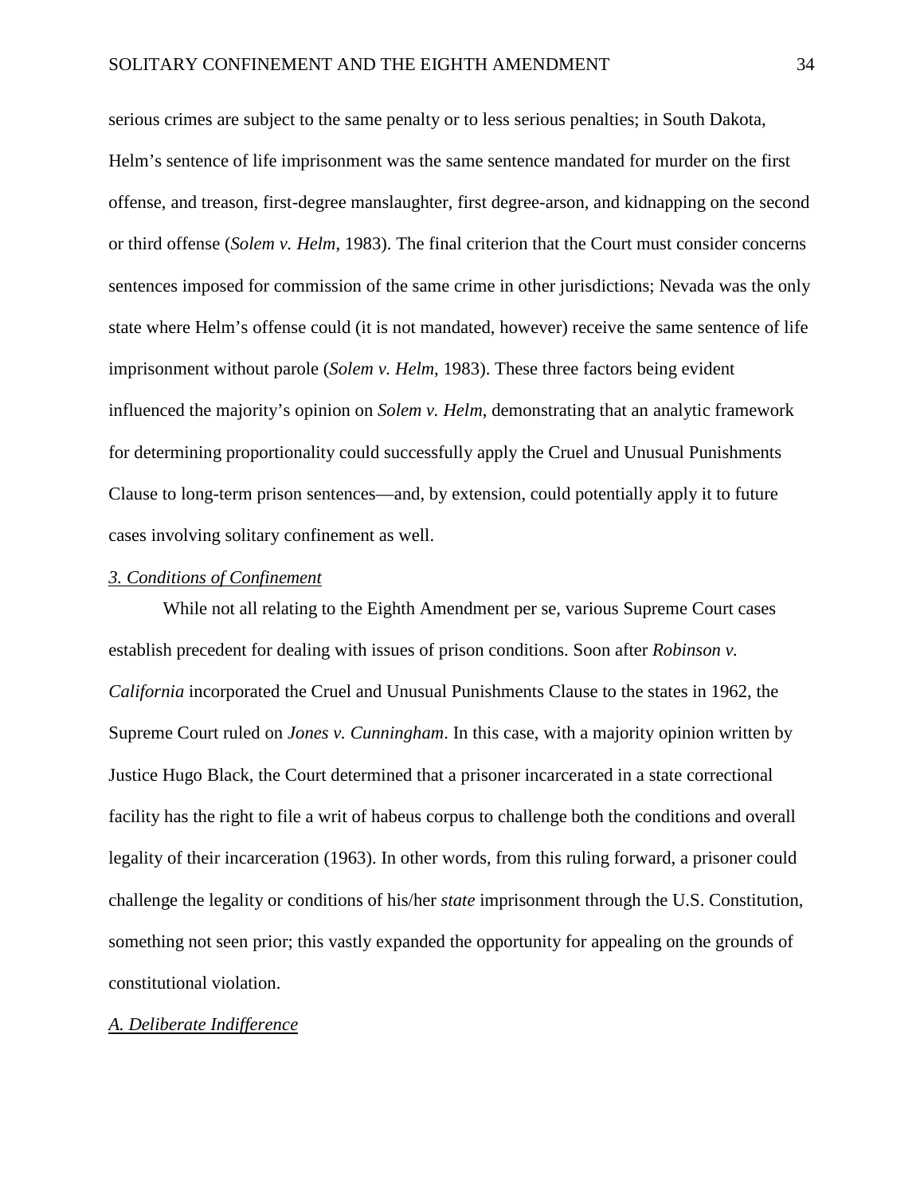serious crimes are subject to the same penalty or to less serious penalties; in South Dakota, Helm's sentence of life imprisonment was the same sentence mandated for murder on the first offense, and treason, first-degree manslaughter, first degree-arson, and kidnapping on the second or third offense (*Solem v. Helm*, 1983). The final criterion that the Court must consider concerns sentences imposed for commission of the same crime in other jurisdictions; Nevada was the only state where Helm's offense could (it is not mandated, however) receive the same sentence of life imprisonment without parole (*Solem v. Helm*, 1983). These three factors being evident influenced the majority's opinion on *Solem v. Helm*, demonstrating that an analytic framework for determining proportionality could successfully apply the Cruel and Unusual Punishments Clause to long-term prison sentences—and, by extension, could potentially apply it to future cases involving solitary confinement as well.

### *3. Conditions of Confinement*

While not all relating to the Eighth Amendment per se, various Supreme Court cases establish precedent for dealing with issues of prison conditions. Soon after *Robinson v. California* incorporated the Cruel and Unusual Punishments Clause to the states in 1962, the Supreme Court ruled on *Jones v. Cunningham*. In this case, with a majority opinion written by Justice Hugo Black, the Court determined that a prisoner incarcerated in a state correctional facility has the right to file a writ of habeus corpus to challenge both the conditions and overall legality of their incarceration (1963). In other words, from this ruling forward, a prisoner could challenge the legality or conditions of his/her *state* imprisonment through the U.S. Constitution, something not seen prior; this vastly expanded the opportunity for appealing on the grounds of constitutional violation.

#### *A. Deliberate Indifference*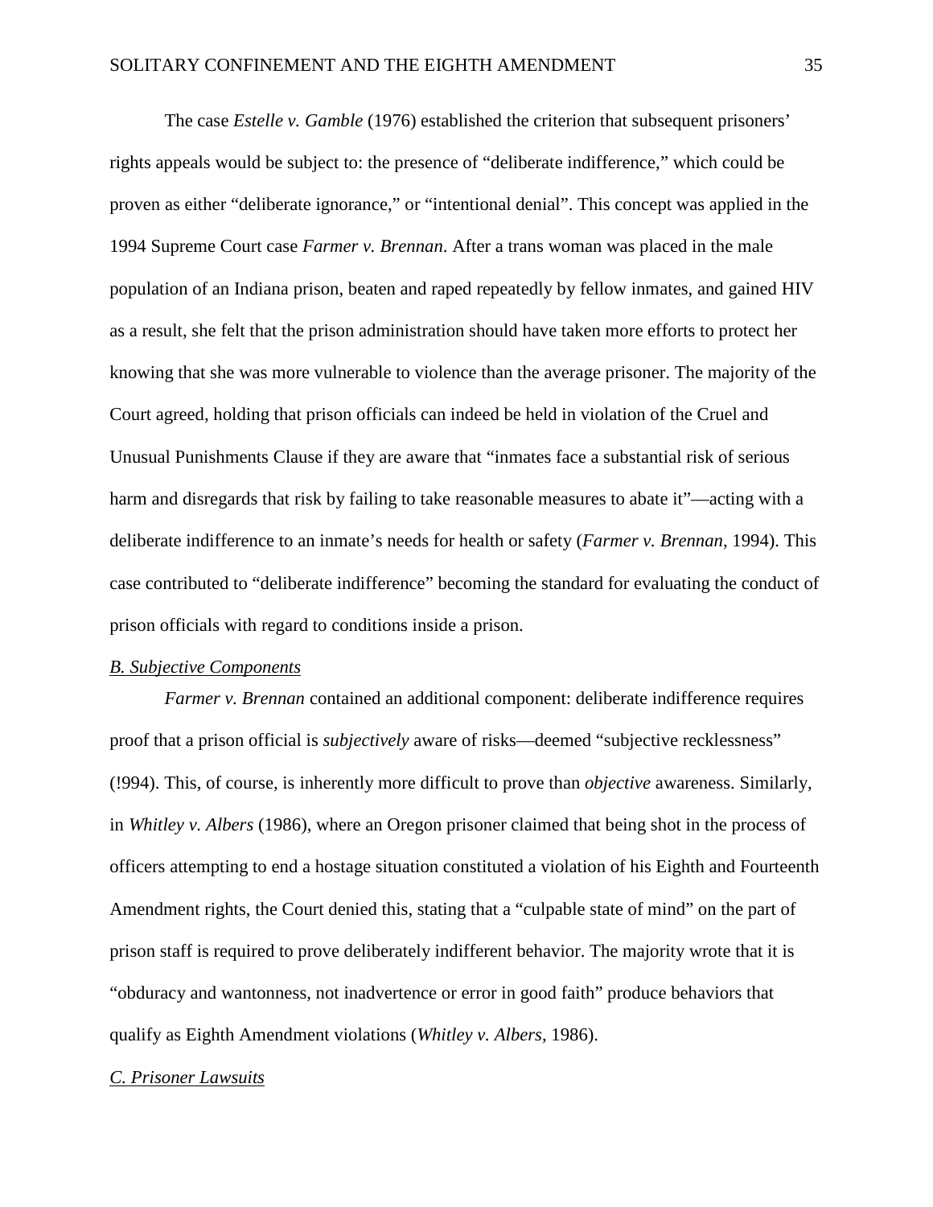The case *Estelle v. Gamble* (1976) established the criterion that subsequent prisoners' rights appeals would be subject to: the presence of "deliberate indifference," which could be proven as either "deliberate ignorance," or "intentional denial". This concept was applied in the 1994 Supreme Court case *Farmer v. Brennan*. After a trans woman was placed in the male population of an Indiana prison, beaten and raped repeatedly by fellow inmates, and gained HIV as a result, she felt that the prison administration should have taken more efforts to protect her knowing that she was more vulnerable to violence than the average prisoner. The majority of the Court agreed, holding that prison officials can indeed be held in violation of the Cruel and Unusual Punishments Clause if they are aware that "inmates face a substantial risk of serious harm and disregards that risk by failing to take reasonable measures to abate it"—acting with a deliberate indifference to an inmate's needs for health or safety (*Farmer v. Brennan*, 1994). This case contributed to "deliberate indifference" becoming the standard for evaluating the conduct of prison officials with regard to conditions inside a prison.

### *B. Subjective Components*

*Farmer v. Brennan* contained an additional component: deliberate indifference requires proof that a prison official is *subjectively* aware of risks—deemed "subjective recklessness" (!994). This, of course, is inherently more difficult to prove than *objective* awareness. Similarly, in *Whitley v. Albers* (1986), where an Oregon prisoner claimed that being shot in the process of officers attempting to end a hostage situation constituted a violation of his Eighth and Fourteenth Amendment rights, the Court denied this, stating that a "culpable state of mind" on the part of prison staff is required to prove deliberately indifferent behavior. The majority wrote that it is "obduracy and wantonness, not inadvertence or error in good faith" produce behaviors that qualify as Eighth Amendment violations (*Whitley v. Albers*, 1986).

### *C. Prisoner Lawsuits*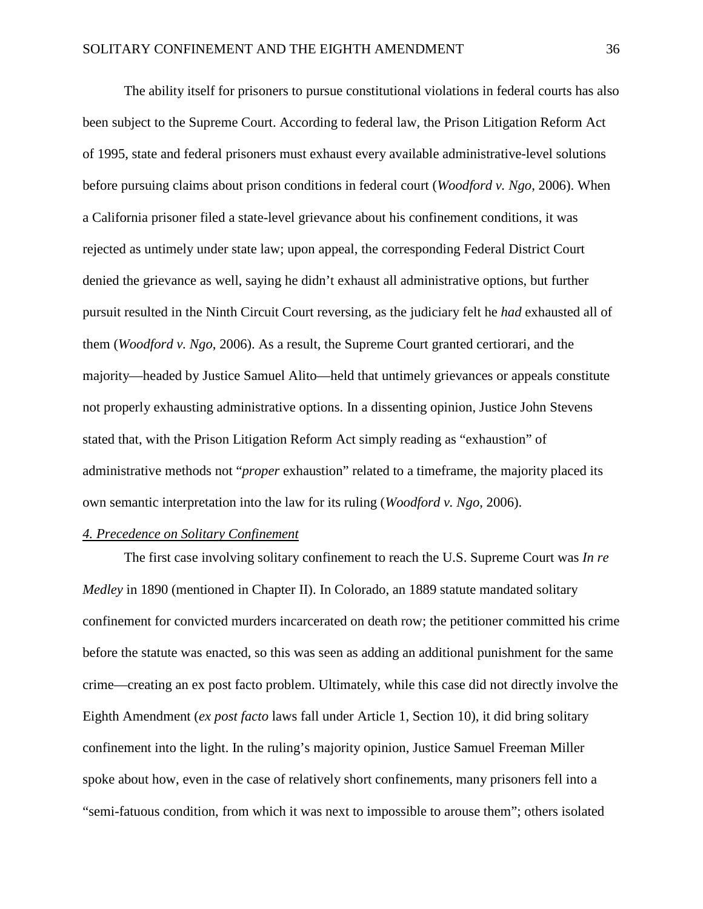The ability itself for prisoners to pursue constitutional violations in federal courts has also been subject to the Supreme Court. According to federal law, the Prison Litigation Reform Act of 1995, state and federal prisoners must exhaust every available administrative-level solutions before pursuing claims about prison conditions in federal court (*Woodford v. Ngo*, 2006). When a California prisoner filed a state-level grievance about his confinement conditions, it was rejected as untimely under state law; upon appeal, the corresponding Federal District Court denied the grievance as well, saying he didn't exhaust all administrative options, but further pursuit resulted in the Ninth Circuit Court reversing, as the judiciary felt he *had* exhausted all of them (*Woodford v. Ngo*, 2006). As a result, the Supreme Court granted certiorari, and the majority—headed by Justice Samuel Alito—held that untimely grievances or appeals constitute not properly exhausting administrative options. In a dissenting opinion, Justice John Stevens stated that, with the Prison Litigation Reform Act simply reading as "exhaustion" of administrative methods not "*proper* exhaustion" related to a timeframe, the majority placed its own semantic interpretation into the law for its ruling (*Woodford v. Ngo*, 2006).

*4. Precedence on Solitary Confinement*

The first case involving solitary confinement to reach the U.S. Supreme Court was *In re Medley* in 1890 (mentioned in Chapter II). In Colorado, an 1889 statute mandated solitary confinement for convicted murders incarcerated on death row; the petitioner committed his crime before the statute was enacted, so this was seen as adding an additional punishment for the same crime—creating an ex post facto problem. Ultimately, while this case did not directly involve the Eighth Amendment (*ex post facto* laws fall under Article 1, Section 10), it did bring solitary confinement into the light. In the ruling's majority opinion, Justice Samuel Freeman Miller spoke about how, even in the case of relatively short confinements, many prisoners fell into a "semi-fatuous condition, from which it was next to impossible to arouse them"; others isolated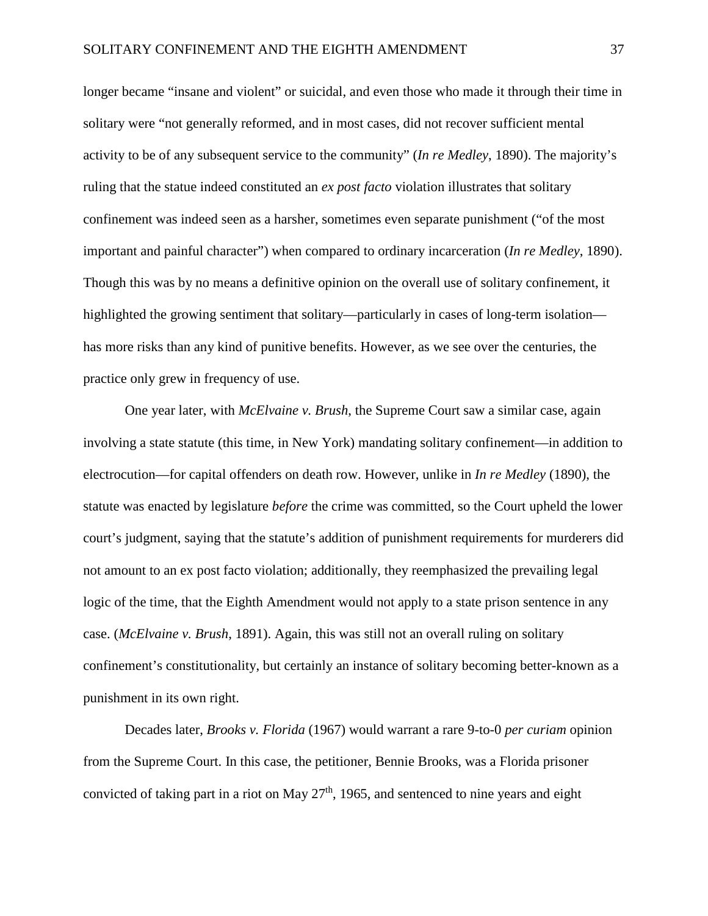longer became "insane and violent" or suicidal, and even those who made it through their time in solitary were "not generally reformed, and in most cases, did not recover sufficient mental activity to be of any subsequent service to the community" (*In re Medley*, 1890). The majority's ruling that the statue indeed constituted an *ex post facto* violation illustrates that solitary confinement was indeed seen as a harsher, sometimes even separate punishment ("of the most important and painful character") when compared to ordinary incarceration (*In re Medley*, 1890). Though this was by no means a definitive opinion on the overall use of solitary confinement, it highlighted the growing sentiment that solitary—particularly in cases of long-term isolation—has more risks than any kind of punitive benefits. However, as we see over the centuries, the practice only grew in frequency of use.

One year later, with *McElvaine v. Brush*, the Supreme Court saw a similar case, again involving a state statute (this time, in New York) mandating solitary confinement—in addition to electrocution—for capital offenders on death row. However, unlike in *In re Medley* (1890), the statute was enacted by legislature *before* the crime was committed, so the Court upheld the lower court's judgment, saying that the statute's addition of punishment requirements for murderers did not amount to an ex post facto violation; additionally, they reemphasized the prevailing legal logic of the time, that the Eighth Amendment would not apply to a state prison sentence in any case. (*McElvaine v. Brush*, 1891). Again, this was still not an overall ruling on solitary confinement's constitutionality, but certainly an instance of solitary becoming better-known as a punishment in its own right.

Decades later, *Brooks v. Florida* (1967) would warrant a rare 9-to-0 *per curiam* opinion from the Supreme Court. In this case, the petitioner, Bennie Brooks, was a Florida prisoner convicted of taking part in a riot on May 27th, 1965, and sentenced to nine years and eight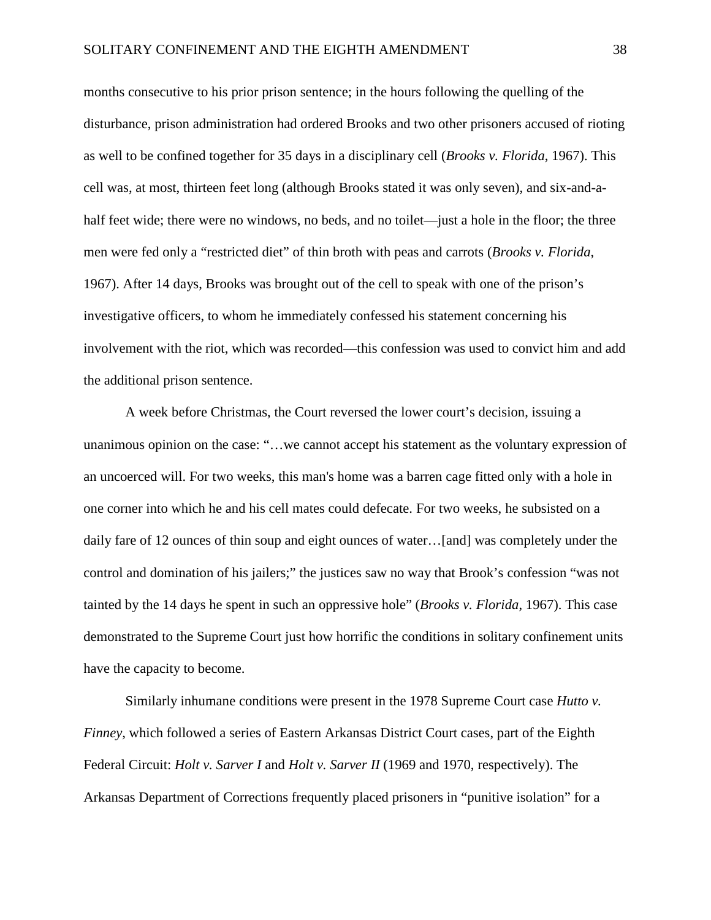months consecutive to his prior prison sentence; in the hours following the quelling of the disturbance, prison administration had ordered Brooks and two other prisoners accused of rioting as well to be confined together for 35 days in a disciplinary cell (*Brooks v. Florida*, 1967). This cell was, at most, thirteen feet long (although Brooks stated it was only seven), and six-and-a-half feet wide; there were no windows, no beds, and no toilet—just a hole in the floor; the three men were fed only a "restricted diet" of thin broth with peas and carrots (*Brooks v. Florida*, 1967). After 14 days, Brooks was brought out of the cell to speak with one of the prison's investigative officers, to whom he immediately confessed his statement concerning his involvement with the riot, which was recorded—this confession was used to convict him and add the additional prison sentence.

A week before Christmas, the Court reversed the lower court's decision, issuing a unanimous opinion on the case: "…we cannot accept his statement as the voluntary expression of an uncoerced will. For two weeks, this man's home was a barren cage fitted only with a hole in one corner into which he and his cell mates could defecate. For two weeks, he subsisted on a daily fare of 12 ounces of thin soup and eight ounces of water…[and] was completely under the control and domination of his jailers;" the justices saw no way that Brook's confession "was not tainted by the 14 days he spent in such an oppressive hole" (*Brooks v. Florida*, 1967). This case demonstrated to the Supreme Court just how horrific the conditions in solitary confinement units have the capacity to become.

Similarly inhumane conditions were present in the 1978 Supreme Court case *Hutto v. Finney*, which followed a series of Eastern Arkansas District Court cases, part of the Eighth Federal Circuit: *Holt v. Sarver I* and *Holt v. Sarver II* (1969 and 1970, respectively). The Arkansas Department of Corrections frequently placed prisoners in "punitive isolation" for a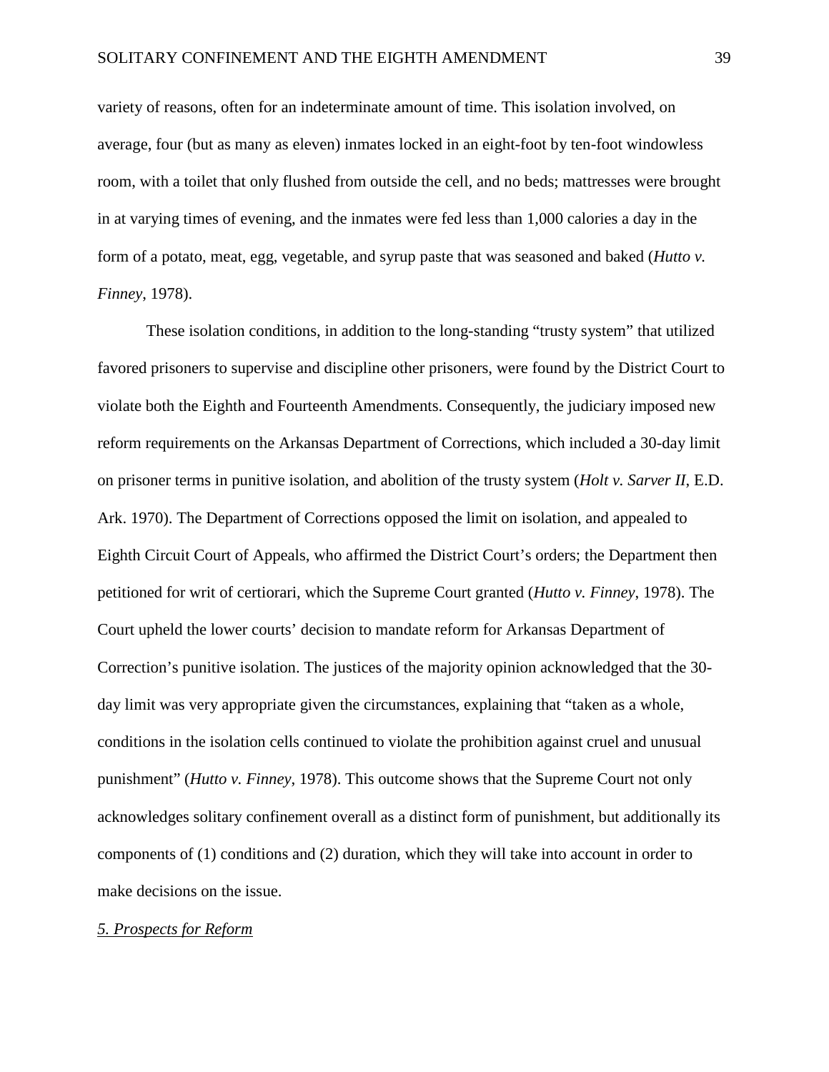variety of reasons, often for an indeterminate amount of time. This isolation involved, on average, four (but as many as eleven) inmates locked in an eight-foot by ten-foot windowless room, with a toilet that only flushed from outside the cell, and no beds; mattresses were brought in at varying times of evening, and the inmates were fed less than 1,000 calories a day in the form of a potato, meat, egg, vegetable, and syrup paste that was seasoned and baked (*Hutto v. Finney*, 1978).

These isolation conditions, in addition to the long-standing "trusty system" that utilized favored prisoners to supervise and discipline other prisoners, were found by the District Court to violate both the Eighth and Fourteenth Amendments. Consequently, the judiciary imposed new reform requirements on the Arkansas Department of Corrections, which included a 30-day limit on prisoner terms in punitive isolation, and abolition of the trusty system (*Holt v. Sarver II*, E.D. Ark. 1970). The Department of Corrections opposed the limit on isolation, and appealed to Eighth Circuit Court of Appeals, who affirmed the District Court's orders; the Department then petitioned for writ of certiorari, which the Supreme Court granted (*Hutto v. Finney*, 1978). The Court upheld the lower courts' decision to mandate reform for Arkansas Department of Correction's punitive isolation. The justices of the majority opinion acknowledged that the 30-day limit was very appropriate given the circumstances, explaining that "taken as a whole, conditions in the isolation cells continued to violate the prohibition against cruel and unusual punishment" (*Hutto v. Finney*, 1978). This outcome shows that the Supreme Court not only acknowledges solitary confinement overall as a distinct form of punishment, but additionally its components of (1) conditions and (2) duration, which they will take into account in order to make decisions on the issue.

### *5. Prospects for Reform*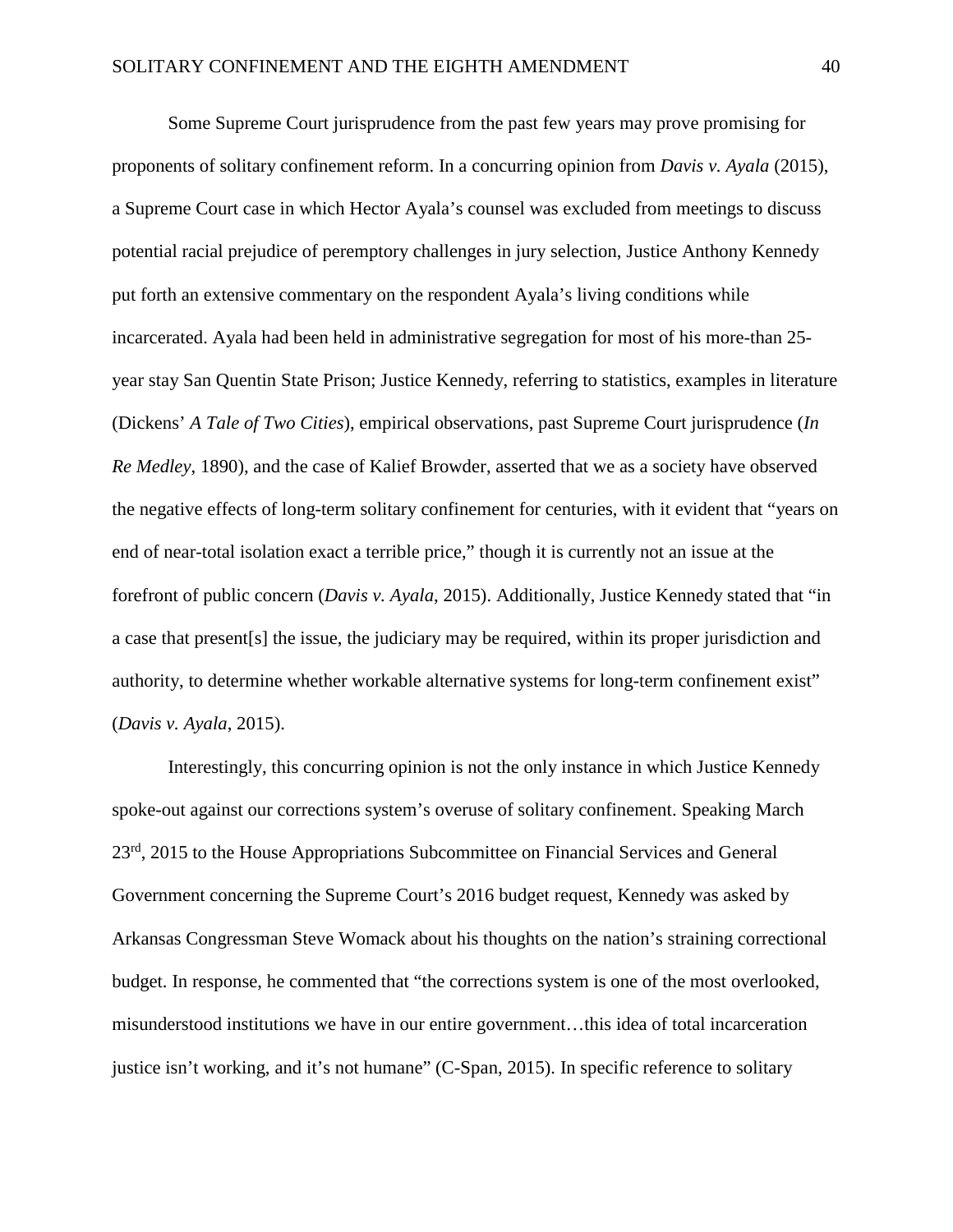Some Supreme Court jurisprudence from the past few years may prove promising for proponents of solitary confinement reform. In a concurring opinion from *Davis v. Ayala* (2015), a Supreme Court case in which Hector Ayala's counsel was excluded from meetings to discuss potential racial prejudice of peremptory challenges in jury selection, Justice Anthony Kennedy put forth an extensive commentary on the respondent Ayala's living conditions while incarcerated. Ayala had been held in administrative segregation for most of his more-than 25-year stay San Quentin State Prison; Justice Kennedy, referring to statistics, examples in literature (Dickens' *A Tale of Two Cities*), empirical observations, past Supreme Court jurisprudence (*In Re Medley*, 1890), and the case of Kalief Browder, asserted that we as a society have observed the negative effects of long-term solitary confinement for centuries, with it evident that "years on end of near-total isolation exact a terrible price," though it is currently not an issue at the forefront of public concern (*Davis v. Ayala*, 2015). Additionally, Justice Kennedy stated that "in a case that present[s] the issue, the judiciary may be required, within its proper jurisdiction and authority, to determine whether workable alternative systems for long-term confinement exist" (*Davis v. Ayala*, 2015).

Interestingly, this concurring opinion is not the only instance in which Justice Kennedy spoke-out against our corrections system's overuse of solitary confinement. Speaking March 23rd, 2015 to the House Appropriations Subcommittee on Financial Services and General Government concerning the Supreme Court's 2016 budget request, Kennedy was asked by Arkansas Congressman Steve Womack about his thoughts on the nation's straining correctional budget. In response, he commented that "the corrections system is one of the most overlooked, misunderstood institutions we have in our entire government…this idea of total incarceration justice isn't working, and it's not humane" (C-Span, 2015). In specific reference to solitary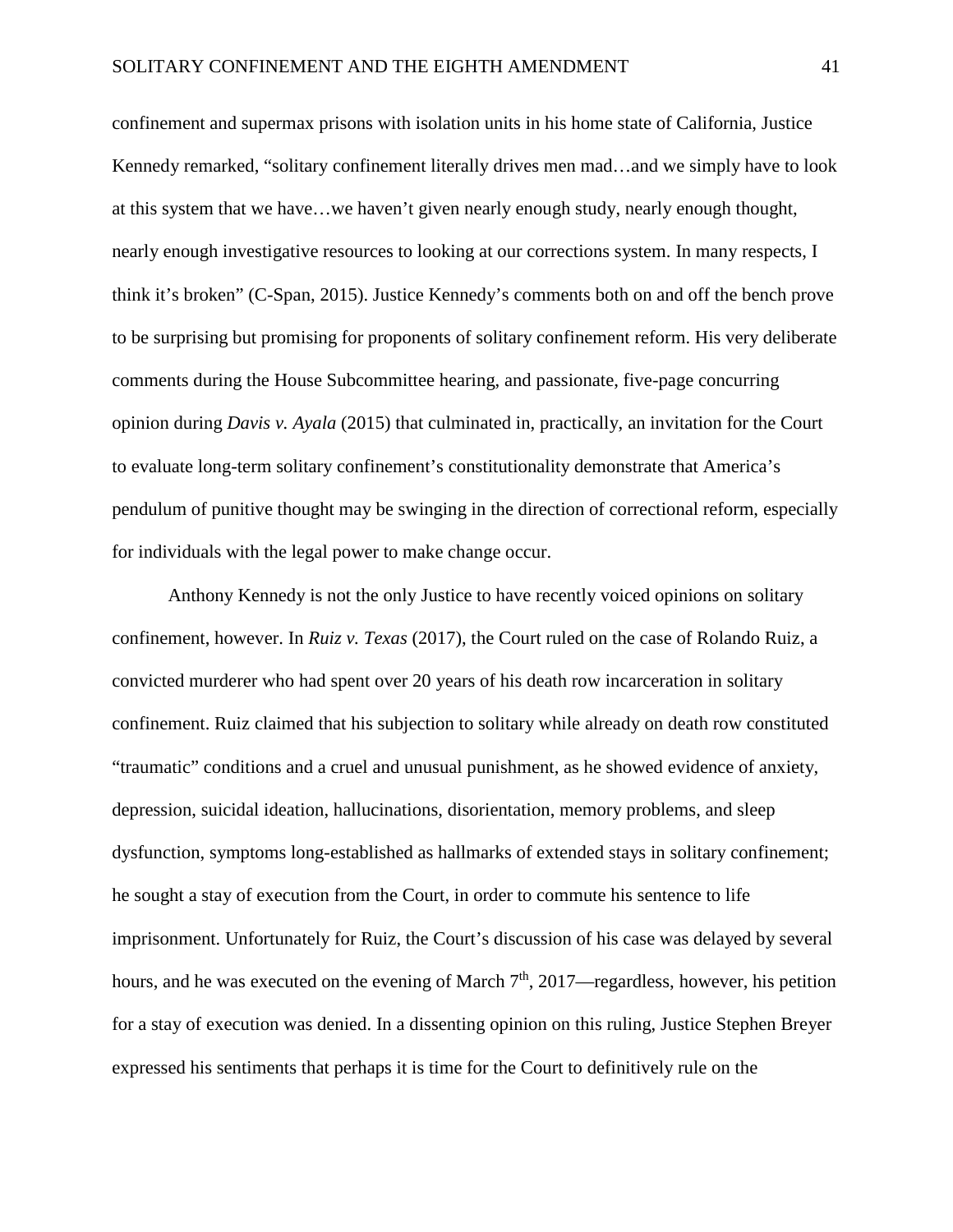confinement and supermax prisons with isolation units in his home state of California, Justice Kennedy remarked, "solitary confinement literally drives men mad…and we simply have to look at this system that we have…we haven't given nearly enough study, nearly enough thought, nearly enough investigative resources to looking at our corrections system. In many respects, I think it's broken" (C-Span, 2015). Justice Kennedy's comments both on and off the bench prove to be surprising but promising for proponents of solitary confinement reform. His very deliberate comments during the House Subcommittee hearing, and passionate, five-page concurring opinion during *Davis v. Ayala* (2015) that culminated in, practically, an invitation for the Court to evaluate long-term solitary confinement's constitutionality demonstrate that America's pendulum of punitive thought may be swinging in the direction of correctional reform, especially for individuals with the legal power to make change occur.

Anthony Kennedy is not the only Justice to have recently voiced opinions on solitary confinement, however. In *Ruiz v. Texas* (2017), the Court ruled on the case of Rolando Ruiz, a convicted murderer who had spent over 20 years of his death row incarceration in solitary confinement. Ruiz claimed that his subjection to solitary while already on death row constituted "traumatic" conditions and a cruel and unusual punishment, as he showed evidence of anxiety, depression, suicidal ideation, hallucinations, disorientation, memory problems, and sleep dysfunction, symptoms long-established as hallmarks of extended stays in solitary confinement; he sought a stay of execution from the Court, in order to commute his sentence to life imprisonment. Unfortunately for Ruiz, the Court's discussion of his case was delayed by several hours, and he was executed on the evening of March 7th, 2017—regardless, however, his petition for a stay of execution was denied. In a dissenting opinion on this ruling, Justice Stephen Breyer expressed his sentiments that perhaps it is time for the Court to definitively rule on the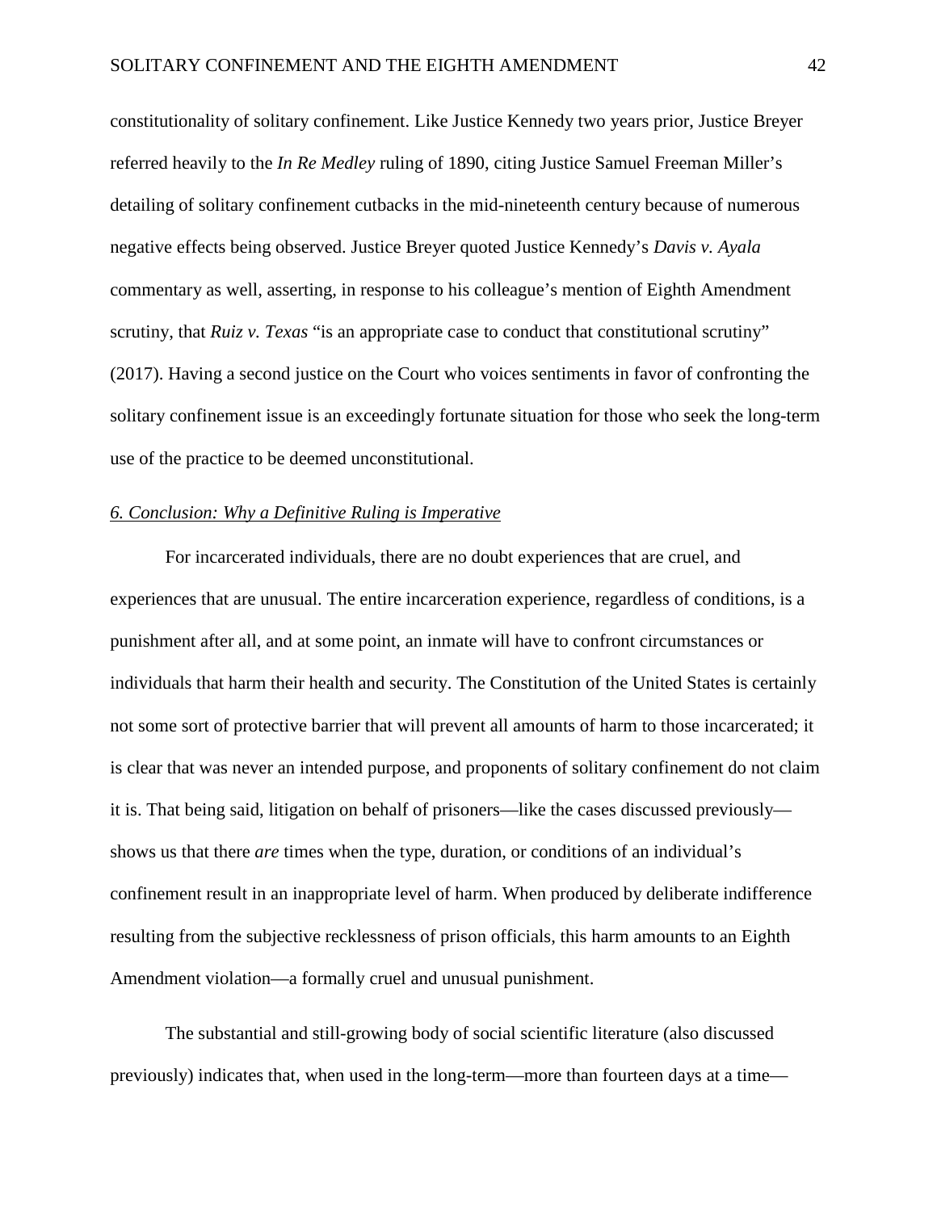constitutionality of solitary confinement. Like Justice Kennedy two years prior, Justice Breyer referred heavily to the *In Re Medley* ruling of 1890, citing Justice Samuel Freeman Miller's detailing of solitary confinement cutbacks in the mid-nineteenth century because of numerous negative effects being observed. Justice Breyer quoted Justice Kennedy's *Davis v. Ayala* commentary as well, asserting, in response to his colleague's mention of Eighth Amendment scrutiny, that *Ruiz v. Texas* "is an appropriate case to conduct that constitutional scrutiny" (2017). Having a second justice on the Court who voices sentiments in favor of confronting the solitary confinement issue is an exceedingly fortunate situation for those who seek the long-term use of the practice to be deemed unconstitutional.

## *6. Conclusion: Why a Definitive Ruling is Imperative*

For incarcerated individuals, there are no doubt experiences that are cruel, and experiences that are unusual. The entire incarceration experience, regardless of conditions, is a punishment after all, and at some point, an inmate will have to confront circumstances or individuals that harm their health and security. The Constitution of the United States is certainly not some sort of protective barrier that will prevent all amounts of harm to those incarcerated; it is clear that was never an intended purpose, and proponents of solitary confinement do not claim it is. That being said, litigation on behalf of prisoners—like the cases discussed previously—shows us that there *are* times when the type, duration, or conditions of an individual's confinement result in an inappropriate level of harm. When produced by deliberate indifference resulting from the subjective recklessness of prison officials, this harm amounts to an Eighth Amendment violation—a formally cruel and unusual punishment.

The substantial and still-growing body of social scientific literature (also discussed previously) indicates that, when used in the long-term—more than fourteen days at a time—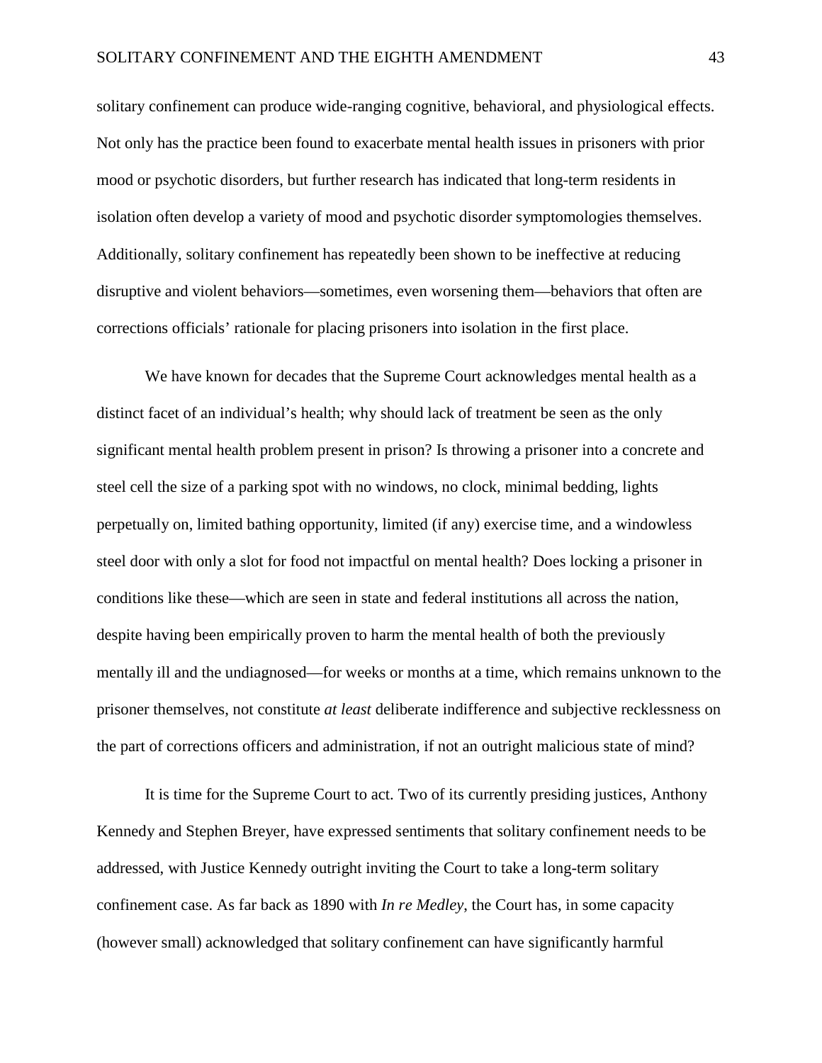solitary confinement can produce wide-ranging cognitive, behavioral, and physiological effects. Not only has the practice been found to exacerbate mental health issues in prisoners with prior mood or psychotic disorders, but further research has indicated that long-term residents in isolation often develop a variety of mood and psychotic disorder symptomologies themselves. Additionally, solitary confinement has repeatedly been shown to be ineffective at reducing disruptive and violent behaviors—sometimes, even worsening them—behaviors that often are corrections officials' rationale for placing prisoners into isolation in the first place.

We have known for decades that the Supreme Court acknowledges mental health as a distinct facet of an individual's health; why should lack of treatment be seen as the only significant mental health problem present in prison? Is throwing a prisoner into a concrete and steel cell the size of a parking spot with no windows, no clock, minimal bedding, lights perpetually on, limited bathing opportunity, limited (if any) exercise time, and a windowless steel door with only a slot for food not impactful on mental health? Does locking a prisoner in conditions like these—which are seen in state and federal institutions all across the nation, despite having been empirically proven to harm the mental health of both the previously mentally ill and the undiagnosed—for weeks or months at a time, which remains unknown to the prisoner themselves, not constitute *at least* deliberate indifference and subjective recklessness on the part of corrections officers and administration, if not an outright malicious state of mind?

It is time for the Supreme Court to act. Two of its currently presiding justices, Anthony Kennedy and Stephen Breyer, have expressed sentiments that solitary confinement needs to be addressed, with Justice Kennedy outright inviting the Court to take a long-term solitary confinement case. As far back as 1890 with *In re Medley*, the Court has, in some capacity (however small) acknowledged that solitary confinement can have significantly harmful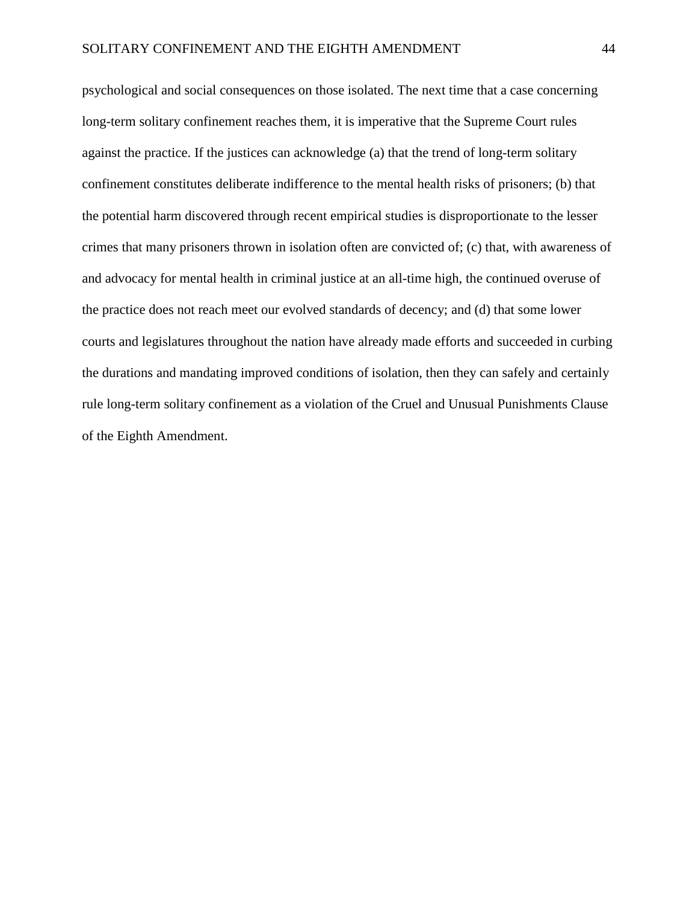psychological and social consequences on those isolated. The next time that a case concerning long-term solitary confinement reaches them, it is imperative that the Supreme Court rules against the practice. If the justices can acknowledge (a) that the trend of long-term solitary confinement constitutes deliberate indifference to the mental health risks of prisoners; (b) that the potential harm discovered through recent empirical studies is disproportionate to the lesser crimes that many prisoners thrown in isolation often are convicted of; (c) that, with awareness of and advocacy for mental health in criminal justice at an all-time high, the continued overuse of the practice does not reach meet our evolved standards of decency; and (d) that some lower courts and legislatures throughout the nation have already made efforts and succeeded in curbing the durations and mandating improved conditions of isolation, then they can safely and certainly rule long-term solitary confinement as a violation of the Cruel and Unusual Punishments Clause of the Eighth Amendment.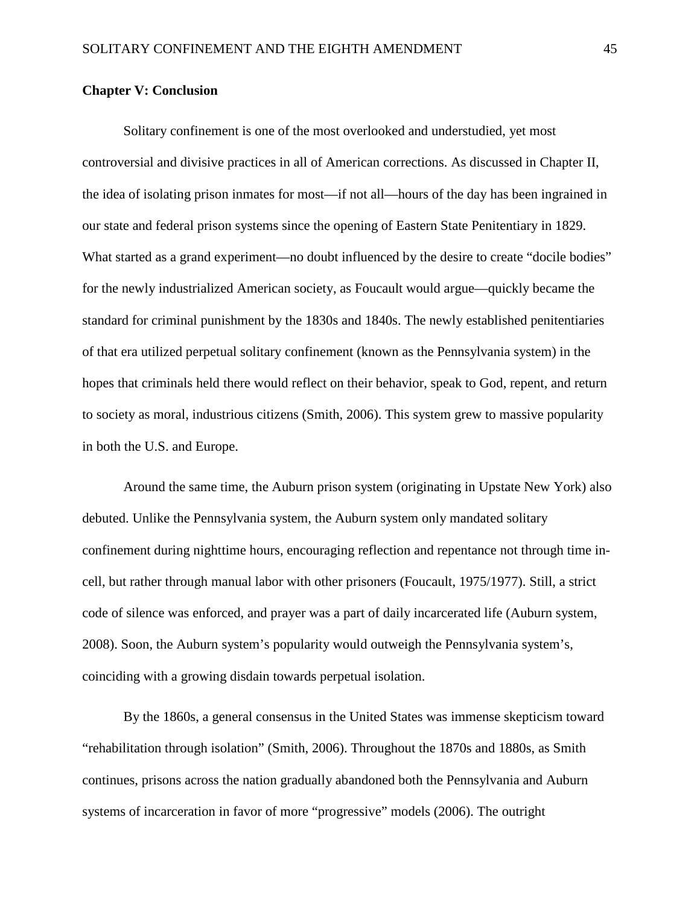## Chapter V: Conclusion

Solitary confinement is one of the most overlooked and understudied, yet most controversial and divisive practices in all of American corrections. As discussed in Chapter II, the idea of isolating prison inmates for most—if not all—hours of the day has been ingrained in our state and federal prison systems since the opening of Eastern State Penitentiary in 1829. What started as a grand experiment—no doubt influenced by the desire to create "docile bodies" for the newly industrialized American society, as Foucault would argue—quickly became the standard for criminal punishment by the 1830s and 1840s. The newly established penitentiaries of that era utilized perpetual solitary confinement (known as the Pennsylvania system) in the hopes that criminals held there would reflect on their behavior, speak to God, repent, and return to society as moral, industrious citizens (Smith, 2006). This system grew to massive popularity in both the U.S. and Europe.

Around the same time, the Auburn prison system (originating in Upstate New York) also debuted. Unlike the Pennsylvania system, the Auburn system only mandated solitary confinement during nighttime hours, encouraging reflection and repentance not through time in-cell, but rather through manual labor with other prisoners (Foucault, 1975/1977). Still, a strict code of silence was enforced, and prayer was a part of daily incarcerated life (Auburn system, 2008). Soon, the Auburn system's popularity would outweigh the Pennsylvania system's, coinciding with a growing disdain towards perpetual isolation.

By the 1860s, a general consensus in the United States was immense skepticism toward "rehabilitation through isolation" (Smith, 2006). Throughout the 1870s and 1880s, as Smith continues, prisons across the nation gradually abandoned both the Pennsylvania and Auburn systems of incarceration in favor of more "progressive" models (2006). The outright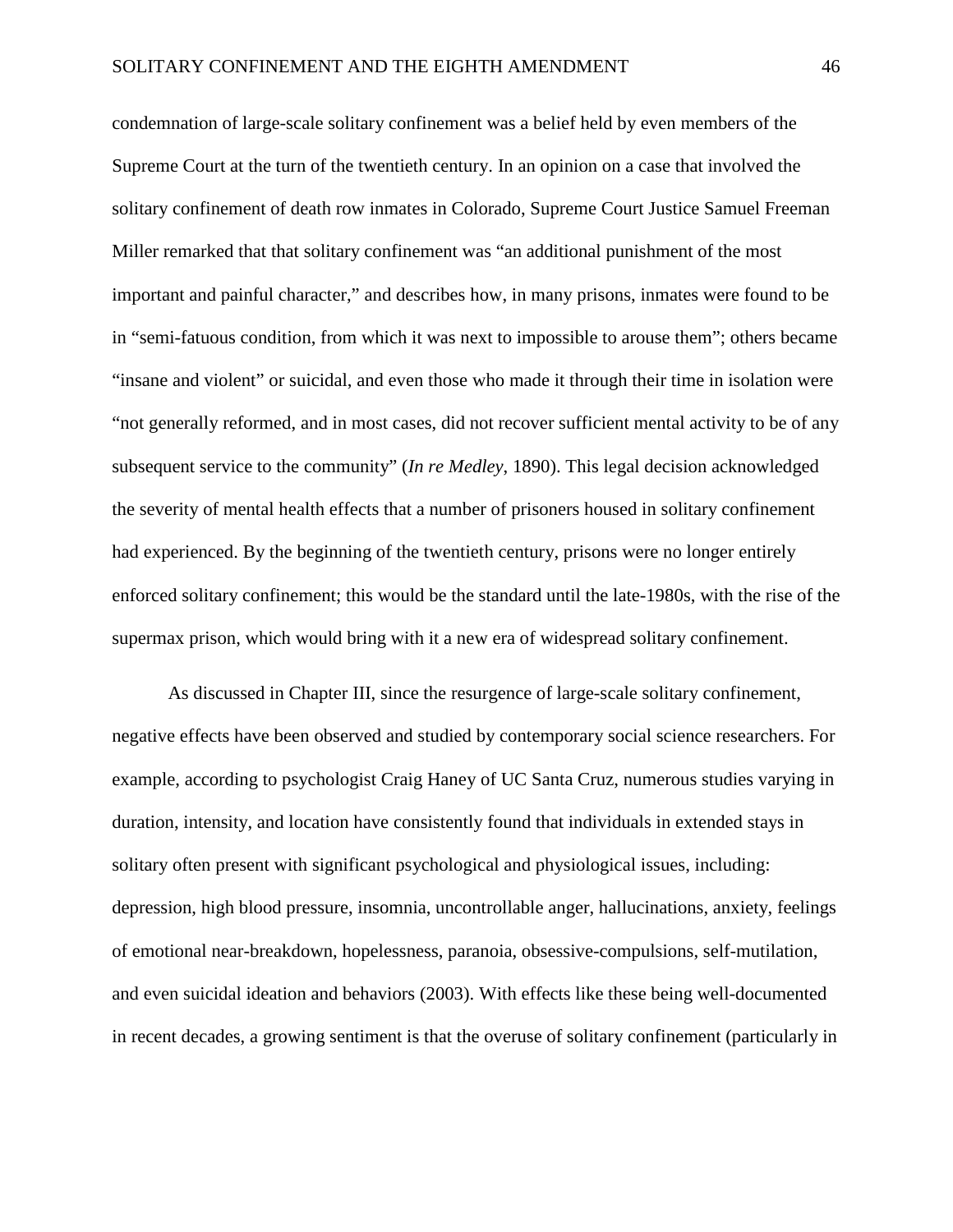condemnation of large-scale solitary confinement was a belief held by even members of the Supreme Court at the turn of the twentieth century. In an opinion on a case that involved the solitary confinement of death row inmates in Colorado, Supreme Court Justice Samuel Freeman Miller remarked that that solitary confinement was "an additional punishment of the most important and painful character," and describes how, in many prisons, inmates were found to be in "semi-fatuous condition, from which it was next to impossible to arouse them"; others became "insane and violent" or suicidal, and even those who made it through their time in isolation were "not generally reformed, and in most cases, did not recover sufficient mental activity to be of any subsequent service to the community" (*In re Medley*, 1890). This legal decision acknowledged the severity of mental health effects that a number of prisoners housed in solitary confinement had experienced. By the beginning of the twentieth century, prisons were no longer entirely enforced solitary confinement; this would be the standard until the late-1980s, with the rise of the supermax prison, which would bring with it a new era of widespread solitary confinement.

As discussed in Chapter III, since the resurgence of large-scale solitary confinement, negative effects have been observed and studied by contemporary social science researchers. For example, according to psychologist Craig Haney of UC Santa Cruz, numerous studies varying in duration, intensity, and location have consistently found that individuals in extended stays in solitary often present with significant psychological and physiological issues, including: depression, high blood pressure, insomnia, uncontrollable anger, hallucinations, anxiety, feelings of emotional near-breakdown, hopelessness, paranoia, obsessive-compulsions, self-mutilation, and even suicidal ideation and behaviors (2003). With effects like these being well-documented in recent decades, a growing sentiment is that the overuse of solitary confinement (particularly in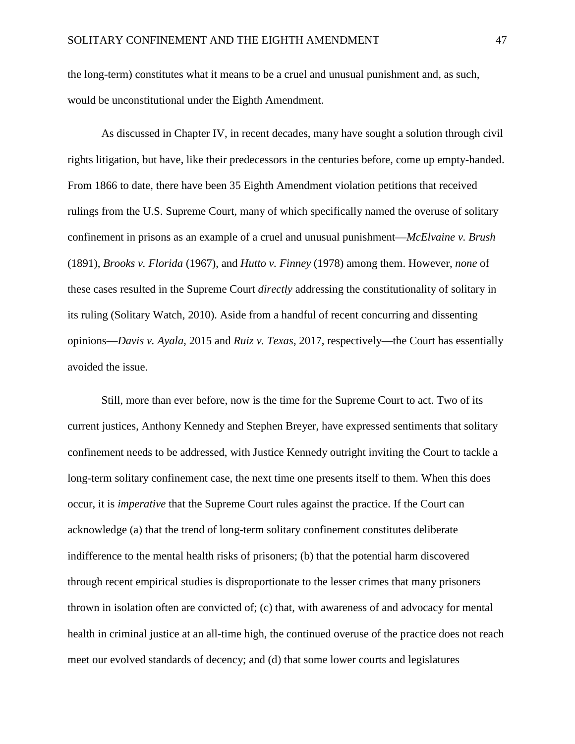the long-term) constitutes what it means to be a cruel and unusual punishment and, as such, would be unconstitutional under the Eighth Amendment.

As discussed in Chapter IV, in recent decades, many have sought a solution through civil rights litigation, but have, like their predecessors in the centuries before, come up empty-handed. From 1866 to date, there have been 35 Eighth Amendment violation petitions that received rulings from the U.S. Supreme Court, many of which specifically named the overuse of solitary confinement in prisons as an example of a cruel and unusual punishment—*McElvaine v. Brush* (1891), *Brooks v. Florida* (1967), and *Hutto v. Finney* (1978) among them. However, *none* of these cases resulted in the Supreme Court *directly* addressing the constitutionality of solitary in its ruling (Solitary Watch, 2010). Aside from a handful of recent concurring and dissenting opinions—*Davis v. Ayala*, 2015 and *Ruiz v. Texas*, 2017, respectively—the Court has essentially avoided the issue.

Still, more than ever before, now is the time for the Supreme Court to act. Two of its current justices, Anthony Kennedy and Stephen Breyer, have expressed sentiments that solitary confinement needs to be addressed, with Justice Kennedy outright inviting the Court to tackle a long-term solitary confinement case, the next time one presents itself to them. When this does occur, it is *imperative* that the Supreme Court rules against the practice. If the Court can acknowledge (a) that the trend of long-term solitary confinement constitutes deliberate indifference to the mental health risks of prisoners; (b) that the potential harm discovered through recent empirical studies is disproportionate to the lesser crimes that many prisoners thrown in isolation often are convicted of; (c) that, with awareness of and advocacy for mental health in criminal justice at an all-time high, the continued overuse of the practice does not reach meet our evolved standards of decency; and (d) that some lower courts and legislatures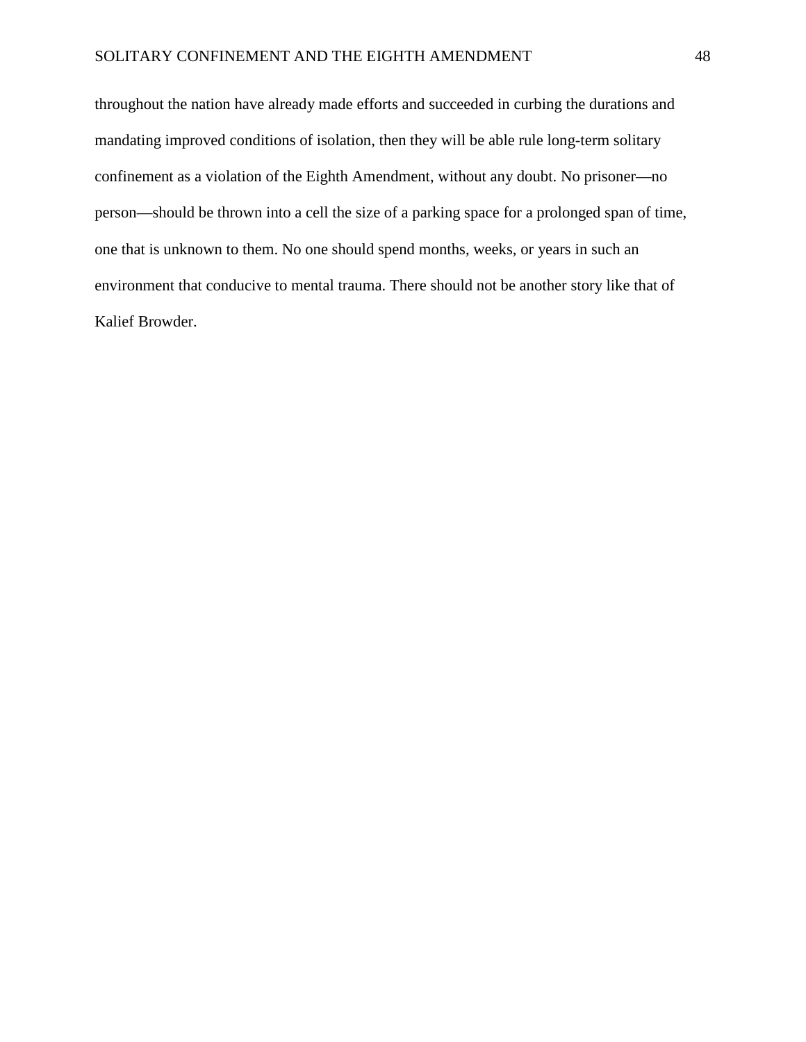throughout the nation have already made efforts and succeeded in curbing the durations and mandating improved conditions of isolation, then they will be able rule long-term solitary confinement as a violation of the Eighth Amendment, without any doubt. No prisoner—no person—should be thrown into a cell the size of a parking space for a prolonged span of time, one that is unknown to them. No one should spend months, weeks, or years in such an environment that conducive to mental trauma. There should not be another story like that of Kalief Browder.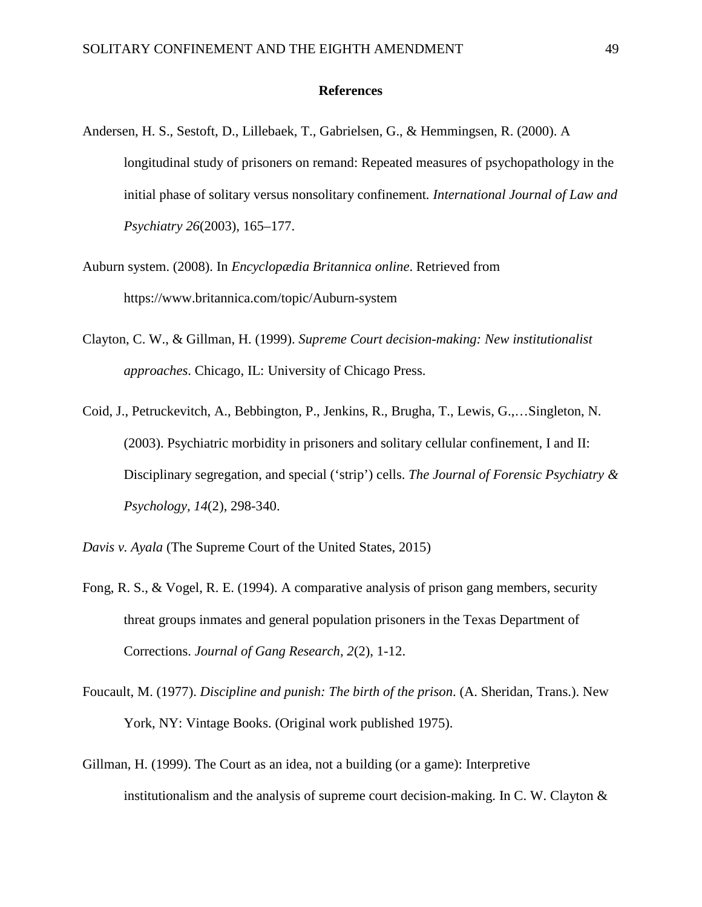**References**

Andersen, H. S., Sestoft, D., Lillebaek, T., Gabrielsen, G., & Hemmingsen, R. (2000). A longitudinal study of prisoners on remand: Repeated measures of psychopathology in the initial phase of solitary versus nonsolitary confinement. *International Journal of Law and Psychiatry 26*(2003), 165–177.

Auburn system. (2008). In *Encyclopædia Britannica online*. Retrieved from https://www.britannica.com/topic/Auburn-system

Clayton, C. W., & Gillman, H. (1999). *Supreme Court decision-making: New institutionalist approaches*. Chicago, IL: University of Chicago Press.

Coid, J., Petruckevitch, A., Bebbington, P., Jenkins, R., Brugha, T., Lewis, G.,…Singleton, N. (2003). Psychiatric morbidity in prisoners and solitary cellular confinement, I and II: Disciplinary segregation, and special ('strip') cells. *The Journal of Forensic Psychiatry & Psychology, 14*(2), 298-340.

*Davis v. Ayala* (The Supreme Court of the United States, 2015)

Fong, R. S., & Vogel, R. E. (1994). A comparative analysis of prison gang members, security threat groups inmates and general population prisoners in the Texas Department of Corrections. *Journal of Gang Research, 2*(2), 1-12.

Foucault, M. (1977). *Discipline and punish: The birth of the prison*. (A. Sheridan, Trans.). New York, NY: Vintage Books. (Original work published 1975).

Gillman, H. (1999). The Court as an idea, not a building (or a game): Interpretive institutionalism and the analysis of supreme court decision-making. In C. W. Clayton &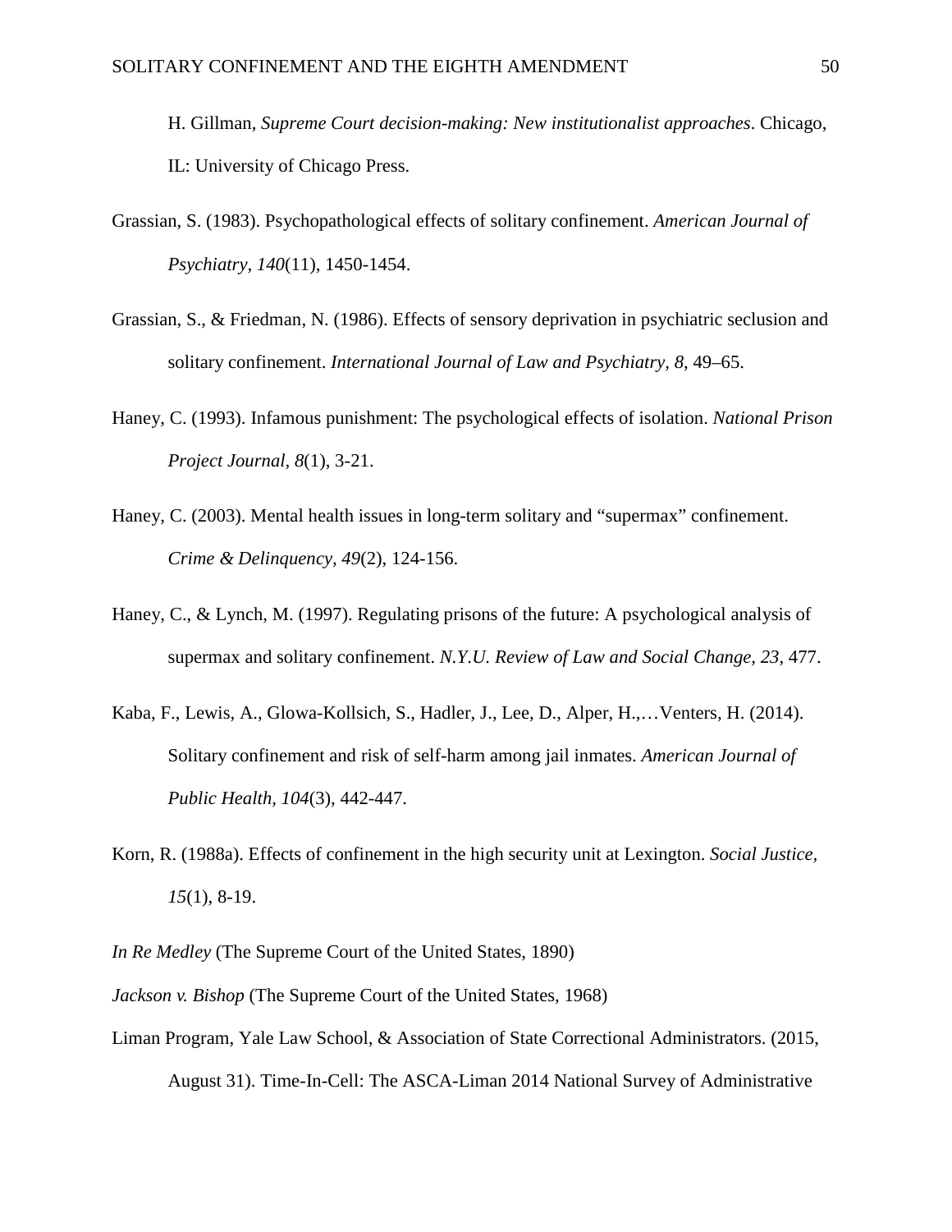H. Gillman, *Supreme Court decision-making: New institutionalist approaches*. Chicago, IL: University of Chicago Press.

Grassian, S. (1983). Psychopathological effects of solitary confinement. *American Journal of Psychiatry, 140*(11), 1450-1454.

Grassian, S., & Friedman, N. (1986). Effects of sensory deprivation in psychiatric seclusion and solitary confinement. *International Journal of Law and Psychiatry, 8*, 49–65.

Haney, C. (1993). Infamous punishment: The psychological effects of isolation. *National Prison Project Journal, 8*(1), 3-21.

Haney, C. (2003). Mental health issues in long-term solitary and "supermax" confinement. *Crime & Delinquency, 49*(2), 124-156.

Haney, C., & Lynch, M. (1997). Regulating prisons of the future: A psychological analysis of supermax and solitary confinement. *N.Y.U. Review of Law and Social Change, 23*, 477.

Kaba, F., Lewis, A., Glowa-Kollsich, S., Hadler, J., Lee, D., Alper, H.,…Venters, H. (2014). Solitary confinement and risk of self-harm among jail inmates. *American Journal of Public Health*, *104*(3), 442-447.

Korn, R. (1988a). Effects of confinement in the high security unit at Lexington. *Social Justice, 15*(1), 8-19.

*In Re Medley* (The Supreme Court of the United States, 1890)

*Jackson v. Bishop* (The Supreme Court of the United States, 1968)

Liman Program, Yale Law School, & Association of State Correctional Administrators. (2015, August 31). Time-In-Cell: The ASCA-Liman 2014 National Survey of Administrative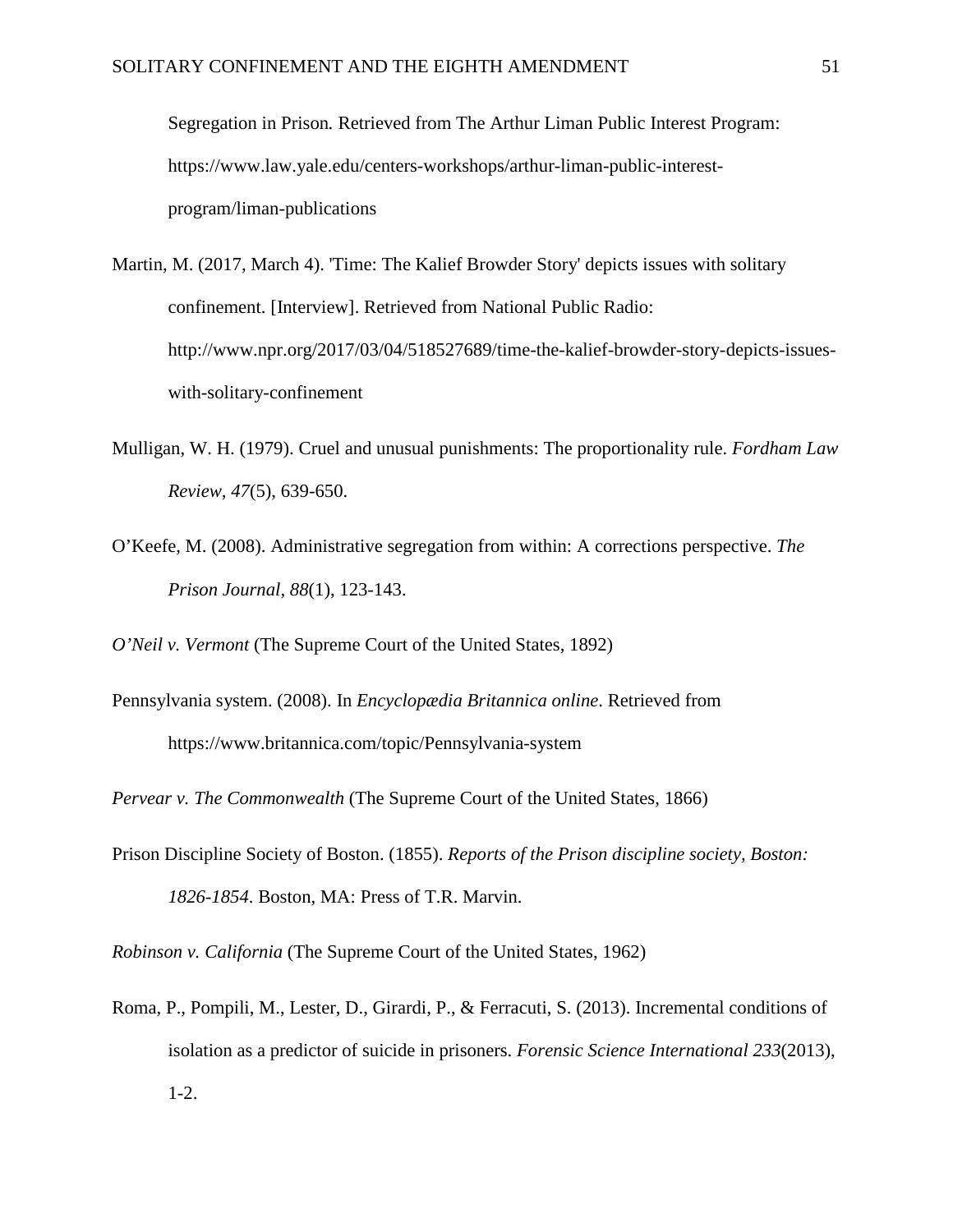Segregation in Prison. Retrieved from The Arthur Liman Public Interest Program: https://www.law.yale.edu/centers-workshops/arthur-liman-public-interest-program/liman-publications

Martin, M. (2017, March 4). 'Time: The Kalief Browder Story' depicts issues with solitary confinement. [Interview]. Retrieved from National Public Radio: http://www.npr.org/2017/03/04/518527689/time-the-kalief-browder-story-depicts-issues-with-solitary-confinement

Mulligan, W. H. (1979). Cruel and unusual punishments: The proportionality rule. *Fordham Law Review, 47*(5), 639-650.

O'Keefe, M. (2008). Administrative segregation from within: A corrections perspective. *The Prison Journal, 88*(1), 123-143.

*O'Neil v. Vermont* (The Supreme Court of the United States, 1892)

Pennsylvania system. (2008). In *Encyclopædia Britannica online*. Retrieved from https://www.britannica.com/topic/Pennsylvania-system

*Pervear v. The Commonwealth* (The Supreme Court of the United States, 1866)

Prison Discipline Society of Boston. (1855). *Reports of the Prison discipline society, Boston: 1826-1854*. Boston, MA: Press of T.R. Marvin.

*Robinson v. California* (The Supreme Court of the United States, 1962)

Roma, P., Pompili, M., Lester, D., Girardi, P., & Ferracuti, S. (2013). Incremental conditions of isolation as a predictor of suicide in prisoners. *Forensic Science International 233*(2013), 1-2.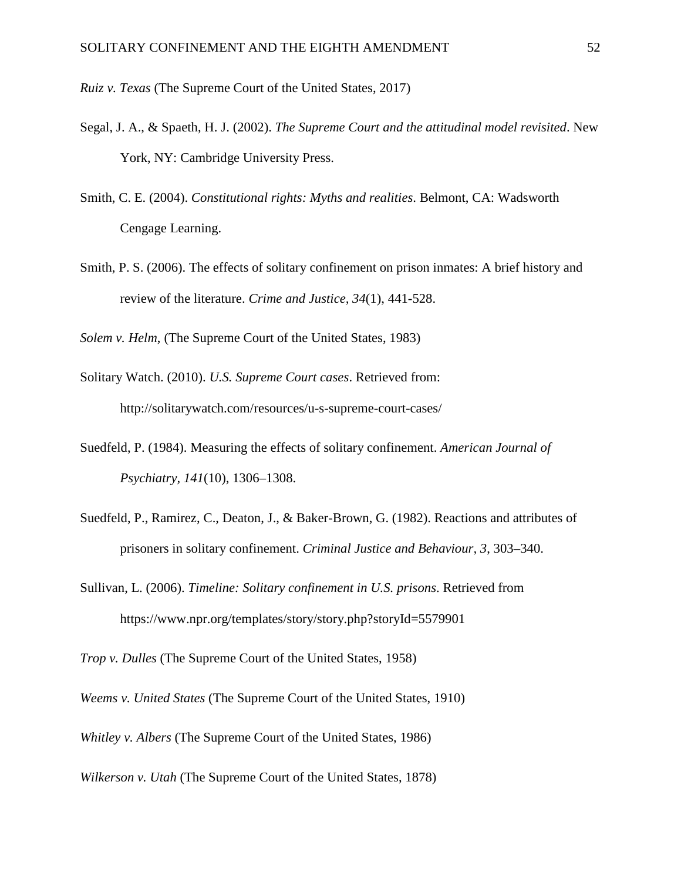*Ruiz v. Texas* (The Supreme Court of the United States, 2017)

Segal, J. A., & Spaeth, H. J. (2002). *The Supreme Court and the attitudinal model revisited*. New York, NY: Cambridge University Press.

Smith, C. E. (2004). *Constitutional rights: Myths and realities*. Belmont, CA: Wadsworth Cengage Learning.

Smith, P. S. (2006). The effects of solitary confinement on prison inmates: A brief history and review of the literature. *Crime and Justice, 34*(1), 441-528.

*Solem v. Helm*, (The Supreme Court of the United States, 1983)

Solitary Watch. (2010). *U.S. Supreme Court cases*. Retrieved from: http://solitarywatch.com/resources/u-s-supreme-court-cases/

Suedfeld, P. (1984). Measuring the effects of solitary confinement. *American Journal of Psychiatry, 141*(10), 1306–1308.

Suedfeld, P., Ramirez, C., Deaton, J., & Baker-Brown, G. (1982). Reactions and attributes of prisoners in solitary confinement. *Criminal Justice and Behaviour, 3*, 303–340.

Sullivan, L. (2006). *Timeline: Solitary confinement in U.S. prisons*. Retrieved from https://www.npr.org/templates/story/story.php?storyId=5579901

*Trop v. Dulles* (The Supreme Court of the United States, 1958)

*Weems v. United States* (The Supreme Court of the United States, 1910)

*Whitley v. Albers* (The Supreme Court of the United States, 1986)

*Wilkerson v. Utah* (The Supreme Court of the United States, 1878)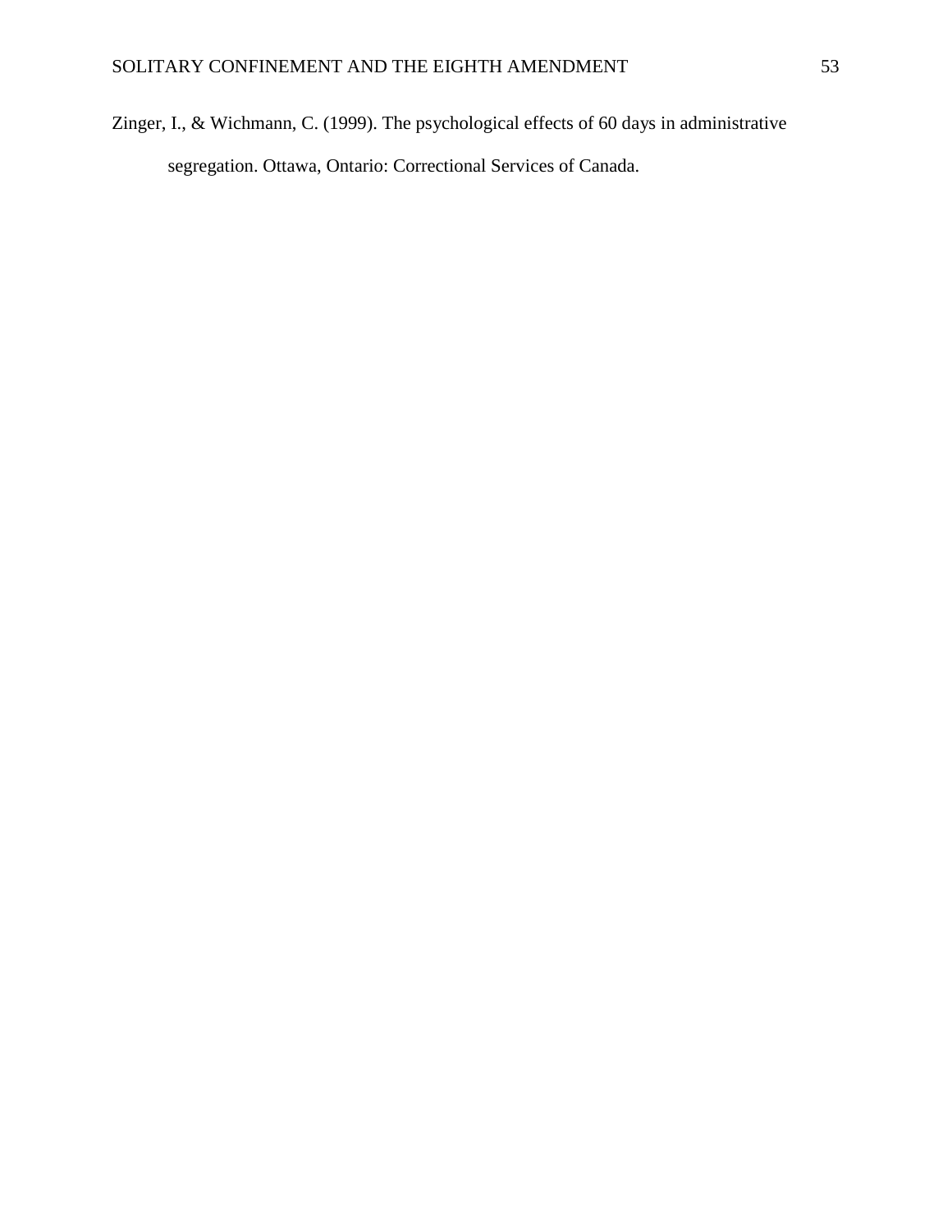Zinger, I., & Wichmann, C. (1999). The psychological effects of 60 days in administrative segregation. Ottawa, Ontario: Correctional Services of Canada.